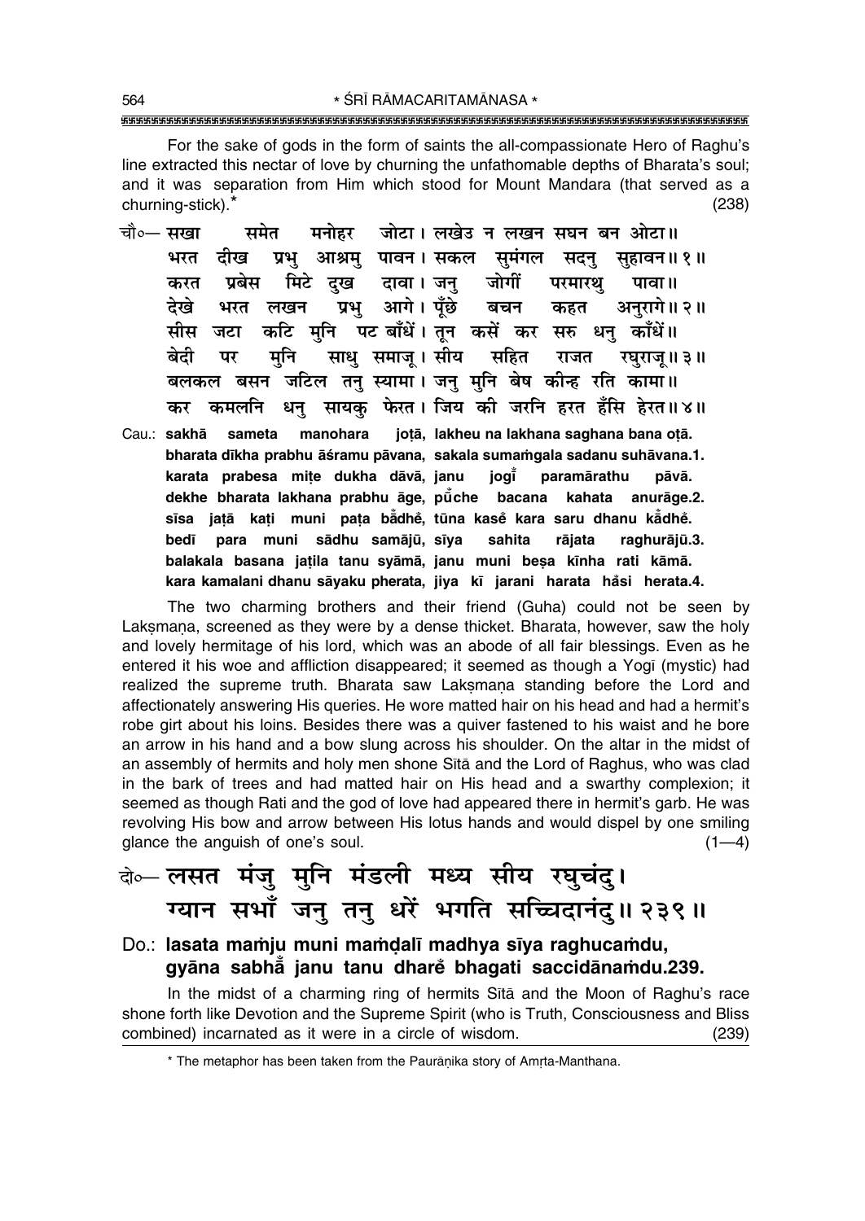For the sake of gods in the form of saints the all-compassionate Hero of Raghu's line extracted this nectar of love by churning the unfathomable depths of Bharata's soul; and it was separation from Him which stood for Mount Mandara (that served as a churning-stick).* (238)

चौ०— सखा समेत मनोहर जोटा। लखेउ न लखन सघन बन ओटा॥
भरत दीख प्रभु आश्रमु पावन। सकल सुमंगल सदनु सुहावन॥ १॥
करत प्रबेस मिटे दुख दावा। जनु जोगीं परमारथु पावा॥
देखे भरत लखन प्रभु आगे। पूँछे बचन कहत अनुरागे॥ २॥
सीस जटा कटि मुनि पट बाँधें। तून कसें कर सरु धनु काँधें॥
बेदी पर मुनि साधु समाजू। सीय सहित राजत रघुराजू॥ ३॥
बलकल बसन जटिल तनु स्यामा। जनु मुनि बेष कीन्ह रति कामा॥
कर कमलनि धनु सायकु फेरत। जिय की जरनि हरत हँसि हेरत॥ ४॥

Cau.: **sakhā sameta manohara joṭā, lakheu na lakhana saghana bana oṭā.**
**bharata dīkha prabhu āśramu pāvana, sakala sumaṁgala sadanu suhāvana.1.**
**karata prabesa miṭe dukha dāvā, janu jogī̃ paramārathu pāvā.**
**dekhe bharata lakhana prabhu āge, pū̃che bacana kahata anurāge.2.**
**sīsa jaṭā kaṭi muni paṭa bā̃dhe̐, tūna kase̐ kara saru dhanu kā̃dhe̐.**
**bedī para muni sādhu samājū, sīya sahita rājata raghurājū.3.**
**balakala basana jaṭila tanu syāmā, janu muni beṣa kīnha rati kāmā.**
**kara kamalani dhanu sāyaku pherata, jiya kī jarani harata ha̐si herata.4.**

The two charming brothers and their friend (Guha) could not be seen by Lakṣmaṇa, screened as they were by a dense thicket. Bharata, however, saw the holy and lovely hermitage of his lord, which was an abode of all fair blessings. Even as he entered it his woe and affliction disappeared; it seemed as though a Yogī (mystic) had realized the supreme truth. Bharata saw Lakṣmaṇa standing before the Lord and affectionately answering His queries. He wore matted hair on his head and had a hermit's robe girt about his loins. Besides there was a quiver fastened to his waist and he bore an arrow in his hand and a bow slung across his shoulder. On the altar in the midst of an assembly of hermits and holy men shone Sītā and the Lord of Raghus, who was clad in the bark of trees and had matted hair on His head and a swarthy complexion; it seemed as though Rati and the god of love had appeared there in hermit's garb. He was revolving His bow and arrow between His lotus hands and would dispel by one smiling glance the anguish of one's soul. (1—4)

दो०— लसत मंजु मुनि मंडली मध्य सीय रघुचंदु।
ग्यान सभाँ जनु तनु धरें भगति सच्चिदानंदु॥ २३९॥

Do.: **lasata maṁju muni maṁḍalī madhya sīya raghucaṁdu,**
**gyāna sabhā̃ janu tanu dhare̐ bhagati saccidānaṁdu.239.**

In the midst of a charming ring of hermits Sītā and the Moon of Raghu's race shone forth like Devotion and the Supreme Spirit (who is Truth, Consciousness and Bliss combined) incarnated as it were in a circle of wisdom. (239)

* The metaphor has been taken from the Paurāṇika story of Amṛta-Manthana.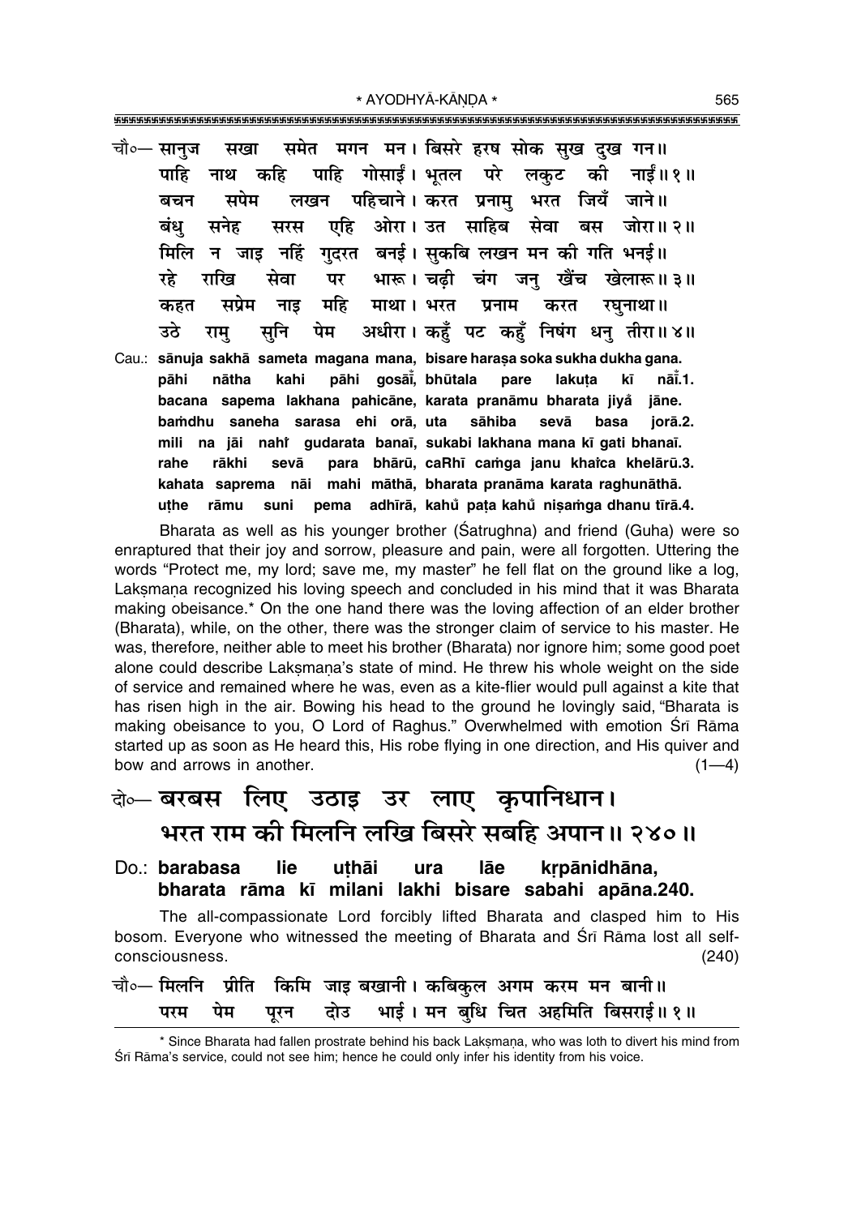चौ०— सानुज सखा समेत मगन मन। बिसरे हरष सोक सुख दुख गन॥
पाहि नाथ कहि पाहि गोसाईं। भूतल परे लकुट की नाईं॥१॥
बचन सपेम लखन पहिचाने। करत प्रनामु भरत जियँ जाने॥
बंधु सनेह सरस एहि ओरा। उत साहिब सेवा बस जोरा॥२॥
मिलि न जाइ नहिं गुदरत बनई। सुकबि लखन मन की गति भनई॥
रहे राखि सेवा पर भारू। चढ़ी चंग जनु खैंच खेलारू॥३॥
कहत सप्रेम नाइ महि माथा। भरत प्रनाम करत रघुनाथा॥
उठे रामु सुनि पेम अधीरा। कहुँ पट कहुँ निषंग धनु तीरा॥४॥

Cau.: **sānuja sakhā sameta magana mana, bisare haraṣa soka sukha dukha gana.
pāhi nātha kahi pāhi gosāī̃, bhūtala pare lakuṭa kī nāī̃.1.
bacana sapema lakhana pahicāne, karata pranāmu bharata jiyå̃ jāne.
baṁdhu saneha sarasa ehi orā, uta sāhiba sevā basa jorā.2.
mili na jāi nahi̊ gudarata banaī, sukabi lakhana mana kī gati bhanaī.
rahe rākhi sevā para bhārū, caRhī caṁga janu khai̊ca khelārū.3.
kahata saprema nāi mahi māthā, bharata pranāma karata raghunāthā.
uṭhe rāmu suni pema adhīrā, kahů̃ paṭa kahů̃ niṣaṁga dhanu tīrā.4.**

Bharata as well as his younger brother (Śatrughna) and friend (Guha) were so enraptured that their joy and sorrow, pleasure and pain, were all forgotten. Uttering the words "Protect me, my lord; save me, my master" he fell flat on the ground like a log, Lakṣmaṇa recognized his loving speech and concluded in his mind that it was Bharata making obeisance.* On the one hand there was the loving affection of an elder brother (Bharata), while, on the other, there was the stronger claim of service to his master. He was, therefore, neither able to meet his brother (Bharata) nor ignore him; some good poet alone could describe Lakṣmaṇa's state of mind. He threw his whole weight on the side of service and remained where he was, even as a kite-flier would pull against a kite that has risen high in the air. Bowing his head to the ground he lovingly said, "Bharata is making obeisance to you, O Lord of Raghus." Overwhelmed with emotion Śrī Rāma started up as soon as He heard this, His robe flying in one direction, and His quiver and bow and arrows in another. (1—4)

दो०— बरबस लिए उठाइ उर लाए कृपानिधान।
भरत राम की मिलनि लखि बिसरे सबहि अपान॥२४०॥

Do.: **barabasa lie uṭhāi ura lāe kṛpānidhāna,
bharata rāma kī milani lakhi bisare sabahi apāna.240.**

The all-compassionate Lord forcibly lifted Bharata and clasped him to His bosom. Everyone who witnessed the meeting of Bharata and Śrī Rāma lost all self-consciousness. (240)

चौ०— मिलनि प्रीति किमि जाइ बखानी। कबिकुल अगम करम मन बानी॥
परम पेम पूरन दोउ भाई। मन बुधि चित अहमिति बिसराई॥१॥

* Since Bharata had fallen prostrate behind his back Lakṣmaṇa, who was loth to divert his mind from Śrī Rāma's service, could not see him; hence he could only infer his identity from his voice.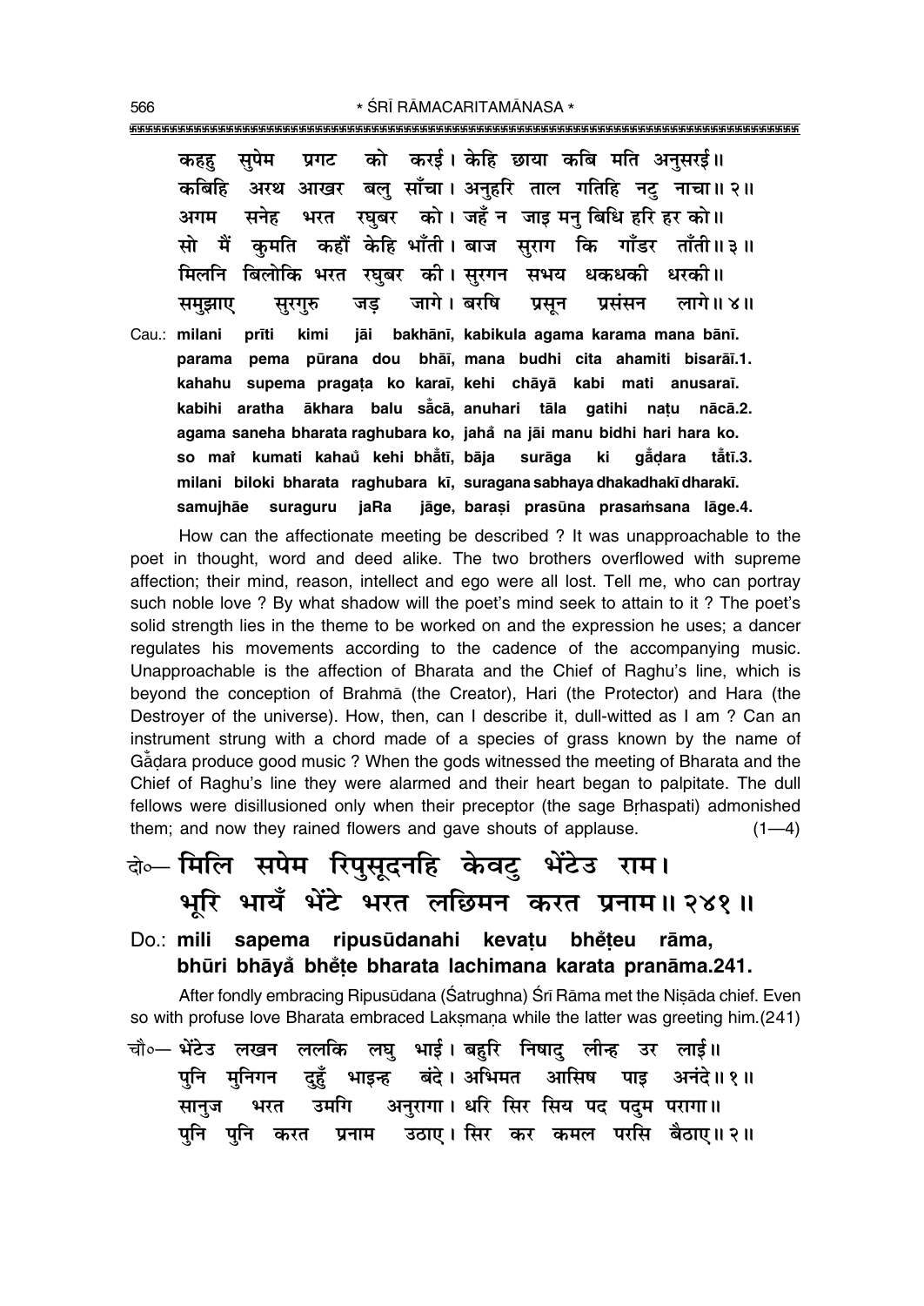कहहु सुपेम प्रगट को करई। केहि छाया कबि मति अनुसरई॥
कबिहि अरथ आखर बलु साँचा। अनुहरि ताल गतिहि नटु नाचा॥ २॥
अगम सनेह भरत रघुबर को। जहँ न जाइ मनु बिधि हरि हर को॥
सो मैं कुमति कहौं केहि भाँती। बाज सुराग कि गाँडर ताँती॥ ३॥
मिलनि बिलोकि भरत रघुबर की। सुरगन सभय धकधकी धरकी॥
समुझाए सुरगुरु जड़ जागे। बरषि प्रसून प्रसंसन लागे॥ ४॥

Cau.: **milani prīti kimi jāi bakhānī, kabikula agama karama mana bānī.**
**parama pema pūrana dou bhāī, mana budhi cita ahamiti bisarāī.1.**
**kahahu supema pragaṭa ko karaī, kehi chāyā kabi mati anusaraī.**
**kabihi aratha ākhara balu sā̐cā, anuhari tāla gatihi naṭu nācā.2.**
**agama saneha bharata raghubara ko, jaha̐ na jāi manu bidhi hari hara ko.**
**so maiṁ kumati kahau̐ kehi bhā̐tī, bāja surāga ki gā̐ḍara tā̐tī.3.**
**milani biloki bharata raghubara kī, suragana sabhaya dhakadhakī dharakī.**
**samujhāe suraguru jaRa jāge, baraṣi prasūna prasaṁsana lāge.4.**

How can the affectionate meeting be described ? It was unapproachable to the poet in thought, word and deed alike. The two brothers overflowed with supreme affection; their mind, reason, intellect and ego were all lost. Tell me, who can portray such noble love ? By what shadow will the poet's mind seek to attain to it ? The poet's solid strength lies in the theme to be worked on and the expression he uses; a dancer regulates his movements according to the cadence of the accompanying music. Unapproachable is the affection of Bharata and the Chief of Raghu's line, which is beyond the conception of Brahmā (the Creator), Hari (the Protector) and Hara (the Destroyer of the universe). How, then, can I describe it, dull-witted as I am ? Can an instrument strung with a chord made of a species of grass known by the name of Gā̐ḍara produce good music ? When the gods witnessed the meeting of Bharata and the Chief of Raghu's line they were alarmed and their heart began to palpitate. The dull fellows were disillusioned only when their preceptor (the sage Bṛhaspati) admonished them; and now they rained flowers and gave shouts of applause. (1—4)

दो०— **मिलि सपेम रिपुसूदनहि केवटु भेंटेउ राम।**
**भूरि भायँ भेंटे भरत लछिमन करत प्रनाम॥ २४१॥**

Do.: **mili sapema ripusūdanahi kevaṭu bhĕṭeu rāma,**
**bhūri bhāya̐ bhĕṭe bharata lachimana karata pranāma.241.**

After fondly embracing Ripusūdana (Śatrughna) Śrī Rāma met the Niṣāda chief. Even so with profuse love Bharata embraced Lakṣmaṇa while the latter was greeting him.(241)

चौ०— भेंटेउ लखन ललकि लघु भाई। बहुरि निषादु लीन्ह उर लाई॥
पुनि मुनिगन दुहुँ भाइन्ह बंदे। अभिमत आसिष पाइ अनंदे॥ १॥
सानुज भरत उमगि अनुरागा। धरि सिर सिय पद पदुम परागा॥
पुनि पुनि करत प्रनाम उठाए। सिर कर कमल परसि बैठाए॥ २॥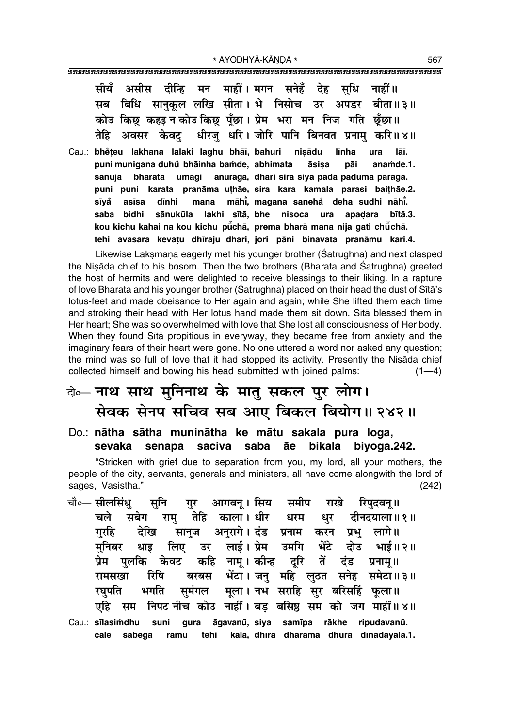सीयँ असीस दीन्हि मन माहीं। मगन सनेहँ देह सुधि नाहीं॥
सब बिधि सानुकूल लखि सीता। भे निसोच उर अपडर बीता॥ ३॥
कोउ किछु कहइ न कोउ किछु पूँछा। प्रेम भरा मन निज गति छूँछा॥
तेहि अवसर केवटु धीरजु धरि। जोरि पानि बिनवत प्रनामु करि॥ ४॥

Cau.: **bhĕṭeu lakhana lalaki laghu bhāī, bahuri niṣādu līnha ura lāī.**
**puni munigana duhů bhāinha baṁde, abhimata āsiṣa pāi anaṁde.1.**
**sānuja bharata umagi anurāgā, dhari sira siya pada paduma parāgā.**
**puni puni karata pranāma uṭhāe, sira kara kamala parasi baiṭhāe.2.**
**sīyå asīsa dīnhi mana māhī̃, magana sanehå deha sudhi nāhī̃.**
**saba bidhi sānukūla lakhi sītā, bhe nisoca ura apaḍara bītā.3.**
**kou kichu kahai na kou kichu pů̃chā, prema bharā mana nija gati chů̃chā.**
**tehi avasara kevaṭu dhīraju dhari, jori pāni binavata pranāmu kari.4.**

Likewise Lakṣmaṇa eagerly met his younger brother (Śatrughna) and next clasped the Niṣāda chief to his bosom. Then the two brothers (Bharata and Śatrughna) greeted the host of hermits and were delighted to receive blessings to their liking. In a rapture of love Bharata and his younger brother (Śatrughna) placed on their head the dust of Sītā's lotus-feet and made obeisance to Her again and again; while She lifted them each time and stroking their head with Her lotus hand made them sit down. Sītā blessed them in Her heart; She was so overwhelmed with love that She lost all consciousness of Her body. When they found Sītā propitious in everyway, they became free from anxiety and the imaginary fears of their heart were gone. No one uttered a word nor asked any question; the mind was so full of love that it had stopped its activity. Presently the Niṣāda chief collected himself and bowing his head submitted with joined palms: (1—4)

## दो०— नाथ साथ मुनिनाथ के मातु सकल पुर लोग।
## सेवक सेनप सचिव सब आए बिकल बियोग॥ २४२॥

Do.: **nātha sātha muninātha ke mātu sakala pura loga,**
**sevaka senapa saciva saba āe bikala biyoga.242.**

"Stricken with grief due to separation from you, my lord, all your mothers, the people of the city, servants, generals and ministers, all have come alongwith the lord of sages, Vasiṣṭha." (242)

चौ०— सीलसिंधु सुनि गुर आगवनू। सिय समीप राखे रिपुदवनू॥
चले सबेग रामु तेहि काला। धीर धरम धुर दीनदयाला॥ १॥
गुरहि देखि सानुज अनुरागे। दंड प्रनाम करन प्रभु लागे॥
मुनिबर धाइ लिए उर लाई। प्रेम उमगि भेंटे दोउ भाई॥ २॥
प्रेम पुलकि केवट कहि नामू। कीन्ह दूरि तें दंड प्रनामू॥
रामसखा रिषि बरबस भेंटा। जनु महि लुठत सनेह समेटा॥ ३॥
रघुपति भगति सुमंगल मूला। नभ सराहि सुर बरिसहिं फूला॥
एहि सम निपट नीच कोउ नाहीं। बड़ बसिष्ठ सम को जग माहीं॥ ४॥

Cau.: **sīlasiṁdhu suni gura āgavanū, siya samīpa rākhe ripudavanū.**
**cale sabega rāmu tehi kālā, dhīra dharama dhura dīnadayālā.1.**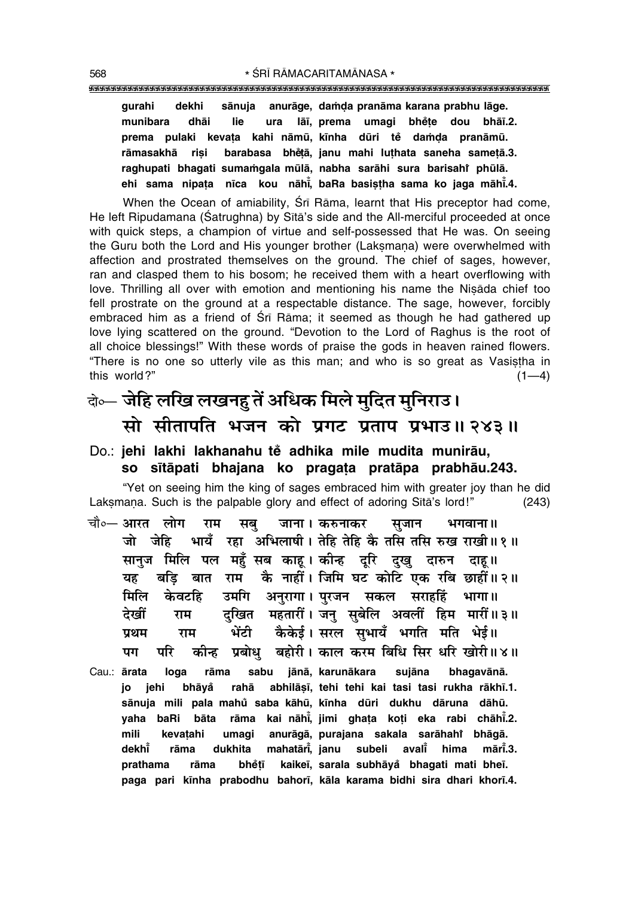**gurahi dekhi sānuja anurāge, daṁḍa pranāma karana prabhu lāge.**
**munibara dhāi lie ura lāī, prema umagi bhẽṭe dou bhāī.2.**
**prema pulaki kevaṭa kahi nāmū, kīnha dūri tẽ daṁḍa pranāmū.**
**rāmasakhā riṣi barabasa bhẽṭā, janu mahi luṭhata saneha sameṭā.3.**
**raghupati bhagati sumaṁgala mūlā, nabha sarāhi sura barisahi̐ phūlā.**
**ehi sama nipaṭa nīca kou nāhī̐, baRa basiṣṭha sama ko jaga māhī̐.4.**

When the Ocean of amiability, Śrī Rāma, learnt that His preceptor had come, He left Ripudamana (Śatrughna) by Sītā's side and the All-merciful proceeded at once with quick steps, a champion of virtue and self-possessed that He was. On seeing the Guru both the Lord and His younger brother (Lakṣmaṇa) were overwhelmed with affection and prostrated themselves on the ground. The chief of sages, however, ran and clasped them to his bosom; he received them with a heart overflowing with love. Thrilling all over with emotion and mentioning his name the Niṣāda chief too fell prostrate on the ground at a respectable distance. The sage, however, forcibly embraced him as a friend of Śrī Rāma; it seemed as though he had gathered up love lying scattered on the ground. "Devotion to the Lord of Raghus is the root of all choice blessings!" With these words of praise the gods in heaven rained flowers. "There is no one so utterly vile as this man; and who is so great as Vasiṣṭha in this world?" (1—4)

दो०— जेहि लखि लखनहु तें अधिक मिले मुदित मुनिराउ।
सो सीतापति भजन को प्रगट प्रताप प्रभाउ॥ २४३॥

**Do.: jehi lakhi lakhanahu tẽ adhika mile mudita munirāu,**
**so sītāpati bhajana ko pragaṭa pratāpa prabhāu.243.**

"Yet on seeing him the king of sages embraced him with greater joy than he did Lakṣmaṇa. Such is the palpable glory and effect of adoring Sītā's lord!" (243)

चौ०— आरत लोग राम सबु जाना। करुनाकर सुजान भगवाना॥
जो जेहि भायँ रहा अभिलाषी। तेहि तेहि कै तसि तसि रुख राखी॥ १॥
सानुज मिलि पल महुँ सब काहू। कीन्ह दूरि दुखु दारुन दाहू॥
यह बड़ि बात राम कै नाहीं। जिमि घट कोटि एक रबि छाहीं॥ २॥
मिलि केवटहि उमगि अनुरागा। पुरजन सकल सराहहिं भागा॥
देखीं राम दुखित महतारीं। जनु सुबेलि अवलीं हिम मारीं॥ ३॥
प्रथम राम भेंटी कैकेई। सरल सुभायँ भगति मति भेई॥
पग परि कीन्ह प्रबोधु बहोरी। काल करम बिधि सिर धरि खोरी॥ ४॥

**Cau.: ārata loga rāma sabu jānā, karunākara sujāna bhagavānā.**
**jo jehi bhāyȧ rahā abhilāṣī, tehi tehi kai tasi tasi rukha rākhī.1.**
**sānuja mili pala mahů saba kāhū, kīnha dūri dukhu dāruna dāhū.**
**yaha baRi bāta rāma kai nāhī̐, jimi ghaṭa koṭi eka rabi chāhī̐.2.**
**mili kevaṭahi umagi anurāgā, purajana sakala sarāhahi̐ bhāgā.**
**dekhī̐ rāma dukhita mahatārī̐, janu subeli avalī̐ hima mārī̐.3.**
**prathama rāma bhẽṭī kaikeī, sarala subhāyȧ bhagati mati bheī.**
**paga pari kīnha prabodhu bahorī, kāla karama bidhi sira dhari khorī.4.**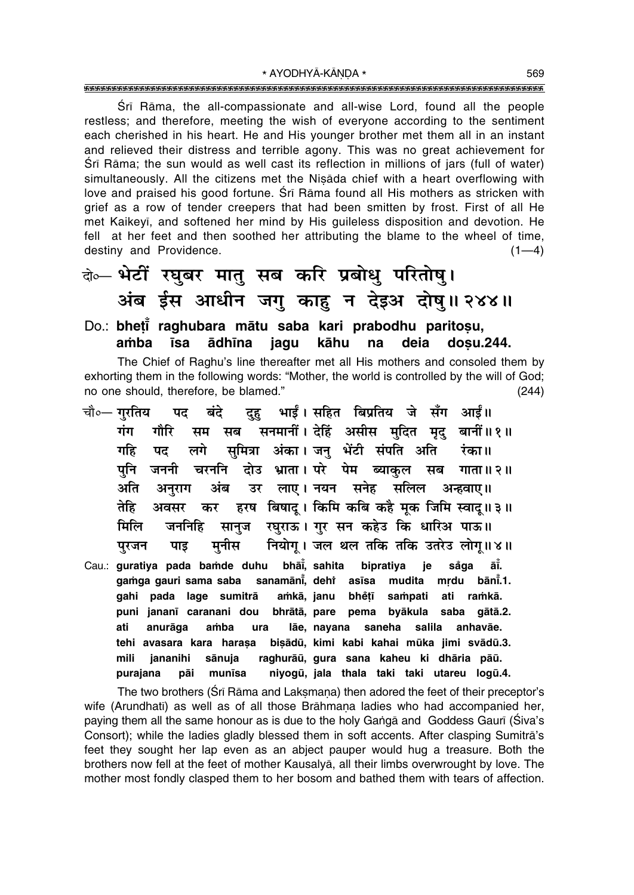Śrī Rāma, the all-compassionate and all-wise Lord, found all the people restless; and therefore, meeting the wish of everyone according to the sentiment each cherished in his heart. He and His younger brother met them all in an instant and relieved their distress and terrible agony. This was no great achievement for Śrī Rāma; the sun would as well cast its reflection in millions of jars (full of water) simultaneously. All the citizens met the Niṣāda chief with a heart overflowing with love and praised his good fortune. Śrī Rāma found all His mothers as stricken with grief as a row of tender creepers that had been smitten by frost. First of all He met Kaikeyī, and softened her mind by His guileless disposition and devotion. He fell at her feet and then soothed her attributing the blame to the wheel of time, destiny and Providence. (1—4)

दो०— भेटीं रघुबर मातु सब करि प्रबोधु परितोषु।
अंब ईस आधीन जगु काहु न देइअ दोषु॥ २४४॥

Do.: **bheṭī̃ raghubara mātu saba kari prabodhu paritoṣu,**
**aṁba īsa ādhīna jagu kāhu na deia doṣu.244.**

The Chief of Raghu's line thereafter met all His mothers and consoled them by exhorting them in the following words: "Mother, the world is controlled by the will of God; no one should, therefore, be blamed." (244)

चौ०— गुरतिय पद बंदे दुहु भाईं। सहित बिप्रतिय जे सँग आईं॥
गंग गौरि सम सब सनमानीं। देहिं असीस मुदित मृदु बानीं॥ १॥
गहि पद लगे सुमित्रा अंका। जनु भेंटी संपति अति रंका॥
पुनि जननी चरननि दोउ भ्राता। परे पेम ब्याकुल सब गाता॥ २॥
अति अनुराग अंब उर लाए। नयन सनेह सलिल अन्हवाए॥
तेहि अवसर कर हरष बिषादू। किमि कबि कहै मूक जिमि स्वादू॥ ३॥
मिलि जननिहि सानुज रघुराऊ। गुर सन कहेउ कि धारिअ पाऊ॥
पुरजन पाइ मुनीस नियोगू। जल थल तकि तकि उतरेउ लोगू॥ ४॥

Cau.: **guratiya pada baṁde duhu bhāī̃, sahita bipratiya je sa̐ga āī̃.**
**gaṁga gauri sama saba sanamānī̃, dehiṁ asīsa mudita mṛdu bānī̃.1.**
**gahi pada lage sumitrā aṁkā, janu bhẽṭī saṁpati ati raṁkā.**
**puni jananī caranani dou bhrātā, pare pema byākula saba gātā.2.**
**ati anurāga aṁba ura lāe, nayana saneha salila anhavāe.**
**tehi avasara kara haraṣa biṣādū, kimi kabi kahai mūka jimi svādū.3.**
**mili jananihi sānuja raghurāū, gura sana kaheu ki dhāria pāū.**
**purajana pāi munīsa niyogū, jala thala taki taki utareu logū.4.**

The two brothers (Śrī Rāma and Lakṣmaṇa) then adored the feet of their preceptor's wife (Arundhatī) as well as of all those Brāhmaṇa ladies who had accompanied her, paying them all the same honour as is due to the holy Gaṅgā and Goddess Gaurī (Śiva's Consort); while the ladies gladly blessed them in soft accents. After clasping Sumitrā's feet they sought her lap even as an abject pauper would hug a treasure. Both the brothers now fell at the feet of mother Kausalyā, all their limbs overwrought by love. The mother most fondly clasped them to her bosom and bathed them with tears of affection.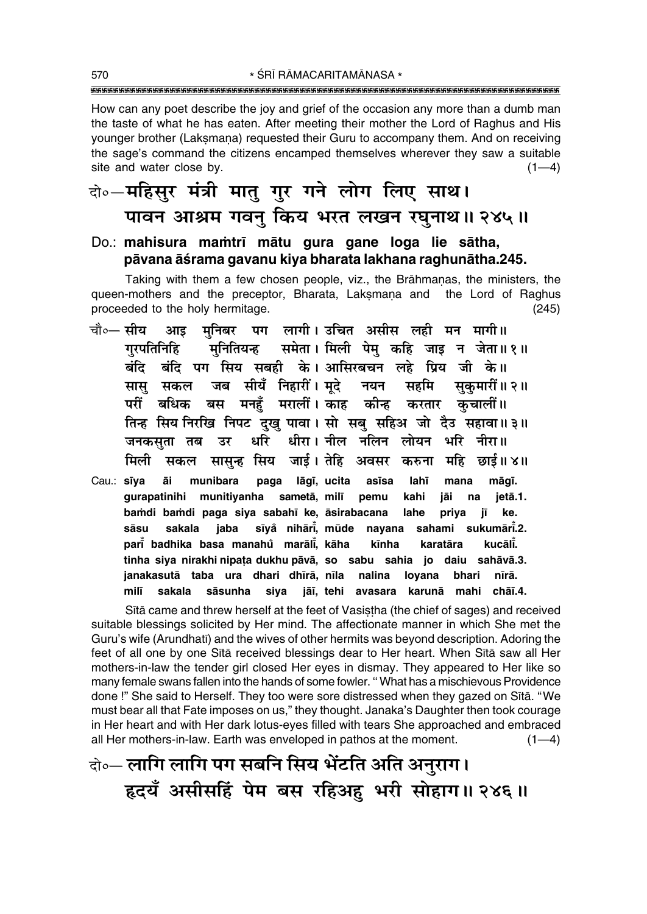How can any poet describe the joy and grief of the occasion any more than a dumb man the taste of what he has eaten. After meeting their mother the Lord of Raghus and His younger brother (Lakṣmaṇa) requested their Guru to accompany them. And on receiving the sage's command the citizens encamped themselves wherever they saw a suitable site and water close by. (1—4)

**दो०—महिसुर मंत्री मातु गुर गने लोग लिए साथ।**
**पावन आश्रम गवनु किय भरत लखन रघुनाथ॥ २४५॥**

**Do.: mahisura mamtrī mātu gura gane loga lie sātha,**
**pāvana āśrama gavanu kiya bharata lakhana raghunātha.245.**

Taking with them a few chosen people, viz., the Brāhmaṇas, the ministers, the queen-mothers and the preceptor, Bharata, Lakṣmaṇa and the Lord of Raghus proceeded to the holy hermitage. (245)

**चौ०—सीय आइ मुनिबर पग लागी। उचित असीस लही मन मागी॥**
**गुरपतिनिहि मुनितियन्ह समेता। मिली पेमु कहि जाइ न जेता॥ १॥**
**बंदि बंदि पग सिय सबही के। आसिरबचन लहे प्रिय जी के॥**
**सासु सकल जब सीयँ निहारीं। मूदे नयन सहमि सुकुमारीं॥ २॥**
**परीं बधिक बस मनहुँ मरालीं। काह कीन्ह करतार कुचालीं॥**
**तिन्ह सिय निरखि निपट दुखु पावा। सो सबु सहिअ जो दैउ सहावा॥ ३॥**
**जनकसुता तब उर धरि धीरा। नील नलिन लोयन भरि नीरा॥**
**मिली सकल सासुन्ह सिय जाई। तेहि अवसर करुना महि छाई॥ ४॥**

**Cau.: sīya āi munibara paga lāgī, ucita asīsa lahī mana māgī.**
**gurapatinihi munitiyanha sametā, milī pemu kahi jāi na jetā.1.**
**bamdi bamdi paga siya sabahī ke, āsirabacana lahe priya jī ke.**
**sāsu sakala jaba sīyå nihārīṁ, mūde nayana sahami sukumārīṁ.2.**
**parīṁ badhika basa manahum̐ marālīṁ, kāha kīnha karatāra kucālīṁ.**
**tinha siya nirakhi nipaṭa dukhu pāvā, so sabu sahia jo daiu sahāvā.3.**
**janakasutā taba ura dhari dhīrā, nīla nalina loyana bhari nīrā.**
**milī sakala sāsunha siya jāī, tehi avasara karunā mahi chāī.4.**

Sītā came and threw herself at the feet of Vasiṣṭha (the chief of sages) and received suitable blessings solicited by Her mind. The affectionate manner in which She met the Guru's wife (Arundhatī) and the wives of other hermits was beyond description. Adoring the feet of all one by one Sītā received blessings dear to Her heart. When Sītā saw all Her mothers-in-law the tender girl closed Her eyes in dismay. They appeared to Her like so many female swans fallen into the hands of some fowler. "What has a mischievous Providence done!" She said to Herself. They too were sore distressed when they gazed on Sītā. "We must bear all that Fate imposes on us," they thought. Janaka's Daughter then took courage in Her heart and with Her dark lotus-eyes filled with tears She approached and embraced all Her mothers-in-law. Earth was enveloped in pathos at the moment. (1—4)

**दो०— लागि लागि पग सबनि सिय भेंटति अति अनुराग।**
**हृदयँ असीसहिं पेम बस रहिअहु भरी सोहाग॥ २४६॥**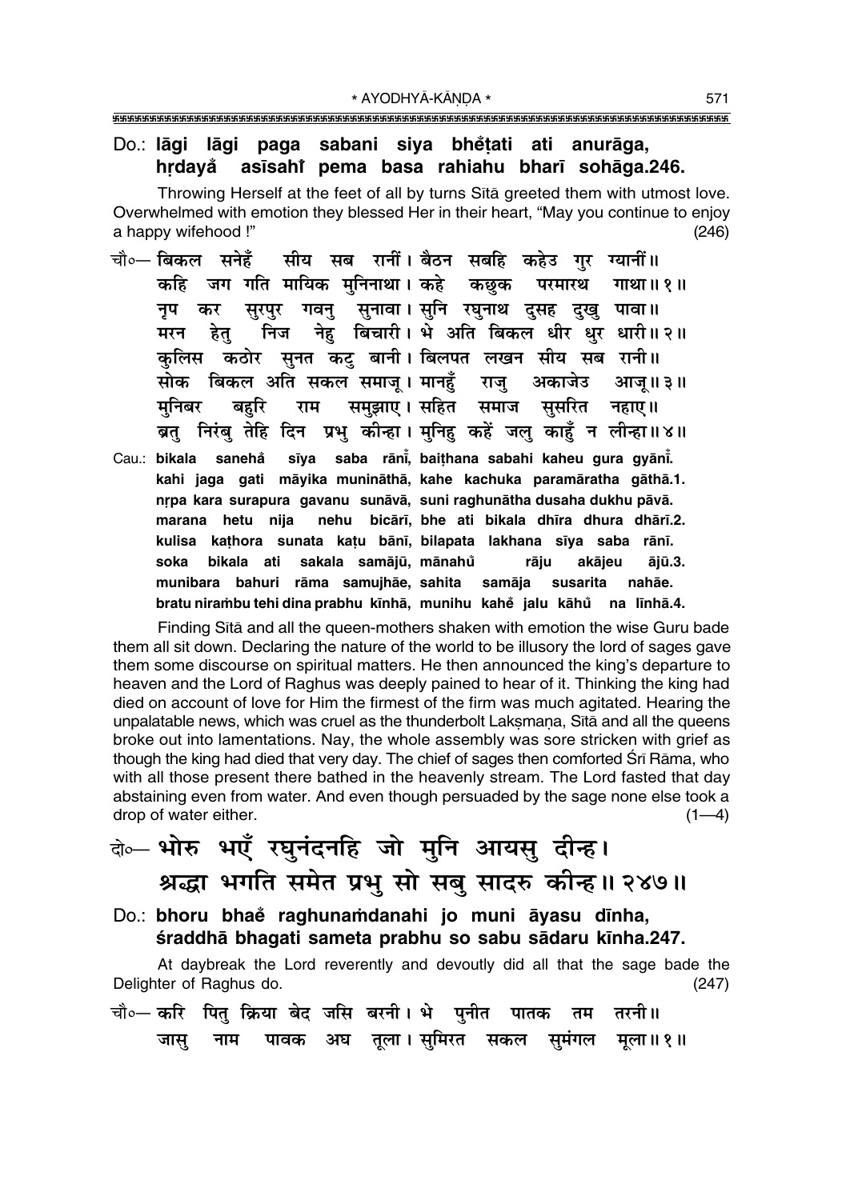Do.: **lāgi lāgi paga sabani siya bhe̐ṭati ati anurāga,**
**hṛdaya̐ asīsahi̐ pema basa rahiahu bharī sohāga.246.**

Throwing Herself at the feet of all by turns Sītā greeted them with utmost love. Overwhelmed with emotion they blessed Her in their heart, "May you continue to enjoy a happy wifehood !" (246)

चौ०— बिकल सनेहँ सीय सब रानीं। बैठन सबहि कहेउ गुर ग्यानीं॥
कहि जग गति मायिक मुनिनाथा। कहे कछुक परमारथ गाथा॥१॥
नृप कर सुरपुर गवनु सुनावा। सुनि रघुनाथ दुसह दुखु पावा॥
मरन हेतु निज नेहु बिचारी। भे अति बिकल धीर धुर धारी॥२॥
कुलिस कठोर सुनत कटु बानी। बिलपत लखन सीय सब रानी॥
सोक बिकल अति सकल समाजू। मानहुँ राजु अकाजेउ आजू॥३॥
मुनिबर बहुरि राम समुझाए। सहित समाज सुसरित नहाए॥
ब्रतु निरंबु तेहि दिन प्रभु कीन्हा। मुनिहु कहें जलु काहुँ न लीन्हा॥४॥

Cau.: **bikala sanehá̐ sīya saba rānī̐, baiṭhana sabahi kaheu gura gyānī̐.**
**kahi jaga gati māyika munināthā, kahe kachuka paramāratha gāthā.1.**
**nṛpa kara surapura gavanu sunāvā, suni raghunātha dusaha dukhu pāvā.**
**marana hetu nija nehu bicārī, bhe ati bikala dhīra dhura dhārī.2.**
**kulisa kaṭhora sunata kaṭu bānī, bilapata lakhana sīya saba rānī.**
**soka bikala ati sakala samājū, mānahu̐ rāju akājeu ājū.3.**
**munibara bahuri rāma samujhāe, sahita samāja susarita nahāe.**
**bratu niraṁbu tehi dina prabhu kīnhā, munihu kahe̐ jalu kāhu̐ na līnhā.4.**

Finding Sītā and all the queen-mothers shaken with emotion the wise Guru bade them all sit down. Declaring the nature of the world to be illusory the lord of sages gave them some discourse on spiritual matters. He then announced the king's departure to heaven and the Lord of Raghus was deeply pained to hear of it. Thinking the king had died on account of love for Him the firmest of the firm was much agitated. Hearing the unpalatable news, which was cruel as the thunderbolt Lakṣmaṇa, Sītā and all the queens broke out into lamentations. Nay, the whole assembly was sore stricken with grief as though the king had died that very day. The chief of sages then comforted Śrī Rāma, who with all those present there bathed in the heavenly stream. The Lord fasted that day abstaining even from water. And even though persuaded by the sage none else took a drop of water either. (1—4)

दो०— भोरु भएँ रघुनंदनहि जो मुनि आयसु दीन्ह।
श्रद्धा भगति समेत प्रभु सो सबु सादरु कीन्ह॥२४७॥

Do.: **bhoru bhae̐ raghunaṁdanahi jo muni āyasu dīnha,**
**śraddhā bhagati sameta prabhu so sabu sādaru kīnha.247.**

At daybreak the Lord reverently and devoutly did all that the sage bade the Delighter of Raghus do. (247)

चौ०— करि पितु क्रिया बेद जसि बरनी। भे पुनीत पातक तम तरनी॥
जासु नाम पावक अघ तूला। सुमिरत सकल सुमंगल मूला॥१॥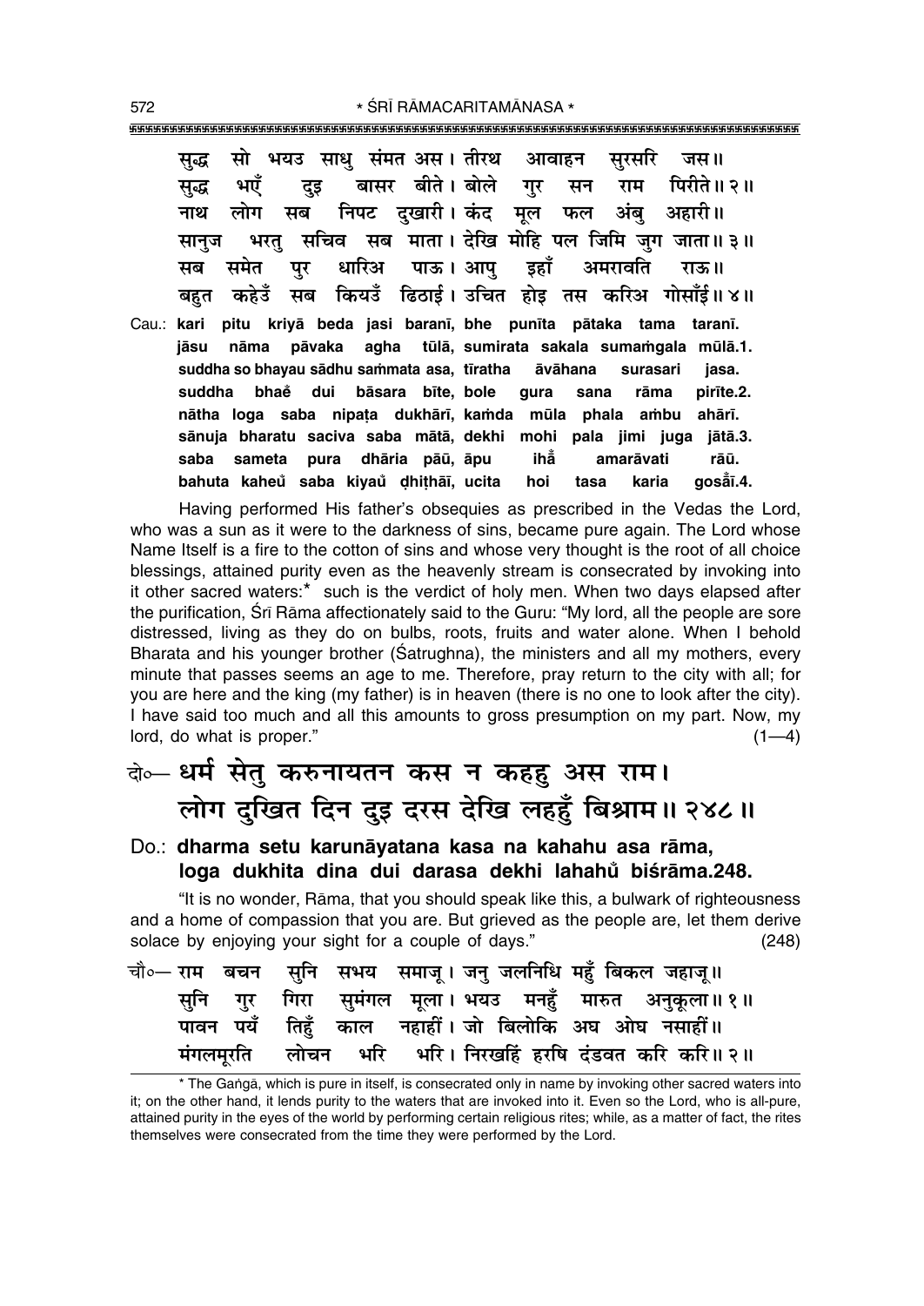सुद्ध सो भयउ साधु संमत अस। तीरथ आवाहन सुरसरि जस॥
सुद्ध भएँ दुइ बासर बीते। बोले गुर सन राम पिरीते॥ २॥
नाथ लोग सब निपट दुखारी। कंद मूल फल अंबु अहारी॥
सानुज भरतु सचिव सब माता। देखि मोहि पल जिमि जुग जाता॥ ३॥
सब समेत पुर धारिअ पाऊ। आपु इहाँ अमरावति राऊ॥
बहुत कहेउँ सब कियउँ ढिठाई। उचित होइ तस करिअ गोसाँई॥ ४॥

Cau.: **kari pitu kriyā beda jasi baranī, bhe punīta pātaka tama taranī.**
**jāsu nāma pāvaka agha tūlā, sumirata sakala sumaṁgala mūlā.1.**
**suddha so bhayau sādhu saṁmata asa, tīratha āvāhana surasari jasa.**
**suddha bhaĕ dui bāsara bīte, bole gura sana rāma pirīte.2.**
**nātha loga saba nipaṭa dukhārī, kaṁda mūla phala aṁbu ahārī.**
**sānuja bharatu saciva saba mātā, dekhi mohi pala jimi juga jātā.3.**
**saba sameta pura dhāria pāū, āpu ihā̐ amarāvati rāū.**
**bahuta kaheu̐ saba kiyau̐ ḍhiṭhāī, ucita hoi tasa karia gosā̐ī.4.**

Having performed His father's obsequies as prescribed in the Vedas the Lord, who was a sun as it were to the darkness of sins, became pure again. The Lord whose Name Itself is a fire to the cotton of sins and whose very thought is the root of all choice blessings, attained purity even as the heavenly stream is consecrated by invoking into it other sacred waters:* such is the verdict of holy men. When two days elapsed after the purification, Śrī Rāma affectionately said to the Guru: "My lord, all the people are sore distressed, living as they do on bulbs, roots, fruits and water alone. When I behold Bharata and his younger brother (Śatrughna), the ministers and all my mothers, every minute that passes seems an age to me. Therefore, pray return to the city with all; for you are here and the king (my father) is in heaven (there is no one to look after the city). I have said too much and all this amounts to gross presumption on my part. Now, my lord, do what is proper." (1—4)

## दो०— धर्म सेतु करुनायतन कस न कहहु अस राम। लोग दुखित दिन दुइ दरस देखि लहहुँ बिश्राम॥ २४८॥

Do.: **dharma setu karunāyatana kasa na kahahu asa rāma,**
**loga dukhita dina dui darasa dekhi lahahu̐ biśrāma.248.**

"It is no wonder, Rāma, that you should speak like this, a bulwark of righteousness and a home of compassion that you are. But grieved as the people are, let them derive solace by enjoying your sight for a couple of days." (248)

चौ०— राम बचन सुनि सभय समाजू। जनु जलनिधि महुँ बिकल जहाजू॥
सुनि गुर गिरा सुमंगल मूला। भयउ मनहुँ मारुत अनुकूला॥ १॥
पावन पयँ तिहुँ काल नहाहीं। जो बिलोकि अघ ओघ नसाहीं॥
मंगलमूरति लोचन भरि भरि। निरखहिं हरषि दंडवत करि करि॥ २॥

---

* The Gaṅgā, which is pure in itself, is consecrated only in name by invoking other sacred waters into it; on the other hand, it lends purity to the waters that are invoked into it. Even so the Lord, who is all-pure, attained purity in the eyes of the world by performing certain religious rites; while, as a matter of fact, the rites themselves were consecrated from the time they were performed by the Lord.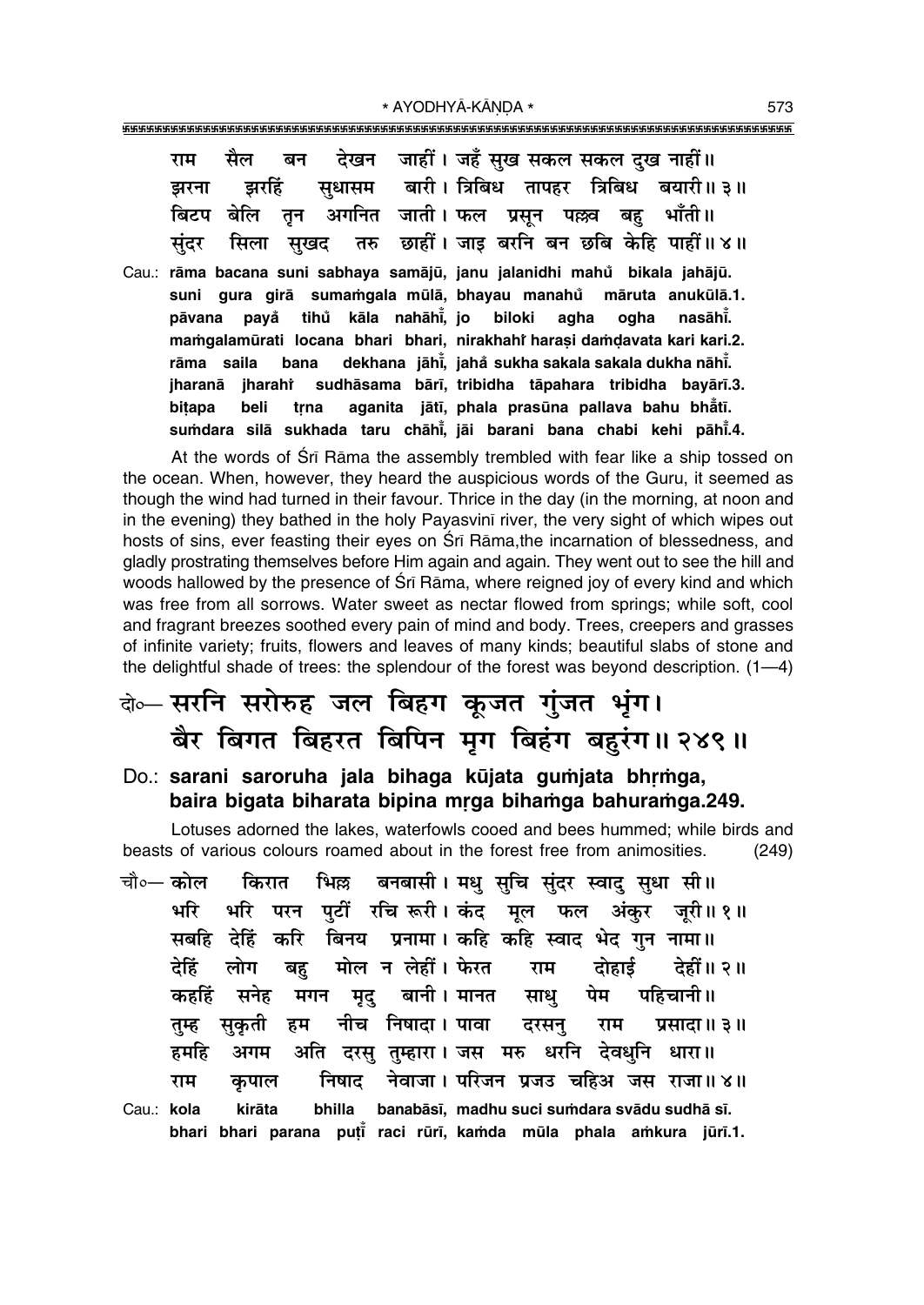राम सैल बन देखन जाहीं। जहँ सुख सकल सकल दुख नाहीं॥
झरना झरहिं सुधासम बारी। त्रिबिध तापहर त्रिबिध बयारी॥ ३॥
बिटप बेलि तृन अगनित जाती। फल प्रसून पल्लव बहु भाँती॥
सुंदर सिला सुखद तरु छाहीं। जाइ बरनि बन छबि केहि पाहीं॥ ४॥

Cau.: **rāma bacana suni sabhaya samājū, janu jalanidhi mahů bikala jahājū.**
**suni gura girā sumaṁgala mūlā, bhayau manahů māruta anukūlā.1.**
**pāvana payå tihů kāla nahāhī̃, jo biloki agha ogha nasāhī̃.**
**maṁgalamūrati locana bhari bhari, nirakhahi̐ haraṣi daṁḍavata kari kari.2.**
**rāma saila bana dekhana jāhī̃, jahå sukha sakala sakala dukha nāhī̃.**
**jharanā jharahi̐ sudhāsama bārī, tribidha tāpahara tribidha bayārī.3.**
**biṭapa beli tṛna aganita jātī, phala prasūna pallava bahu bhå̃tī.**
**suṁdara silā sukhada taru chāhī̃, jāi barani bana chabi kehi pāhī̃.4.**

At the words of Śrī Rāma the assembly trembled with fear like a ship tossed on the ocean. When, however, they heard the auspicious words of the Guru, it seemed as though the wind had turned in their favour. Thrice in the day (in the morning, at noon and in the evening) they bathed in the holy Payasvinī river, the very sight of which wipes out hosts of sins, ever feasting their eyes on Śrī Rāma, the incarnation of blessedness, and gladly prostrating themselves before Him again and again. They went out to see the hill and woods hallowed by the presence of Śrī Rāma, where reigned joy of every kind and which was free from all sorrows. Water sweet as nectar flowed from springs; while soft, cool and fragrant breezes soothed every pain of mind and body. Trees, creepers and grasses of infinite variety; fruits, flowers and leaves of many kinds; beautiful slabs of stone and the delightful shade of trees: the splendour of the forest was beyond description. (1—4)

दो०— सरनि सरोरुह जल बिहग कूजत गुंजत भृंग।
बैर बिगत बिहरत बिपिन मृग बिहंग बहुरंग॥ २४९॥

Do.: **sarani saroruha jala bihaga kūjata guṁjata bhṛṁga,**
**baira bigata biharata bipina mṛga bihaṁga bahuraṁga.249.**

Lotuses adorned the lakes, waterfowls cooed and bees hummed; while birds and beasts of various colours roamed about in the forest free from animosities. (249)

चौ०— कोल किरात भिल्ल बनबासी। मधु सुचि सुंदर स्वादु सुधा सी॥
भरि भरि परन पुटीं रचि रूरी। कंद मूल फल अंकुर जूरी॥ १॥
सबहि देहिं करि बिनय प्रनामा। कहि कहि स्वाद भेद गुन नामा॥
देहिं लोग बहु मोल न लेहीं। फेरत राम दोहाई देहीं॥ २॥
कहहिं सनेह मगन मृदु बानी। मानत साधु पेम पहिचानी॥
तुम्ह सुकृती हम नीच निषादा। पावा दरसनु राम प्रसादा॥ ३॥
हमहि अगम अति दरसु तुम्हारा। जस मरु धरनि देवधुनि धारा॥
राम कृपाल निषाद नेवाजा। परिजन प्रजउ चहिअ जस राजा॥ ४॥

Cau.: **kola kirāta bhilla banabāsī, madhu suci suṁdara svādu sudhā sī.**
**bhari bhari parana puṭī̃ raci rūrī, kaṁda mūla phala aṁkura jūrī.1.**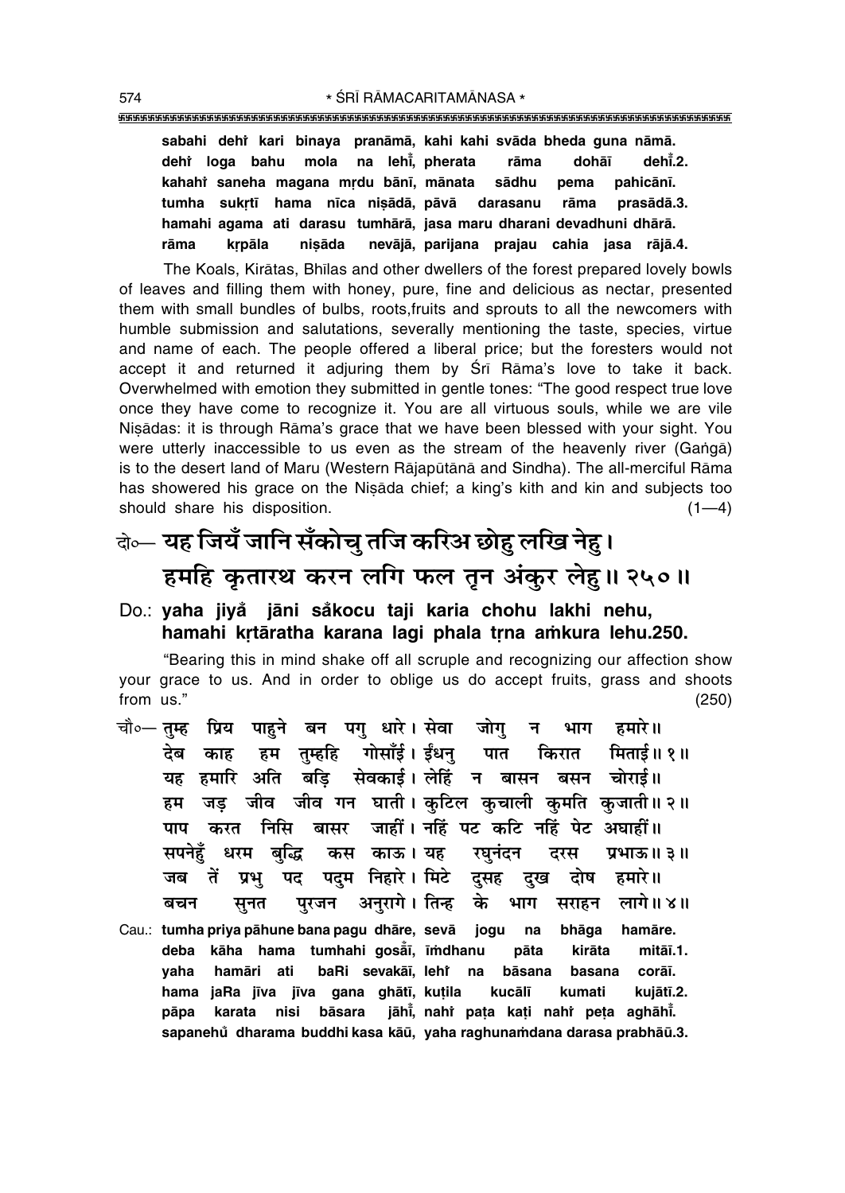**sabahi dehi̐ kari binaya pranāmā, kahi kahi svāda bheda guna nāmā.**
**dehi̐ loga bahu mola na lehi̐, pherata rāma dohāī dehi̐.2.**
**kahahi̐ saneha magana mṛdu bānī, mānata sādhu pema pahicānī.**
**tumha sukṛtī hama nīca niṣādā, pāvā darasanu rāma prasādā.3.**
**hamahi agama ati darasu tumhārā, jasa maru dharani devadhuni dhārā.**
**rāma kṛpāla niṣāda nevājā, parijana prajau cahia jasa rājā.4.**

The Koals, Kirātas, Bhīlas and other dwellers of the forest prepared lovely bowls of leaves and filling them with honey, pure, fine and delicious as nectar, presented them with small bundles of bulbs, roots,fruits and sprouts to all the newcomers with humble submission and salutations, severally mentioning the taste, species, virtue and name of each. The people offered a liberal price; but the foresters would not accept it and returned it adjuring them by Śrī Rāma's love to take it back. Overwhelmed with emotion they submitted in gentle tones: "The good respect true love once they have come to recognize it. You are all virtuous souls, while we are vile Niṣādas: it is through Rāma's grace that we have been blessed with your sight. You were utterly inaccessible to us even as the stream of the heavenly river (Gaṅgā) is to the desert land of Maru (Western Rājapūtānā and Sindha). The all-merciful Rāma has showered his grace on the Niṣāda chief; a king's kith and kin and subjects too should share his disposition. (1—4)

दो०— यह जियँ जानि सँकोचु तजि करिअ छोहु लखि नेहु।
हमहि कृतारथ करन लगि फल तृन अंकुर लेहु॥ २५०॥

**Do.: yaha jiya̐ jāni sa̐kocu taji karia chohu lakhi nehu,**
**hamahi kṛtāratha karana lagi phala tṛna aṁkura lehu.250.**

"Bearing this in mind shake off all scruple and recognizing our affection show your grace to us. And in order to oblige us do accept fruits, grass and shoots from us." (250)

चौ०— तुम्ह प्रिय पाहुने बन पगु धारे। सेवा जोगु न भाग हमारे॥
देब काह हम तुम्हहि गोसाँई। ईंधनु पात किरात मिताई॥ १॥
यह हमारि अति बड़ि सेवकाई। लेहिं न बासन बसन चोराई॥
हम जड़ जीव जीव गन घाती। कुटिल कुचाली कुमति कुजाती॥ २॥
पाप करत निसि बासर जाहीं। नहिं पट कटि नहिं पेट अघाहीं॥
सपनेहुँ धरम बुद्धि कस काऊ। यह रघुनंदन दरस प्रभाऊ॥ ३॥
जब तें प्रभु पद पदुम निहारे। मिटे दुसह दुख दोष हमारे॥
बचन सुनत पुरजन अनुरागे। तिन्ह के भाग सराहन लागे॥ ४॥

**Cau.: tumha priya pāhune bana pagu dhāre, sevā jogu na bhāga hamāre.**
**deba kāha hama tumhahi gosā̐ī, īṁdhanu pāta kirāta mitāī.1.**
**yaha hamāri ati baRi sevakāī, lehi̐ na bāsana basana corāī.**
**hama jaRa jīva jīva gana ghātī, kuṭila kucālī kumati kujātī.2.**
**pāpa karata nisi bāsara jāhi̐, nahi̐ paṭa kaṭi nahi̐ peṭa aghāhi̐.**
**sapanehu̐ dharama buddhi kasa kāū, yaha raghunaṁdana darasa prabhāū.3.**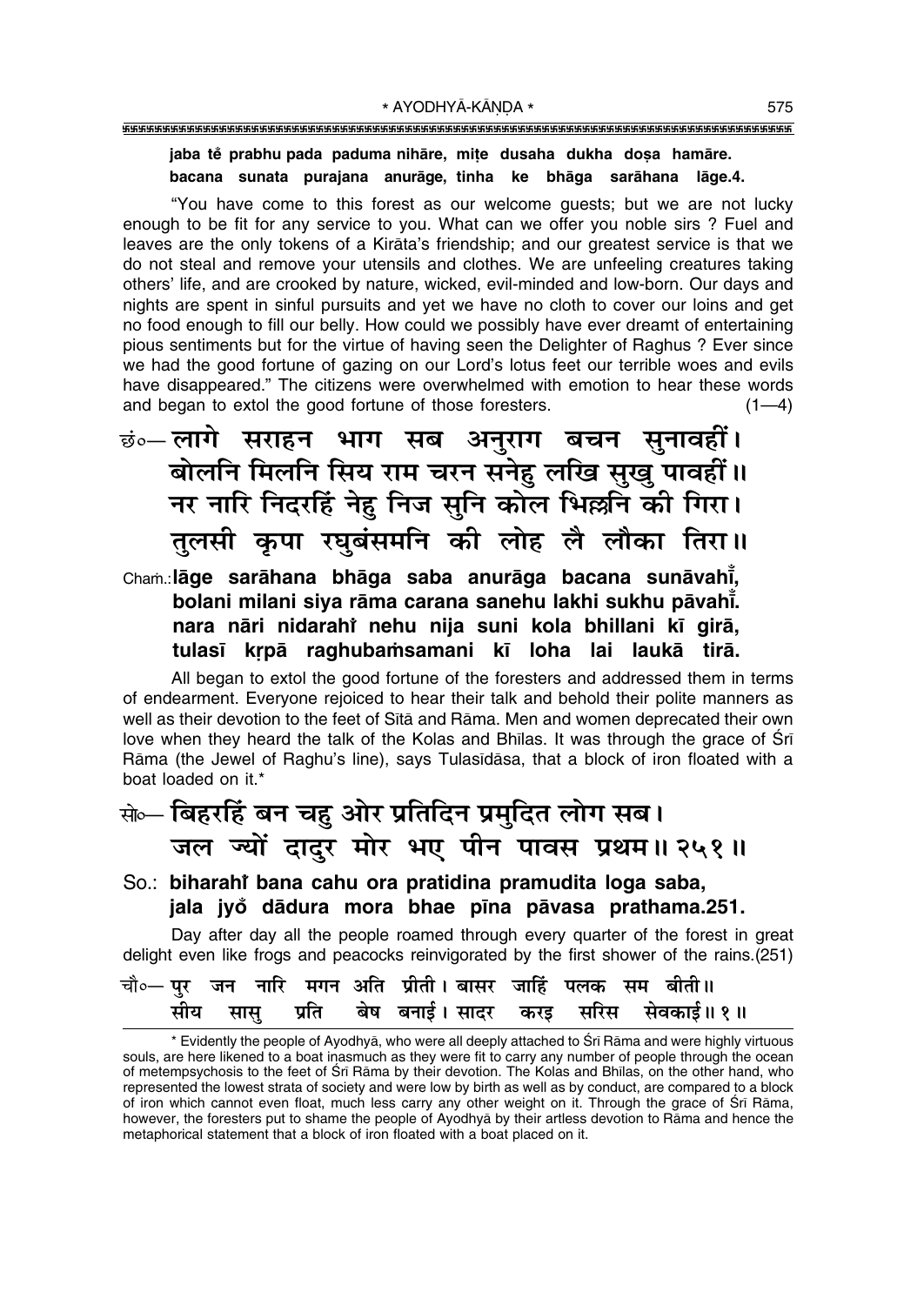**jaba te prabhu pada paduma nihāre, miṭe dusaha dukha doṣa hamāre.**
**bacana sunata purajana anurāge, tinha ke bhāga sarāhana lāge.4.**

"You have come to this forest as our welcome guests; but we are not lucky enough to be fit for any service to you. What can we offer you noble sirs ? Fuel and leaves are the only tokens of a Kirāta's friendship; and our greatest service is that we do not steal and remove your utensils and clothes. We are unfeeling creatures taking others' life, and are crooked by nature, wicked, evil-minded and low-born. Our days and nights are spent in sinful pursuits and yet we have no cloth to cover our loins and get no food enough to fill our belly. How could we possibly have ever dreamt of entertaining pious sentiments but for the virtue of having seen the Delighter of Raghus ? Ever since we had the good fortune of gazing on our Lord's lotus feet our terrible woes and evils have disappeared." The citizens were overwhelmed with emotion to hear these words and began to extol the good fortune of those foresters. (1—4)

**छं०— लागे सराहन भाग सब अनुराग बचन सुनावहीं।**
**बोलनि मिलनि सिय राम चरन सनेहु लखि सुखु पावहीं॥**
**नर नारि निदरहिं नेहु निज सुनि कोल भिल्लनि की गिरा।**
**तुलसी कृपा रघुबंसमनि की लोह लै लौका तिरा॥**

**Chaṁ.: lāge sarāhana bhāga saba anurāga bacana sunāvahī̃,**
**bolani milani siya rāma carana sanehu lakhi sukhu pāvahī̃.**
**nara nāri nidarahī̃ nehu nija suni kola bhillani kī girā,**
**tulasī kṛpā raghubaṁsamani kī loha lai laukā tirā.**

All began to extol the good fortune of the foresters and addressed them in terms of endearment. Everyone rejoiced to hear their talk and behold their polite manners as well as their devotion to the feet of Sītā and Rāma. Men and women deprecated their own love when they heard the talk of the Kolas and Bhīlas. It was through the grace of Śrī Rāma (the Jewel of Raghu's line), says Tulasīdāsa, that a block of iron floated with a boat loaded on it.*

**सो०— बिहरहिं बन चहु ओर प्रतिदिन प्रमुदित लोग सब।**
**जल ज्यों दादुर मोर भए पीन पावस प्रथम॥ २५१॥**

**So.: biharahī̃ bana cahu ora pratidina pramudita loga saba,**
**jala jyõ dādura mora bhae pīna pāvasa prathama.251.**

Day after day all the people roamed through every quarter of the forest in great delight even like frogs and peacocks reinvigorated by the first shower of the rains.(251)

**चौ०— पुर जन नारि मगन अति प्रीती। बासर जाहिं पलक सम बीती॥**
**सीय सासु प्रति बेष बनाई। सादर करइ सरिस सेवकाई॥ १॥**

---

* Evidently the people of Ayodhyā, who were all deeply attached to Śrī Rāma and were highly virtuous souls, are here likened to a boat inasmuch as they were fit to carry any number of people through the ocean of metempsychosis to the feet of Śrī Rāma by their devotion. The Kolas and Bhīlas, on the other hand, who represented the lowest strata of society and were low by birth as well as by conduct, are compared to a block of iron which cannot even float, much less carry any other weight on it. Through the grace of Śrī Rāma, however, the foresters put to shame the people of Ayodhyā by their artless devotion to Rāma and hence the metaphorical statement that a block of iron floated with a boat placed on it.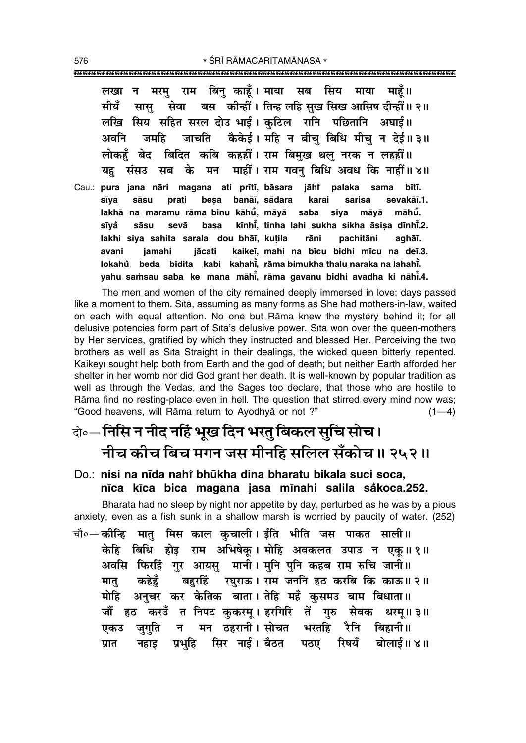लखा न मरमु राम बिनु काहूँ। माया सब सिय माया माहूँ॥
सीयँ सासु सेवा बस कीन्हीं। तिन्ह लहि सुख सिख आसिष दीन्हीं॥ २॥
लखि सिय सहित सरल दोउ भाई। कुटिल रानि पछितानि अघाई॥
अवनि जमहि जाचति कैकेई। महि न बीचु बिधि मीचु न देई॥ ३॥
लोकहुँ बेद बिदित कबि कहहीं। राम बिमुख थलु नरक न लहहीं॥
यहु संसउ सब के मन माहीं। राम गवनु बिधि अवध कि नाहीं॥ ४॥

Cau.: **pura jana nārī magana ati prīti, bāsara jāhiँ palaka sama bītī.
sīya sāsu prati beṣa banāī, sādara karai sarisa sevakāī.1.
lakhā na maramu rāma binu kāhū̐, māyā saba siya māyā māhū̐.
sīyaँ sāsu sevā basa kīnhīँ, tinha lahi sukha sikha āsiṣa dīnhīँ.2.
lakhi siya sahita sarala dou bhāī, kuṭila rāni pachitāni aghāī.
avani jamahi jācati kaikeī, mahi na bīcu bidhi mīcu na deī.3.
lokahū̐ beda bidita kabi kahahīँ, rāma bimukha thalu naraka na lahahīँ.
yahu saṁsau saba ke mana māhīँ, rāma gavanu bidhi avadha ki nāhīँ.4.**

The men and women of the city remained deeply immersed in love; days passed like a moment to them. Sītā, assuming as many forms as She had mothers-in-law, waited on each with equal attention. No one but Rāma knew the mystery behind it; for all delusive potencies form part of Sītā's delusive power. Sītā won over the queen-mothers by Her services, gratified by which they instructed and blessed Her. Perceiving the two brothers as well as Sītā Straight in their dealings, the wicked queen bitterly repented. Kaikeyī sought help both from Earth and the god of death; but neither Earth afforded her shelter in her womb nor did God grant her death. It is well-known by popular tradition as well as through the Vedas, and the Sages too declare, that those who are hostile to Rāma find no resting-place even in hell. The question that stirred every mind now was; "Good heavens, will Rāma return to Ayodhyā or not ?" (1—4)

## दो०— निसि न नीद नहिं भूख दिन भरतु बिकल सुचि सोच। नीच कीच बिच मगन जस मीनहि सलिल सँकोच॥ २५२॥

Do.: **nisi na nīda nahiँ bhūkha dina bharatu bikala suci soca, nīca kīca bica magana jasa mīnahi salila sa̐koca.252.**

Bharata had no sleep by night nor appetite by day, perturbed as he was by a pious anxiety, even as a fish sunk in a shallow marsh is worried by paucity of water. (252)

चौ०— कीन्हि मातु मिस काल कुचाली। ईति भीति जस पाकत साली॥
केहि बिधि होइ राम अभिषेकू। मोहि अवकलत उपाउ न एकू॥ १॥
अवसि फिरहिं गुर आयसु मानी। मुनि पुनि कहब राम रुचि जानी॥
मातु कहेहुँ बहुरहिं रघुराऊ। राम जननि हठ करबि कि काऊ॥ २॥
मोहि अनुचर कर केतिक बाता। तेहि महँ कुसमउ बाम बिधाता॥
जौं हठ करउँ त निपट कुकरमू। हरगिरि तें गुरु सेवक धरमू॥ ३॥
एकउ जुगुति न मन ठहरानी। सोचत भरतहि रैनि बिहानी॥
प्रात नहाइ प्रभुहि सिर नाई। बैठत पठए रिषयँ बोलाई॥ ४॥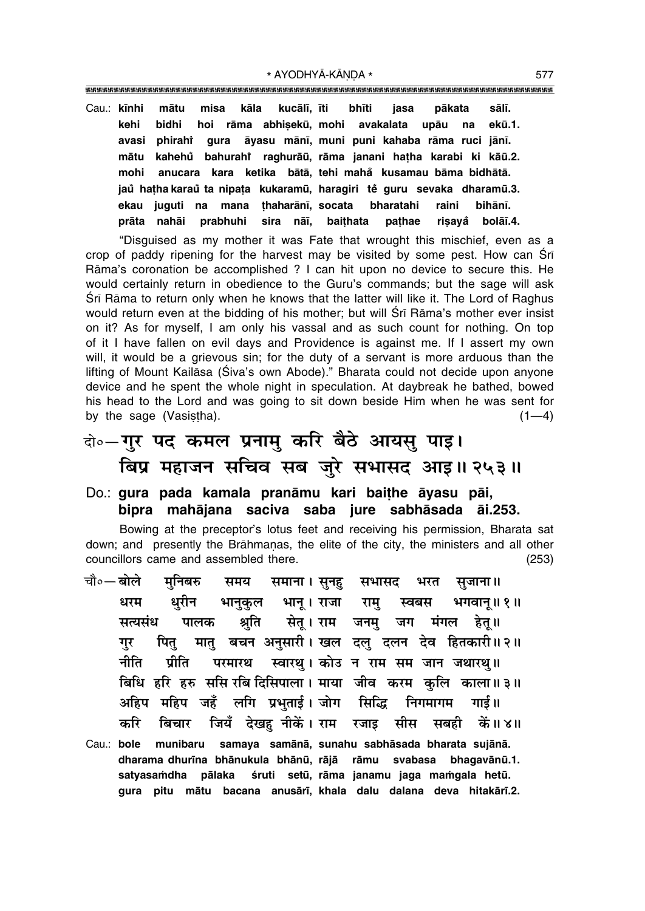Cau.: **kīnhi mātu misa kāla kucālī, īti bhīti jasa pākata sālī.**
**kehi bidhi hoi rāma abhiṣekū, mohi avakalata upāu na ekū.1.**
**avasi phirahiṁ gura āyasu mānī, muni puni kahaba rāma ruci jānī.**
**mātu kahehuँ bahurahiṁ raghurāū, rāma janani haṭha karabi ki kāū.2.**
**mohi anucara kara ketika bātā, tehi mahaँ kusamau bāma bidhātā.**
**jauँ haṭha karauँ ta nipaṭa kukaramū, haragiri teṁ guru sevaka dharamū.3.**
**ekau juguti na mana ṭhaharānī, socata bharatahi raini bihānī.**
**prāta nahāi prabhuhi sira nāī, baiṭhata paṭhae riṣayaँ bolāī.4.**

"Disguised as my mother it was Fate that wrought this mischief, even as a crop of paddy ripening for the harvest may be visited by some pest. How can Śrī Rāma's coronation be accomplished ? I can hit upon no device to secure this. He would certainly return in obedience to the Guru's commands; but the sage will ask Śrī Rāma to return only when he knows that the latter will like it. The Lord of Raghus would return even at the bidding of his mother; but will Śrī Rāma's mother ever insist on it? As for myself, I am only his vassal and as such count for nothing. On top of it I have fallen on evil days and Providence is against me. If I assert my own will, it would be a grievous sin; for the duty of a servant is more arduous than the lifting of Mount Kailāsa (Śiva's own Abode)." Bharata could not decide upon anyone device and he spent the whole night in speculation. At daybreak he bathed, bowed his head to the Lord and was going to sit down beside Him when he was sent for by the sage (Vasiṣṭha). (1—4)

## दो०—गुर पद कमल प्रनामु करि बैठे आयसु पाइ। बिप्र महाजन सचिव सब जुरे सभासद आइ॥ २५३॥

Do.: **gura pada kamala pranāmu kari baiṭhe āyasu pāi, bipra mahājana saciva saba jure sabhāsada āi.253.**

Bowing at the preceptor's lotus feet and receiving his permission, Bharata sat down; and presently the Brāhmaṇas, the elite of the city, the ministers and all other councillors came and assembled there. (253)

चौ०—बोले मुनिबरु समय समाना। सुनहु सभासद भरत सुजाना॥
धरम धुरीन भानुकुल भानू। राजा रामु स्वबस भगवानू॥ १॥
सत्यसंध पालक श्रुति सेतू। राम जनमु जग मंगल हेतू॥
गुर पितु मातु बचन अनुसारी। खल दलु दलन देव हितकारी॥ २॥
नीति प्रीति परमारथ स्वारथु। कोउ न राम सम जान जथारथु॥
बिधि हरि हरु ससि रबि दिसिपाला। माया जीव करम कुलि काला॥ ३॥
अहिप महिप जहँ लगि प्रभुताई। जोग सिद्धि निगमागम गाई॥
करि बिचार जियँ देखहु नीकें। राम रजाइ सीस सबही कें॥ ४॥

Cau.: **bole munibaru samaya samānā, sunahu sabhāsada bharata sujānā.**
**dharama dhurīna bhānukula bhānū, rājā rāmu svabasa bhagavānū.1.**
**satyasaṁdha pālaka śruti setū, rāma janamu jaga maṁgala hetū.**
**gura pitu mātu bacana anusārī, khala dalu dalana deva hitakārī.2.**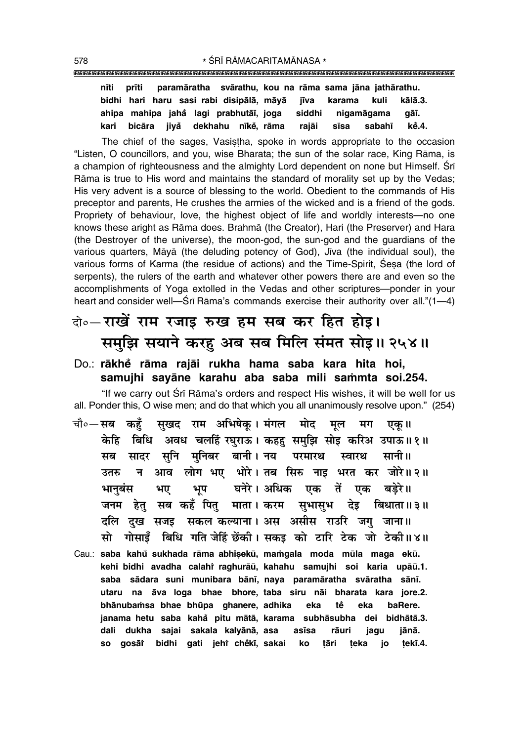**nīti prīti paramāratha svārathu, kou na rāma sama jāna jathārathu.**
**bidhi hari haru sasi rabi disipālā, māyā jīva karama kuli kālā.3.**
**ahipa mahipa jahå lagi prabhutāī, joga siddhi nigamāgama gāī.**
**kari bicāra jiyå dekhahu nīke, rāma rajāi sīsa sabahī ke.4.**

The chief of the sages, Vasiṣṭha, spoke in words appropriate to the occasion "Listen, O councillors, and you, wise Bharata; the sun of the solar race, King Rāma, is a champion of righteousness and the almighty Lord dependent on none but Himself. Śrī Rāma is true to His word and maintains the standard of morality set up by the Vedas; His very advent is a source of blessing to the world. Obedient to the commands of His preceptor and parents, He crushes the armies of the wicked and is a friend of the gods. Propriety of behaviour, love, the highest object of life and worldly interests—no one knows these aright as Rāma does. Brahmā (the Creator), Hari (the Preserver) and Hara (the Destroyer of the universe), the moon-god, the sun-god and the guardians of the various quarters, Māyā (the deluding potency of God), Jīva (the individual soul), the various forms of Karma (the residue of actions) and the Time-Spirit, Śeṣa (the lord of serpents), the rulers of the earth and whatever other powers there are and even so the accomplishments of Yoga extolled in the Vedas and other scriptures—ponder in your heart and consider well—Śrī Rāma's commands exercise their authority over all."(1—4)

## दो०— राखें राम रजाइ रुख हम सब कर हित होइ। समुझि सयाने करहु अब सब मिलि संमत सोइ॥ २५४॥

**Do.: rākheṁ rāma rajāi rukha hama saba kara hita hoi, samujhi sayāne karahu aba saba mili saṁmta soi.254.**

"If we carry out Śrī Rāma's orders and respect His wishes, it will be well for us all. Ponder this, O wise men; and do that which you all unanimously resolve upon." (254)

चौ०— सब कहुँ सुखद राम अभिषेकू। मंगल मोद मूल मग एकू॥
केहि बिधि अवध चलहिं रघुराऊ। कहहु समुझि सोइ करिअ उपाऊ॥ १॥
सब सादर सुनि मुनिबर बानी। नय परमारथ स्वारथ सानी॥
उतरु न आव लोग भए भोरे। तब सिरु नाइ भरत कर जोरे॥ २॥
भानुबंस भए भूप घनेरे। अधिक एक तें एक बड़ेरे॥
जनम हेतु सब कहँ पितु माता। करम सुभासुभ देइ बिधाता॥ ३॥
दलि दुख सजइ सकल कल्याना। अस असीस राउरि जगु जाना॥
सो गोसाइँ बिधि गति जेहिं छेंकी। सकइ को टारि टेक जो टेकी॥ ४॥

Cau.: **saba kahů sukhada rāma abhiṣekū, maṁgala moda mūla maga ekū.**
**kehi bidhi avadha calahiṁ raghurāū, kahahu samujhi soi karia upāū.1.**
**saba sādara suni munibara bānī, naya paramāratha svāratha sānī.**
**utaru na āva loga bhae bhore, taba siru nāi bharata kara jore.2.**
**bhānubaṁsa bhae bhūpa ghanere, adhika eka teṁ eka baRere.**
**janama hetu saba kahå pitu mātā, karama subhāsubha dei bidhātā.3.**
**dali dukha sajai sakala kalyānā, asa asīsa rāuri jagu jānā.**
**so gosāiṁ bidhi gati jehiṁ cheṁkī, sakai ko ṭāri ṭeka jo ṭekī.4.**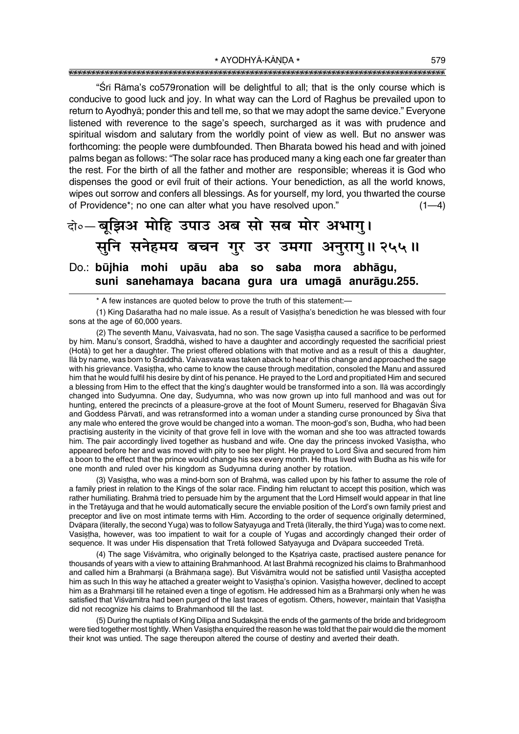"Śrī Rāma's co579ronation will be delightful to all; that is the only course which is conducive to good luck and joy. In what way can the Lord of Raghus be prevailed upon to return to Ayodhyā; ponder this and tell me, so that we may adopt the same device." Everyone listened with reverence to the sage's speech, surcharged as it was with prudence and spiritual wisdom and salutary from the worldly point of view as well. But no answer was forthcoming: the people were dumbfounded. Then Bharata bowed his head and with joined palms began as follows: "The solar race has produced many a king each one far greater than the rest. For the birth of all the father and mother are responsible; whereas it is God who dispenses the good or evil fruit of their actions. Your benediction, as all the world knows, wipes out sorrow and confers all blessings. As for yourself, my lord, you thwarted the course of Providence*; no one can alter what you have resolved upon." (1—4)

दो०— बूझिअ मोहि उपाउ अब सो सब मोर अभागु।
सुनि सनेहमय बचन गुर उर उमगा अनुरागु॥ २५५॥

Do.: **būjhia mohi upāu aba so saba mora abhāgu,**
**suni sanehamaya bacana gura ura umagā anurāgu.255.**

---

\* A few instances are quoted below to prove the truth of this statement:—

(1) King Daśaratha had no male issue. As a result of Vasiṣṭha's benediction he was blessed with four sons at the age of 60,000 years.

(2) The seventh Manu, Vaivasvata, had no son. The sage Vasiṣṭha caused a sacrifice to be performed by him. Manu's consort, Śraddhā, wished to have a daughter and accordingly requested the sacrificial priest (Hotā) to get her a daughter. The priest offered oblations with that motive and as a result of this a daughter, Ilā by name, was born to Śraddhā. Vaivasvata was taken aback to hear of this change and approached the sage with his grievance. Vasiṣṭha, who came to know the cause through meditation, consoled the Manu and assured him that he would fulfil his desire by dint of his penance. He prayed to the Lord and propitiated Him and secured a blessing from Him to the effect that the king's daughter would be transformed into a son. Ilā was accordingly changed into Sudyumna. One day, Sudyumna, who was now grown up into full manhood and was out for hunting, entered the precincts of a pleasure-grove at the foot of Mount Sumeru, reserved for Bhagavān Śiva and Goddess Pārvatī, and was retransformed into a woman under a standing curse pronounced by Śiva that any male who entered the grove would be changed into a woman. The moon-god's son, Budha, who had been practising austerity in the vicinity of that grove fell in love with the woman and she too was attracted towards him. The pair accordingly lived together as husband and wife. One day the princess invoked Vasiṣṭha, who appeared before her and was moved with pity to see her plight. He prayed to Lord Śiva and secured from him a boon to the effect that the prince would change his sex every month. He thus lived with Budha as his wife for one month and ruled over his kingdom as Sudyumna during another by rotation.

(3) Vasiṣṭha, who was a mind-born son of Brahmā, was called upon by his father to assume the role of a family priest in relation to the Kings of the solar race. Finding him reluctant to accept this position, which was rather humiliating. Brahmā tried to persuade him by the argument that the Lord Himself would appear in that line in the Tretāyuga and that he would automatically secure the enviable position of the Lord's own family priest and preceptor and live on most intimate terms with Him. According to the order of sequence originally determined, Dvāpara (literally, the second Yuga) was to follow Satyayuga and Tretā (literally, the third Yuga) was to come next. Vasiṣṭha, however, was too impatient to wait for a couple of Yugas and accordingly changed their order of sequence. It was under His dispensation that Tretā followed Satyayuga and Dvāpara succeeded Tretā.

(4) The sage Viśvāmitra, who originally belonged to the Kṣatriya caste, practised austere penance for thousands of years with a view to attaining Brahmanhood. At last Brahmā recognized his claims to Brahmanhood and called him a Brahmarṣi (a Brāhmaṇa sage). But Viśvāmitra would not be satisfied until Vasiṣṭha accepted him as such In this way he attached a greater weight to Vasiṣṭha's opinion. Vasiṣṭha however, declined to accept him as a Brahmarṣi till he retained even a tinge of egotism. He addressed him as a Brahmarṣi only when he was satisfied that Viśvāmitra had been purged of the last traces of egotism. Others, however, maintain that Vasiṣṭha did not recognize his claims to Brahmanhood till the last.

(5) During the nuptials of King Dilīpa and Sudakṣiṇā the ends of the garments of the bride and bridegroom were tied together most tightly. When Vasiṣṭha enquired the reason he was told that the pair would die the moment their knot was untied. The sage thereupon altered the course of destiny and averted their death.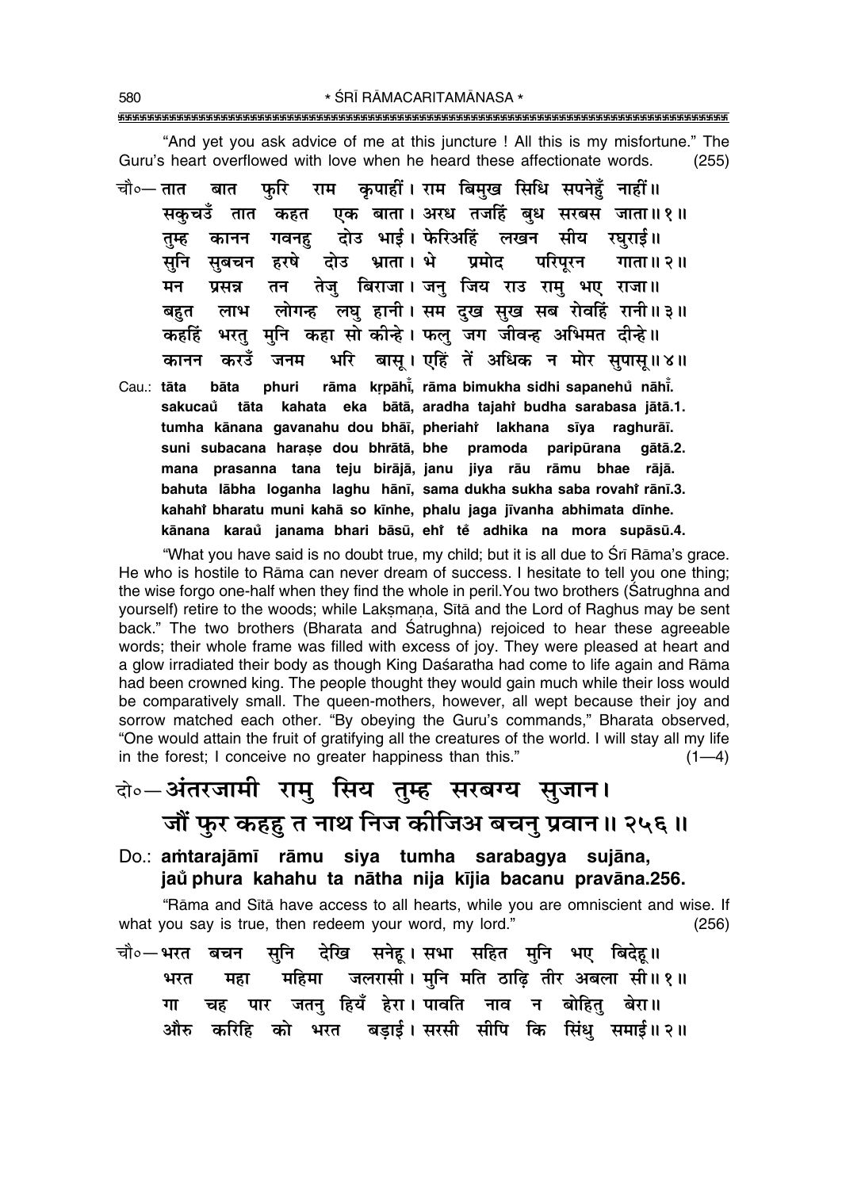"And yet you ask advice of me at this juncture ! All this is my misfortune." The Guru's heart overflowed with love when he heard these affectionate words. (255)

चौ०— तात बात फुरि राम कृपाहीं। राम बिमुख सिधि सपनेहुँ नाहीं॥
सकुचउँ तात कहत एक बाता। अरध तजहिं बुध सरबस जाता॥१॥
तुम्ह कानन गवनहु दोउ भाई। फेरिअहिं लखन सीय रघुराई॥
सुनि सुबचन हरषे दोउ भ्राता। भे प्रमोद परिपूरन गाता॥२॥
मन प्रसन्न तन तेजु बिराजा। जनु जिय राउ रामु भए राजा॥
बहुत लाभ लोगन्ह लघु हानी। सम दुख सुख सब रोवहिं रानी॥३॥
कहहिं भरतु मुनि कहा सो कीन्हे। फलु जग जीवन्ह अभिमत दीन्हे॥
कानन करउँ जनम भरि बासू। एहिं तें अधिक न मोर सुपासू॥४॥

Cau.: **tāta bāta phuri rāma kṛpāhī̃, rāma bimukha sidhi sapanehũ nāhī̃.**
**sakucaũ tāta kahata eka bātā, aradha tajahi̐ budha sarabasa jātā.1.**
**tumha kānana gavanahu dou bhāī, pheriahi̐ lakhana sīya raghurāī.**
**suni subacana haraṣe dou bhrātā, bhe pramoda paripūrana gātā.2.**
**mana prasanna tana teju birājā, janu jiya rāu rāmu bhae rājā.**
**bahuta lābha loganha laghu hānī, sama dukha sukha saba rovahi̐ rānī.3.**
**kahahi̐ bharatu muni kahā so kīnhe, phalu jaga jīvanha abhimata dīnhe.**
**kānana karaũ janama bhari bāsū, ehi̐ tẽ adhika na mora supāsū.4.**

"What you have said is no doubt true, my child; but it is all due to Śrī Rāma's grace. He who is hostile to Rāma can never dream of success. I hesitate to tell you one thing; the wise forgo one-half when they find the whole in peril. You two brothers (Śatrughna and yourself) retire to the woods; while Lakṣmaṇa, Sītā and the Lord of Raghus may be sent back." The two brothers (Bharata and Śatrughna) rejoiced to hear these agreeable words; their whole frame was filled with excess of joy. They were pleased at heart and a glow irradiated their body as though King Daśaratha had come to life again and Rāma had been crowned king. The people thought they would gain much while their loss would be comparatively small. The queen-mothers, however, all wept because their joy and sorrow matched each other. "By obeying the Guru's commands," Bharata observed, "One would attain the fruit of gratifying all the creatures of the world. I will stay all my life in the forest; I conceive no greater happiness than this." (1—4)

दो०— अंतरजामी रामु सिय तुम्ह सरबग्य सुजान।
जौं फुर कहहु त नाथ निज कीजिअ बचनु प्रवान॥२५६॥

Do.: **aṁtarajāmī rāmu siya tumha sarabagya sujāna,**
**jaũ phura kahahu ta nātha nija kījia bacanu pravāna.256.**

"Rāma and Sītā have access to all hearts, while you are omniscient and wise. If what you say is true, then redeem your word, my lord." (256)

चौ०— भरत बचन सुनि देखि सनेहू। सभा सहित मुनि भए बिदेहू॥
भरत महा महिमा जलरासी। मुनि मति ठाढ़ि तीर अबला सी॥१॥
गा चह पार जतनु हियँ हेरा। पावति नाव न बोहितु बेरा॥
औरु करिहि को भरत बड़ाई। सरसी सीपि कि सिंधु समाई॥२॥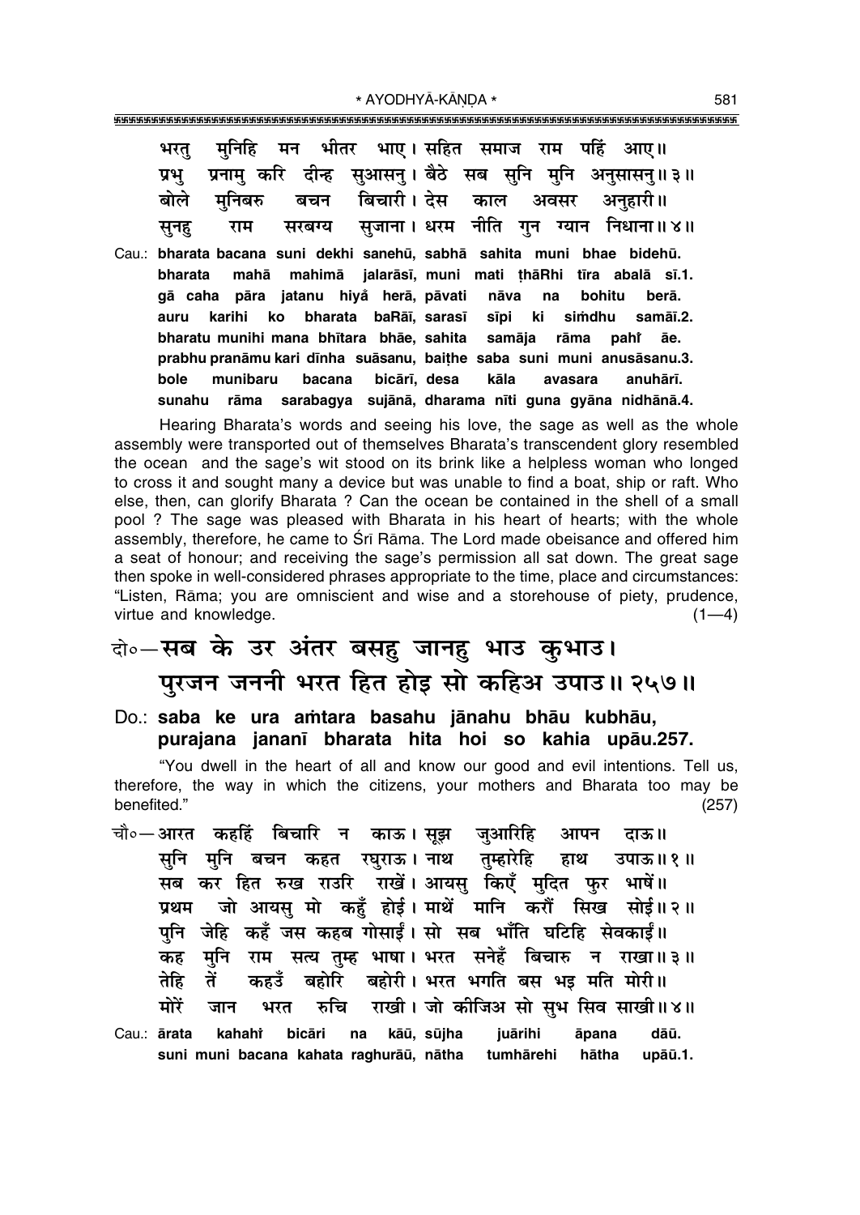भरतु मुनिहि मन भीतर भाए। सहित समाज राम पहिं आए॥
प्रभु प्रनामु करि दीन्ह सुआसनु। बैठे सब सुनि मुनि अनुसासनु॥३॥
बोले मुनिबरु बचन बिचारी। देस काल अवसर अनुहारी॥
सुनहु राम सरबग्य सुजाना। धरम नीति गुन ग्यान निधाना॥४॥

Cau.: **bharata bacana suni dekhi sanehū, sabhā sahita muni bhae bidehū.**
**bharata mahā mahimā jalarāsī, muni mati ṭhāRhi tīra abalā sī.1.**
**gā caha pāra jatanu hiyå herā, pāvati nāva na bohitu berā.**
**auru karihi ko bharata baRāī, sarasī sīpi ki siṁdhu samāī.2.**
**bharatu munihi mana bhītara bhāe, sahita samāja rāma pahiṁ āe.**
**prabhu pranāmu kari dīnha suāsanu, baiṭhe saba suni muni anusāsanu.3.**
**bole munibaru bacana bicārī, desa kāla avasara anuhārī.**
**sunahu rāma sarabagya sujānā, dharama nīti guna gyāna nidhānā.4.**

Hearing Bharata's words and seeing his love, the sage as well as the whole assembly were transported out of themselves Bharata's transcendent glory resembled the ocean and the sage's wit stood on its brink like a helpless woman who longed to cross it and sought many a device but was unable to find a boat, ship or raft. Who else, then, can glorify Bharata ? Can the ocean be contained in the shell of a small pool ? The sage was pleased with Bharata in his heart of hearts; with the whole assembly, therefore, he came to Śrī Rāma. The Lord made obeisance and offered him a seat of honour; and receiving the sage's permission all sat down. The great sage then spoke in well-considered phrases appropriate to the time, place and circumstances: "Listen, Rāma; you are omniscient and wise and a storehouse of piety, prudence, virtue and knowledge. (1—4)

## दो०—सब के उर अंतर बसहु जानहु भाउ कुभाउ। पुरजन जननी भरत हित होइ सो कहिअ उपाउ॥२५७॥

### Do.: saba ke ura aṁtara basahu jānahu bhāu kubhāu, purajana jananī bharata hita hoi so kahia upāu.257.

"You dwell in the heart of all and know our good and evil intentions. Tell us, therefore, the way in which the citizens, your mothers and Bharata too may be benefited." (257)

चौ०—आरत कहहिं बिचारि न काऊ। सूझ जुआरिहि आपन दाऊ॥
सुनि मुनि बचन कहत रघुराऊ। नाथ तुम्हारेहि हाथ उपाऊ॥१॥
सब कर हित रुख राउरि राखें। आयसु किएँ मुदित फुर भाषें॥
प्रथम जो आयसु मो कहुँ होई। माथें मानि करौं सिख सोई॥२॥
पुनि जेहि कहँ जस कहब गोसाईं। सो सब भाँति घटिहि सेवकाईं॥
कह मुनि राम सत्य तुम्ह भाषा। भरत सनेहँ बिचारु न राखा॥३॥
तेहि तें कहउँ बहोरि बहोरी। भरत भगति बस भइ मति मोरी॥
मोरें जान भरत रुचि राखी। जो कीजिअ सो सुभ सिव साखी॥४॥

Cau.: **ārata kahahiṁ bicāri na kāū, sūjha juārihi āpana dāū.**
**suni muni bacana kahata raghurāū, nātha tumhārehi hātha upāū.1.**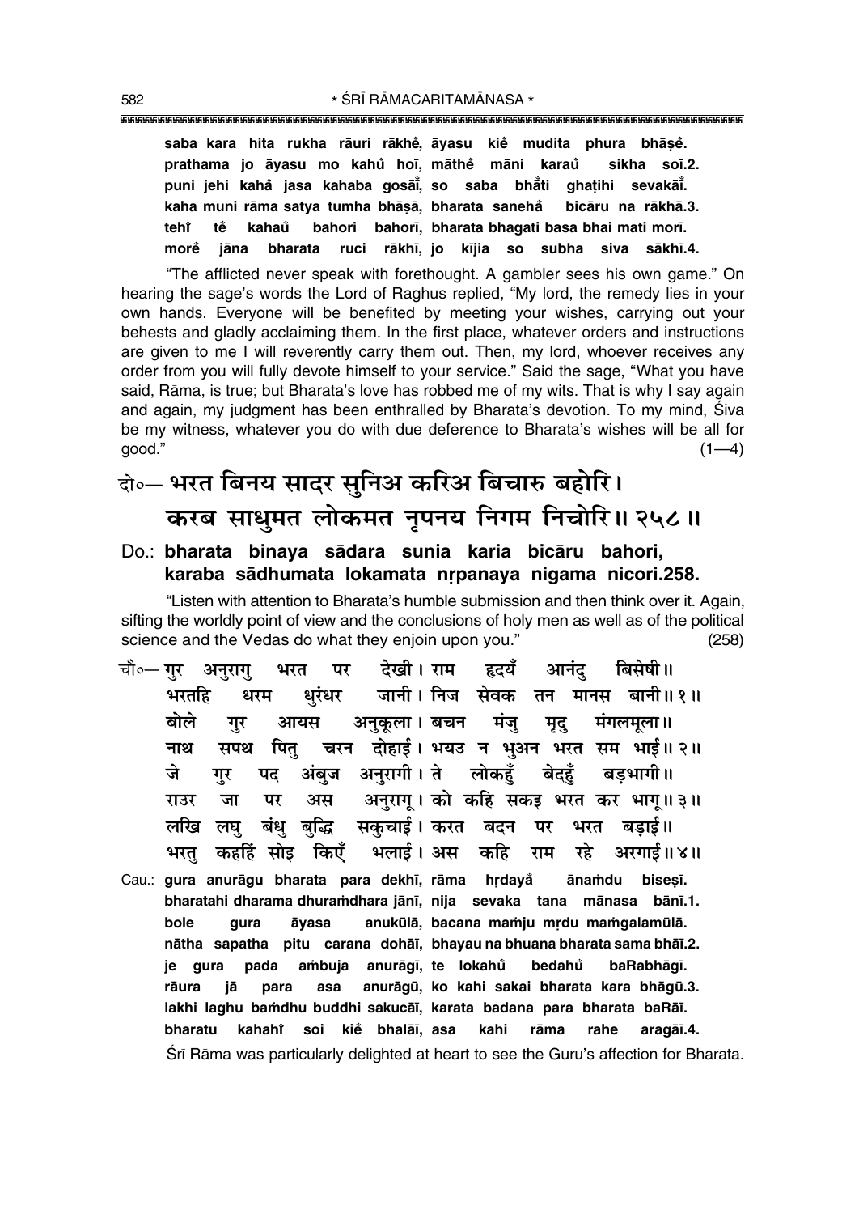**saba kara hita rukha rāuri rākhe̐, āyasu kie̐ mudita phura bhāṣe̐.**
**prathama jo āyasu mo kahu̐ hoī, māthe̐ māni karau̐ sikha soī.2.**
**puni jehi kaha̐ jasa kahaba gosāī̐, so saba bhā̐ti ghaṭihi sevakāī̐.**
**kaha muni rāma satya tumha bhāṣā, bharata sanehā̐ bicāru na rākhā.3.**
**tehī̐ te̐ kahau̐ bahori bahorī, bharata bhagati basa bhai mati morī.**
**more̐ jāna bharata ruci rākhī, jo kījia so subha siva sākhī.4.**

"The afflicted never speak with forethought. A gambler sees his own game." On hearing the sage's words the Lord of Raghus replied, "My lord, the remedy lies in your own hands. Everyone will be benefited by meeting your wishes, carrying out your behests and gladly acclaiming them. In the first place, whatever orders and instructions are given to me I will reverently carry them out. Then, my lord, whoever receives any order from you will fully devote himself to your service." Said the sage, "What you have said, Rāma, is true; but Bharata's love has robbed me of my wits. That is why I say again and again, my judgment has been enthralled by Bharata's devotion. To my mind, Śiva be my witness, whatever you do with due deference to Bharata's wishes will be all for good." (1—4)

## दो०— भरत बिनय सादर सुनिअ करिअ बिचारु बहोरि। करब साधुमत लोकमत नृपनय निगम निचोरि॥ २५८॥

**Do.: bharata binaya sādara sunia karia bicāru bahori,**
**karaba sādhumata lokamata nṛpanaya nigama nicori.258.**

"Listen with attention to Bharata's humble submission and then think over it. Again, sifting the worldly point of view and the conclusions of holy men as well as of the political science and the Vedas do what they enjoin upon you." (258)

चौ०— गुर अनुरागु भरत पर देखी। राम हृदयँ आनंदु बिसेषी॥
भरतहि धरम धुरंधर जानी। निज सेवक तन मानस बानी॥ १॥
बोले गुर आयस अनुकूला। बचन मंजु मृदु मंगलमूला॥
नाथ सपथ पितु चरन दोहाई। भयउ न भुअन भरत सम भाई॥ २॥
जे गुर पद अंबुज अनुरागी। ते लोकहुँ बेदहुँ बड़भागी॥
राउर जा पर अस अनुरागू। को कहि सकइ भरत कर भागू॥ ३॥
लखि लघु बंधु बुद्धि सकुचाई। करत बदन पर भरत बड़ाई॥
भरतु कहहिं सोइ किएँ भलाई। अस कहि राम रहे अरगाई॥ ४॥

**Cau.: gura anurāgu bharata para dekhī, rāma hṛdaya̐ ānaṁdu biseṣī.**
**bharatahi dharama dhuraṁdhara jānī, nija sevaka tana mānasa bānī.1.**
**bole gura āyasa anukūlā, bacana maṁju mṛdu maṁgalamūlā.**
**nātha sapatha pitu carana dohāī, bhayau na bhuana bharata sama bhāī.2.**
**je gura pada aṁbuja anurāgī, te lokahu̐ bedahu̐ baRabhāgī.**
**rāura jā para asa anurāgū, ko kahi sakai bharata kara bhāgū.3.**
**lakhi laghu baṁdhu buddhi sakucāī, karata badana para bharata baRāī.**
**bharatu kahahī̐ soi kie̐ bhalāī, asa kahi rāma rahe aragāī.4.**

Śrī Rāma was particularly delighted at heart to see the Guru's affection for Bharata.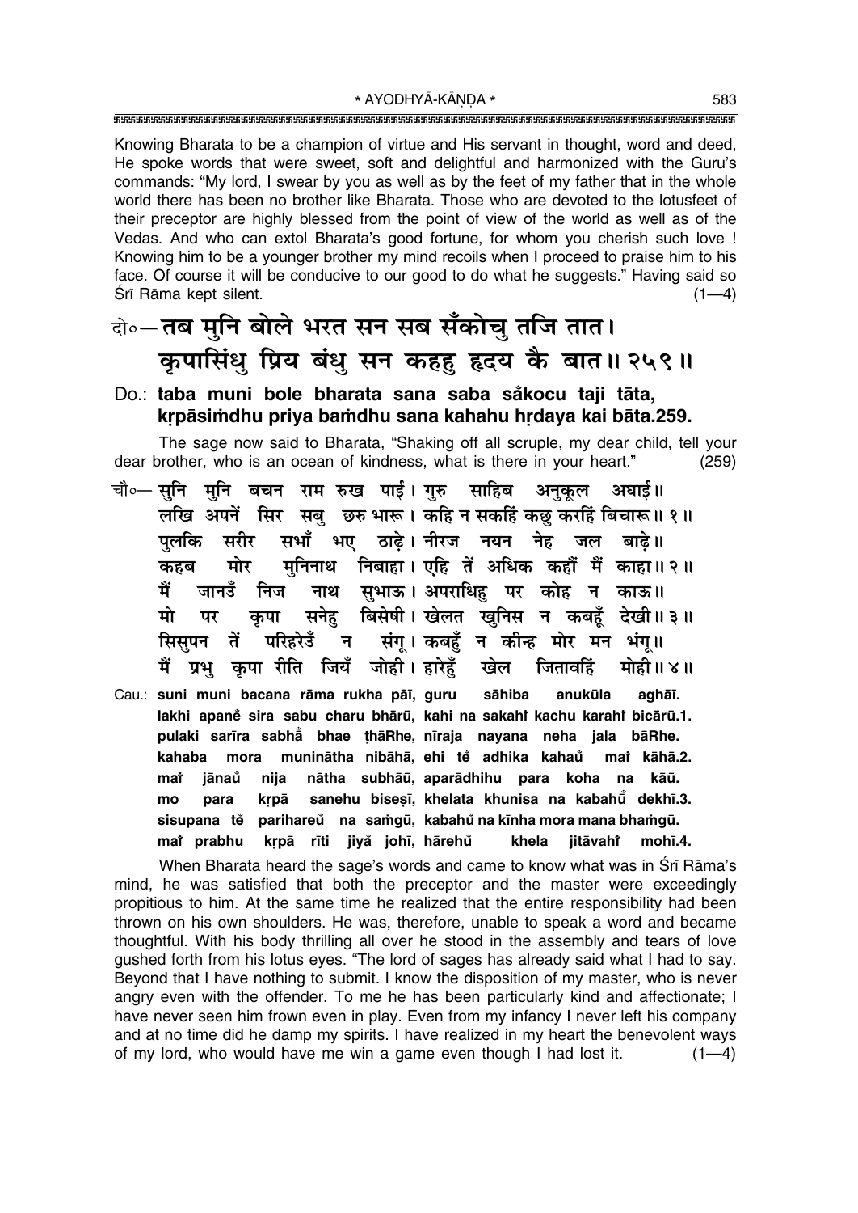Knowing Bharata to be a champion of virtue and His servant in thought, word and deed, He spoke words that were sweet, soft and delightful and harmonized with the Guru's commands: "My lord, I swear by you as well as by the feet of my father that in the whole world there has been no brother like Bharata. Those who are devoted to the lotusfeet of their preceptor are highly blessed from the point of view of the world as well as of the Vedas. And who can extol Bharata's good fortune, for whom you cherish such love ! Knowing him to be a younger brother my mind recoils when I proceed to praise him to his face. Of course it will be conducive to our good to do what he suggests." Having said so Śrī Rāma kept silent. (1—4)

## दो०— तब मुनि बोले भरत सन सब सँकोचु तजि तात। कृपासिंधु प्रिय बंधु सन कहहु हृदय कै बात॥ २५९॥

**Do.: taba muni bole bharata sana saba sa̐kocu taji tāta, kṛpāsiṁdhu priya baṁdhu sana kahahu hṛdaya kai bāta.259.**

The sage now said to Bharata, "Shaking off all scruple, my dear child, tell your dear brother, who is an ocean of kindness, what is there in your heart." (259)

चौ०— सुनि मुनि बचन राम रुख पाई। गुरु साहिब अनुकूल अघाई॥
लखि अपनें सिर सबु छरु भारू। कहि न सकहिं कछु करहिं बिचारू॥ १॥
पुलकि सरीर सभाँ भए ठाढ़े। नीरज नयन नेह जल बाढ़े॥
कहब मोर मुनिनाथ निबाहा। एहि तें अधिक कहौं मैं काहा॥ २॥
मैं जानउँ निज नाथ सुभाऊ। अपराधिहु पर कोह न काऊ॥
मो पर कृपा सनेहु बिसेषी। खेलत खुनिस न कबहूँ देखी॥ ३॥
सिसुपन तें परिहरेउँ न संगू। कबहुँ न कीन्ह मोर मन भंगू॥
मैं प्रभु कृपा रीति जियँ जोही। हारेहुँ खेल जितावहिं मोही॥ ४॥

Cau.: **suni muni bacana rāma rukha pāī, guru sāhiba anukūla aghāī.**
**lakhi apaneṁ sira sabu charu bhārū, kahi na sakahiṁ kachu karahiṁ bicārū.1.**
**pulaki sarīra sabhā̐ bhae ṭhāRhe, nīraja nayana neha jala bāRhe.**
**kahaba mora muninātha nibāhā, ehi teṁ adhika kahauṁ maiṁ kāhā.2.**
**maiṁ jānau̐ nija nātha subhāū, aparādhihu para koha na kāū.**
**mo para kṛpā sanehu biseṣī, khelata khunisa na kabahū̐ dekhī.3.**
**sisupana teṁ parihareu̐ na saṁgū, kabahu̐ na kīnha mora mana bhaṁgū.**
**maiṁ prabhu kṛpā rīti jiya̐ johī, hārehu̐ khela jitāvahiṁ mohī.4.**

When Bharata heard the sage's words and came to know what was in Śrī Rāma's mind, he was satisfied that both the preceptor and the master were exceedingly propitious to him. At the same time he realized that the entire responsibility had been thrown on his own shoulders. He was, therefore, unable to speak a word and became thoughtful. With his body thrilling all over he stood in the assembly and tears of love gushed forth from his lotus eyes. "The lord of sages has already said what I had to say. Beyond that I have nothing to submit. I know the disposition of my master, who is never angry even with the offender. To me he has been particularly kind and affectionate; I have never seen him frown even in play. Even from my infancy I never left his company and at no time did he damp my spirits. I have realized in my heart the benevolent ways of my lord, who would have me win a game even though I had lost it. (1—4)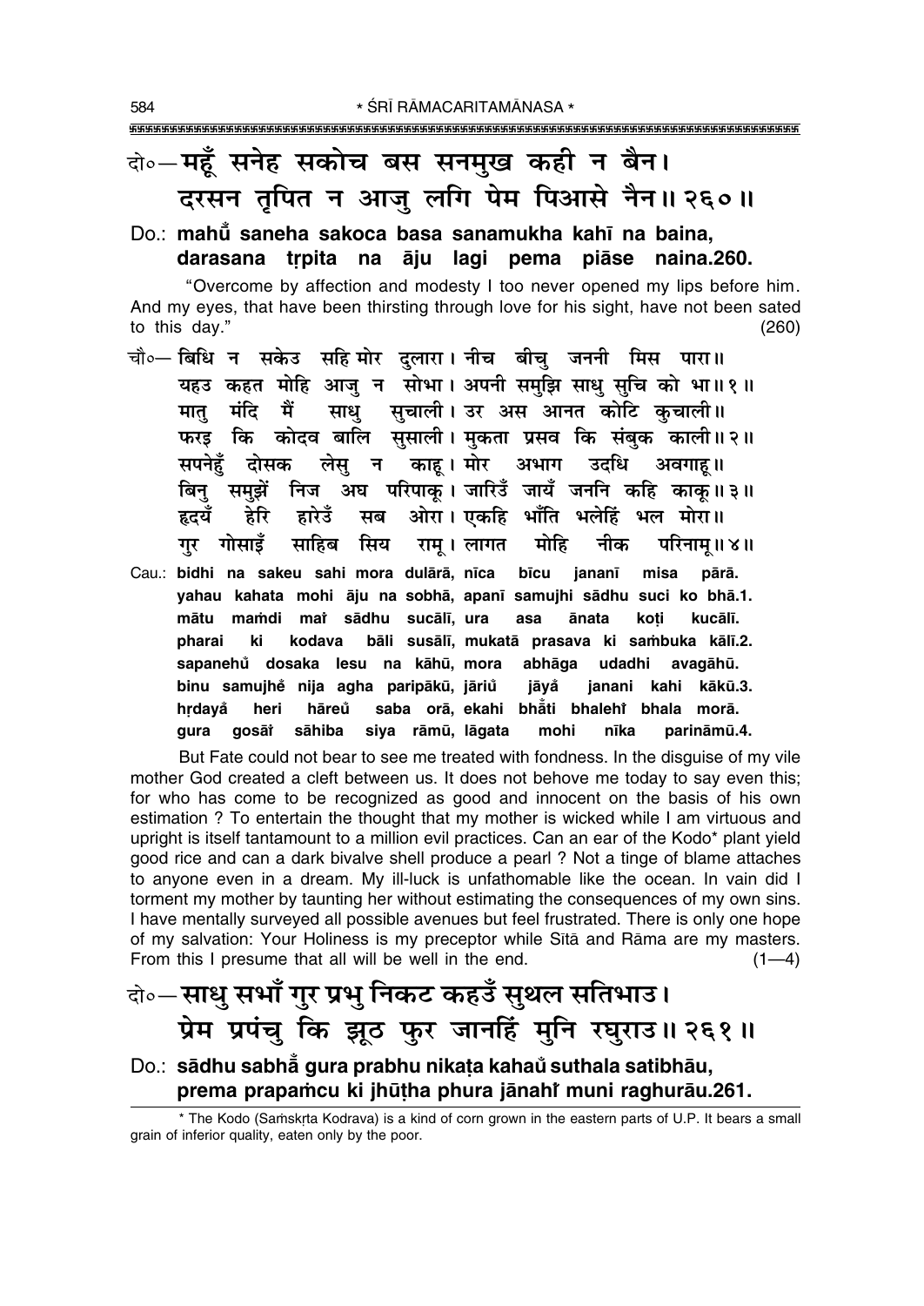दो०— महूँ सनेह सकोच बस सनमुख कही न बैन।
दरसन तृपित न आजु लगि पेम पिआसे नैन॥ २६०॥

Do.: **mahũ saneha sakoca basa sanamukha kahī na baina,**
**darasana tṛpita na āju lagi pema piāse naina.260.**

"Overcome by affection and modesty I too never opened my lips before him. And my eyes, that have been thirsting through love for his sight, have not been sated to this day." (260)

चौ०— बिधि न सकेउ सहि मोर दुलारा। नीच बीचु जननी मिस पारा॥
यहउ कहत मोहि आजु न सोभा। अपनी समुझि साधु सुचि को भा॥ १॥
मातु मंदि मैं साधु सुचाली। उर अस आनत कोटि कुचाली॥
फरइ कि कोदव बालि सुसाली। मुकता प्रसव कि संबुक काली॥ २॥
सपनेहुँ दोसक लेसु न काहू। मोर अभाग उदधि अवगाहू॥
बिनु समुझें निज अघ परिपाकू। जारिउँ जायँ जननि कहि काकू॥ ३॥
हृदयँ हेरि हारेउँ सब ओरा। एकहि भाँति भलेहिं भल मोरा॥
गुर गोसाइँ साहिब सिय रामू। लागत मोहि नीक परिनामू॥ ४॥

Cau.: **bidhi na sakeu sahi mora dulārā, nīca bīcu jananī misa pārā.**
**yahau kahata mohi āju na sobhā, apanī samujhi sādhu suci ko bhā.1.**
**mātu maṁdi maĩ sādhu sucālī, ura asa ānata koṭi kucālī.**
**pharai ki kodava bāli susālī, mukatā prasava ki saṁbuka kālī.2.**
**sapanehũ dosaka lesu na kāhū, mora abhāga udadhi avagāhū.**
**binu samujhẽ nija agha paripākū, jāriũ jāyã janani kahi kākū.3.**
**hṛdayã heri hāreũ saba orā, ekahi bhā̃ti bhalehĩ bhala morā.**
**gura gosāĩ sāhiba siya rāmū, lāgata mohi nīka parināmū.4.**

But Fate could not bear to see me treated with fondness. In the disguise of my vile mother God created a cleft between us. It does not behove me today to say even this; for who has come to be recognized as good and innocent on the basis of his own estimation ? To entertain the thought that my mother is wicked while I am virtuous and upright is itself tantamount to a million evil practices. Can an ear of the Kodo* plant yield good rice and can a dark bivalve shell produce a pearl ? Not a tinge of blame attaches to anyone even in a dream. My ill-luck is unfathomable like the ocean. In vain did I torment my mother by taunting her without estimating the consequences of my own sins. I have mentally surveyed all possible avenues but feel frustrated. There is only one hope of my salvation: Your Holiness is my preceptor while Sītā and Rāma are my masters. From this I presume that all will be well in the end. (1—4)

दो०— साधु सभाँ गुर प्रभु निकट कहउँ सुथल सतिभाउ।
प्रेम प्रपंचु कि झूठ फुर जानहिं मुनि रघुराउ॥ २६१॥

Do.: **sādhu sabhā̃ gura prabhu nikaṭa kahaũ suthala satibhāu,**
**prema prapaṁcu ki jhūṭha phura jānahĩ muni raghurāu.261.**

* The Kodo (Saṁskṛta Kodrava) is a kind of corn grown in the eastern parts of U.P. It bears a small grain of inferior quality, eaten only by the poor.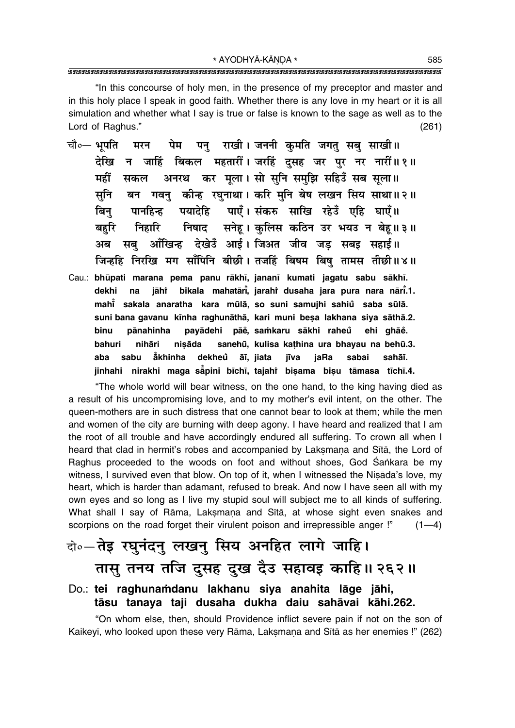"In this concourse of holy men, in the presence of my preceptor and master and in this holy place I speak in good faith. Whether there is any love in my heart or it is all simulation and whether what I say is true or false is known to the sage as well as to the Lord of Raghus." (261)

चौ०— भूपति मरन पेम पनु राखी। जननी कुमति जगतु सबु साखी॥
देखि न जाहिं बिकल महतारीं। जरहिं दुसह जर पुर नर नारीं॥१॥
महीं सकल अनरथ कर मूला। सो सुनि समुझि सहिउँ सब सूला॥
सुनि बन गवनु कीन्ह रघुनाथा। करि मुनि बेष लखन सिय साथा॥२॥
बिनु पानहिन्ह पयादेहि पाएँ। संकरु साखि रहेउँ एहि घाएँ॥
बहुरि निहारि निषाद सनेहू। कुलिस कठिन उर भयउ न बेहू॥३॥
अब सबु आँखिन्ह देखेउँ आई। जिअत जीव जड़ सबइ सहाई॥
जिन्हहि निरखि मग साँपिनि बीछी। तजहिं बिषम बिषु तामस तीछी॥४॥

Cau.: **bhūpati marana pema panu rākhī, jananī kumati jagatu sabu sākhī. dekhi na jāhi̐ bikala mahatārī̐, jarahi̐ dusaha jara pura nara nārī̐.1. mahī̐ sakala anaratha kara mūlā, so suni samujhi sahiu̐ saba sūlā. suni bana gavanu kīnha raghunāthā, kari muni beṣa lakhana siya sāthā.2. binu pānahinha payādehi pāe̐, saṁkaru sākhi raheu̐ ehi ghāe̐. bahuri nihāri niṣāda sanehū, kulisa kaṭhina ura bhayau na behū.3. aba sabu ā̐khinha dekheu̐ āī, jiata jīva jaRa sabai sahāī. jinhahi nirakhi maga sā̐pini bīchī, tajahi̐ biṣama biṣu tāmasa tīchī.4.**

"The whole world will bear witness, on the one hand, to the king having died as a result of his uncompromising love, and to my mother's evil intent, on the other. The queen-mothers are in such distress that one cannot bear to look at them; while the men and women of the city are burning with deep agony. I have heard and realized that I am the root of all trouble and have accordingly endured all suffering. To crown all when I heard that clad in hermit's robes and accompanied by Lakṣmaṇa and Sītā, the Lord of Raghus proceeded to the woods on foot and without shoes, God Śaṅkara be my witness, I survived even that blow. On top of it, when I witnessed the Niṣāda's love, my heart, which is harder than adamant, refused to break. And now I have seen all with my own eyes and so long as I live my stupid soul will subject me to all kinds of suffering. What shall I say of Rāma, Lakṣmaṇa and Sītā, at whose sight even snakes and scorpions on the road forget their virulent poison and irrepressible anger !" (1—4)

## दो०— तेइ रघुनंदनु लखनु सिय अनहित लागे जाहि। तासु तनय तजि दुसह दुख दैउ सहावइ काहि॥२६२॥

Do.: **tei raghunaṁdanu lakhanu siya anahita lāge jāhi, tāsu tanaya taji dusaha dukha daiu sahāvai kāhi.262.**

"On whom else, then, should Providence inflict severe pain if not on the son of Kaikeyī, who looked upon these very Rāma, Lakṣmaṇa and Sītā as her enemies !" (262)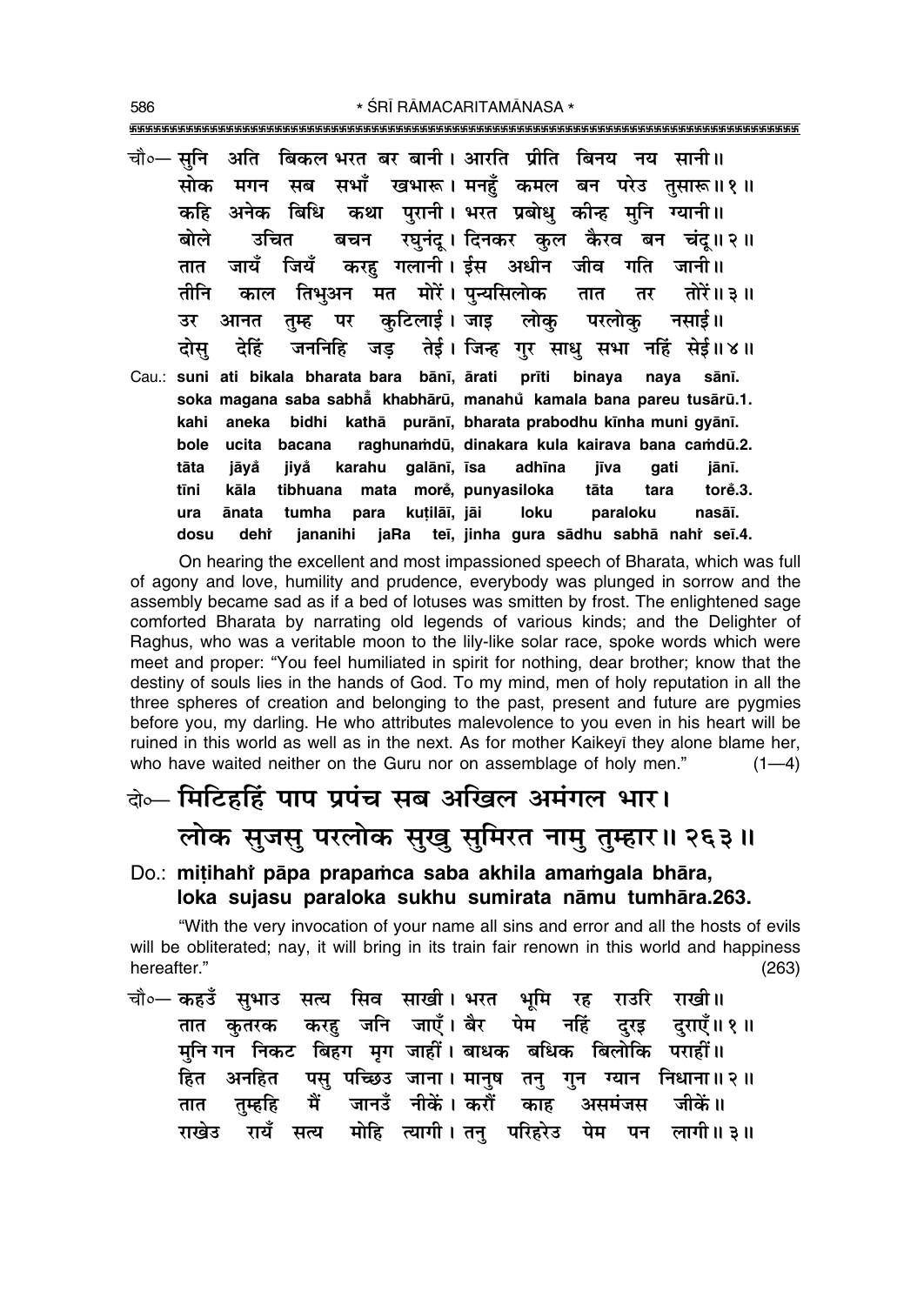चौ०— सुनि अति बिकल भरत बर बानी। आरति प्रीति बिनय नय सानी॥
सोक मगन सब सभाँ खभारू। मनहुँ कमल बन परेउ तुसारू॥१॥
कहि अनेक बिधि कथा पुरानी। भरत प्रबोधु कीन्ह मुनि ग्यानी॥
बोले उचित बचन रघुनंदू। दिनकर कुल कैरव बन चंदू॥२॥
तात जायँ जियँ करहु गलानी। ईस अधीन जीव गति जानी॥
तीनि काल तिभुअन मत मोरें। पुन्यसिलोक तात तर तोरें॥३॥
उर आनत तुम्ह पर कुटिलाई। जाइ लोकु परलोकु नसाई॥
दोसु देहिं जननिहि जड़ तेई। जिन्ह गुर साधु सभा नहिं सेई॥४॥

Cau.: suni ati bikala bharata bara bānī, ārati prīti binaya naya sānī.
soka magana saba sabhā̐ khabhārū, manahu̐ kamala bana pareu tusārū.1.
kahi aneka bidhi kathā purānī, bharata prabodhu kīnha muni gyānī.
bole ucita bacana raghunaṁdū, dinakara kula kairava bana caṁdū.2.
tāta jāyā̐ jiyā̐ karahu galānī, īsa adhīna jīva gati jānī.
tīni kāla tibhuana mata morė̐, punyasiloka tāta tara torė̐.3.
ura ānata tumha para kuṭilāī, jāi loku paraloku nasāī.
dosu dehiṁ jananihi jaRa teī, jinha gura sādhu sabhā nahiṁ seī.4.

On hearing the excellent and most impassioned speech of Bharata, which was full of agony and love, humility and prudence, everybody was plunged in sorrow and the assembly became sad as if a bed of lotuses was smitten by frost. The enlightened sage comforted Bharata by narrating old legends of various kinds; and the Delighter of Raghus, who was a veritable moon to the lily-like solar race, spoke words which were meet and proper: "You feel humiliated in spirit for nothing, dear brother; know that the destiny of souls lies in the hands of God. To my mind, men of holy reputation in all the three spheres of creation and belonging to the past, present and future are pygmies before you, my darling. He who attributes malevolence to you even in his heart will be ruined in this world as well as in the next. As for mother Kaikeyī they alone blame her, who have waited neither on the Guru nor on assemblage of holy men." (1—4)

दो०— मिटिहहिं पाप प्रपंच सब अखिल अमंगल भार।
लोक सुजसु परलोक सुखु सुमिरत नामु तुम्हार॥२६३॥

Do.: miṭihahiṁ pāpa prapaṁca saba akhila amaṁgala bhāra,
loka sujasu paraloka sukhu sumirata nāmu tumhāra.263.

"With the very invocation of your name all sins and error and all the hosts of evils will be obliterated; nay, it will bring in its train fair renown in this world and happiness hereafter." (263)

चौ०— कहउँ सुभाउ सत्य सिव साखी। भरत भूमि रह राउरि राखी॥
तात कुतरक करहु जनि जाएँ। बैर पेम नहिं दुरइ दुराएँ॥१॥
मुनि गन निकट बिहग मृग जाहीं। बाधक बधिक बिलोकि पराहीं॥
हित अनहित पसु पच्छिउ जाना। मानुष तनु गुन ग्यान निधाना॥२॥
तात तुम्हहि मैं जानउँ नीकें। करौं काह असमंजस जीकें॥
राखेउ रायँ सत्य मोहि त्यागी। तनु परिहरेउ पेम पन लागी॥३॥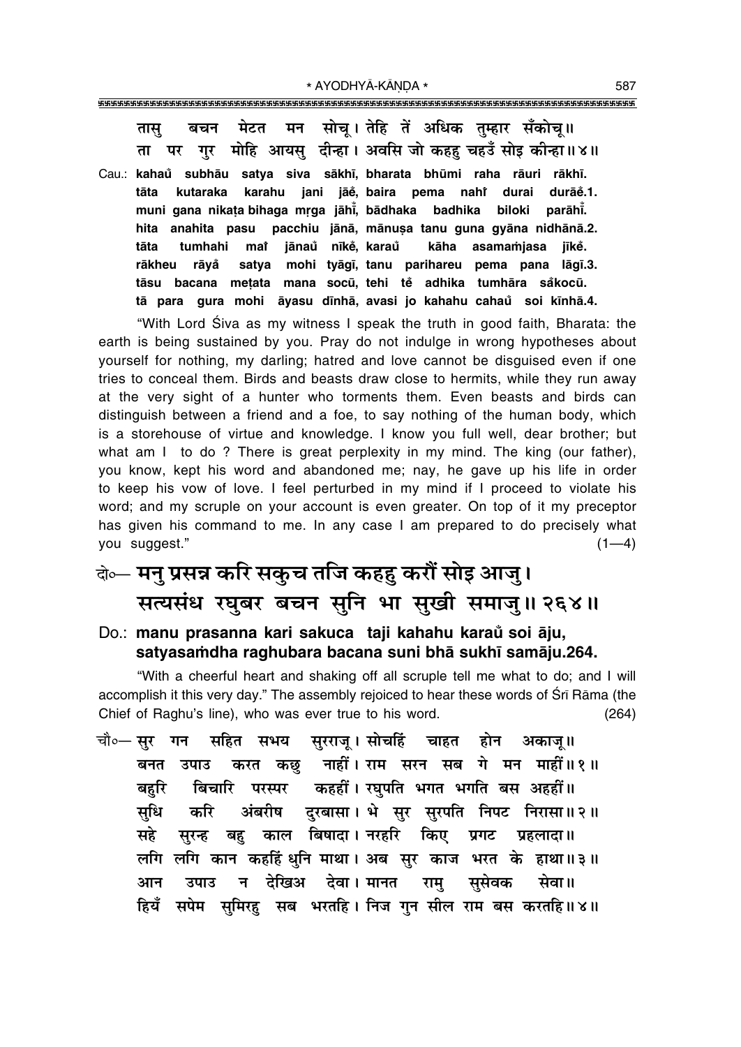तासु बचन मेटत मन सोचू। तेहि तें अधिक तुम्हार सँकोचू॥
ता पर गुर मोहि आयसु दीन्हा। अवसि जो कहहु चहउँ सोइ कीन्हा॥४॥

Cau.: **kahau̐ subhāu satya siva sākhī, bharata bhūmi raha rāuri rākhī.**
**tāta kutaraka karahu jani jāe̐, baira pema nahi̐ durai durāe̐.1.**
**muni gana nikaṭa bihaga mṛga jāhī̐, bādhaka badhika biloki parāhī̐.**
**hita anahita pasu pacchiu jānā, mānuṣa tanu guna gyāna nidhānā.2.**
**tāta tumhahi mai̐ jānau̐ nīke̐, karau̐ kāha asama̐jasa jīke̐.**
**rākheu rāya̐ satya mohi tyāgī, tanu parihareu pema pana lāgī.3.**
**tāsu bacana meṭata mana socū, tehi te̐ adhika tumhāra sa̐kocū.**
**tā para gura mohi āyasu dīnhā, avasi jo kahahu cahau̐ soi kīnhā.4.**

"With Lord Śiva as my witness I speak the truth in good faith, Bharata: the earth is being sustained by you. Pray do not indulge in wrong hypotheses about yourself for nothing, my darling; hatred and love cannot be disguised even if one tries to conceal them. Birds and beasts draw close to hermits, while they run away at the very sight of a hunter who torments them. Even beasts and birds can distinguish between a friend and a foe, to say nothing of the human body, which is a storehouse of virtue and knowledge. I know you full well, dear brother; but what am I to do ? There is great perplexity in my mind. The king (our father), you know, kept his word and abandoned me; nay, he gave up his life in order to keep his vow of love. I feel perturbed in my mind if I proceed to violate his word; and my scruple on your account is even greater. On top of it my preceptor has given his command to me. In any case I am prepared to do precisely what you suggest." (1—4)

दो०— मनु प्रसन्न करि सकुच तजि कहहु करौं सोइ आजु।
सत्यसंध रघुबर बचन सुनि भा सुखी समाजु॥ २६४॥

Do.: **manu prasanna kari sakuca taji kahahu karau̐ soi āju,**
**satyasa̐dha raghubara bacana suni bhā sukhī samāju.264.**

"With a cheerful heart and shaking off all scruple tell me what to do; and I will accomplish it this very day." The assembly rejoiced to hear these words of Śrī Rāma (the Chief of Raghu's line), who was ever true to his word. (264)

चौ०— सुर गन सहित सभय सुरराजू। सोचहिं चाहत होन अकाजू॥
बनत उपाउ करत कछु नाहीं। राम सरन सब गे मन माहीं॥१॥
बहुरि बिचारि परस्पर कहहीं। रघुपति भगत भगति बस अहहीं॥
सुधि करि अंबरीष दुरबासा। भे सुर सुरपति निपट निरासा॥२॥
सहे सुरन्ह बहु काल बिषादा। नरहरि किए प्रगट प्रहलादा॥
लगि लगि कान कहहिं धुनि माथा। अब सुर काज भरत के हाथा॥३॥
आन उपाउ न देखिअ देवा। मानत रामु सुसेवक सेवा॥
हियँ सपेम सुमिरहु सब भरतहि। निज गुन सील राम बस करतहि॥४॥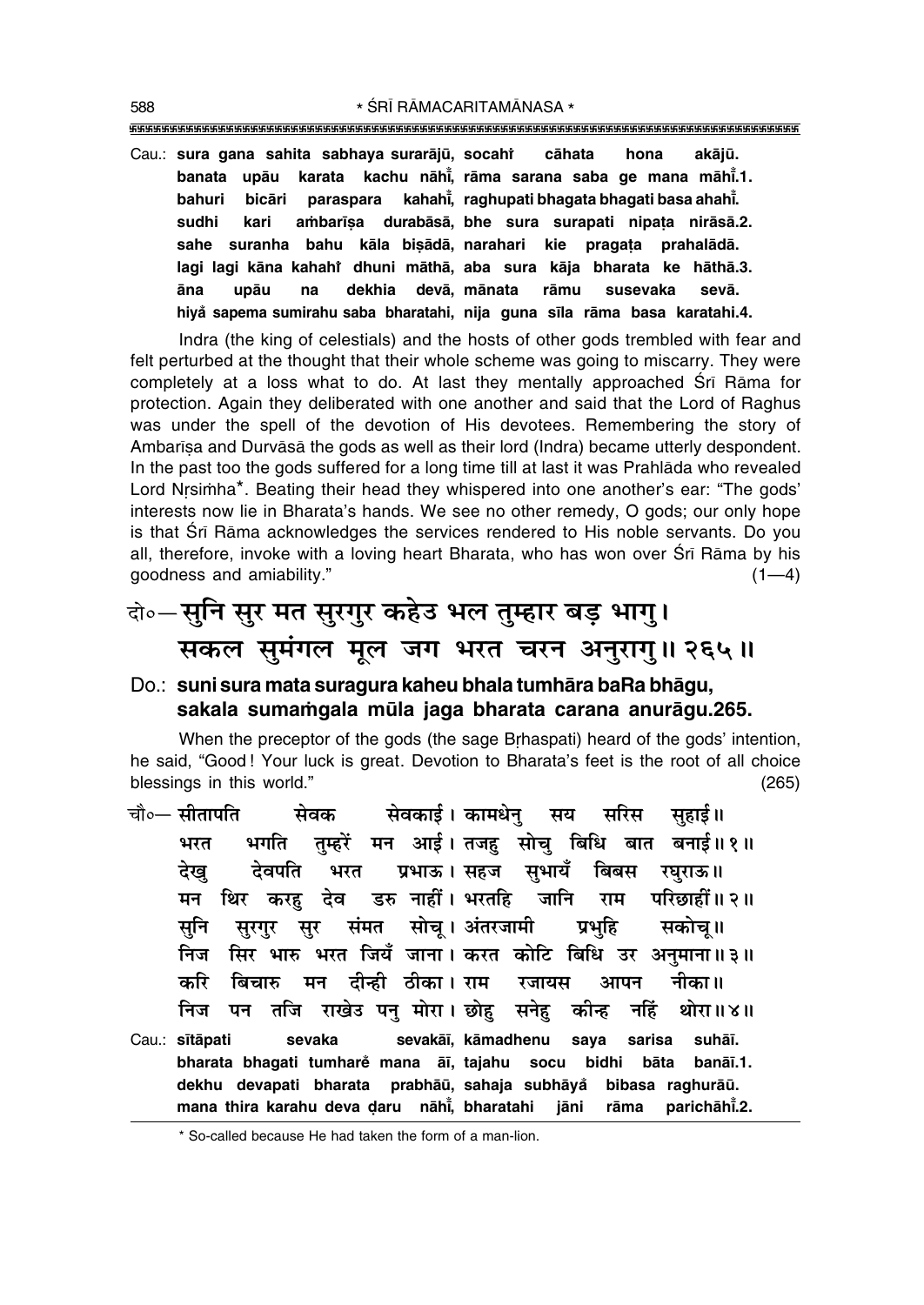Cau.: **sura gana sahita sabhaya surarājū, socahi̐ cāhata hona akājū.**
**banata upāu karata kachu nāhī̐, rāma sarana saba ge mana māhī̐.1.**
**bahuri bicāri paraspara kahahī̐, raghupati bhagata bhagati basa ahahī̐.**
**sudhi kari aṁbarīṣa durabāsā, bhe sura surapati nipaṭa nirāsā.2.**
**sahe suranha bahu kāla biṣādā, narahari kie pragaṭa prahalādā.**
**lagi lagi kāna kahahi̐ dhuni māthā, aba sura kāja bharata ke hāthā.3.**
**āna upāu na dekhia devā, mānata rāmu susevaka sevā.**
**hiya̐ sapema sumirahu saba bharatahi, nija guna sīla rāma basa karatahi.4.**

Indra (the king of celestials) and the hosts of other gods trembled with fear and felt perturbed at the thought that their whole scheme was going to miscarry. They were completely at a loss what to do. At last they mentally approached Śrī Rāma for protection. Again they deliberated with one another and said that the Lord of Raghus was under the spell of the devotion of His devotees. Remembering the story of Ambarīṣa and Durvāsā the gods as well as their lord (Indra) became utterly despondent. In the past too the gods suffered for a long time till at last it was Prahlāda who revealed Lord Nṛsiṁha*. Beating their head they whispered into one another's ear: "The gods' interests now lie in Bharata's hands. We see no other remedy, O gods; our only hope is that Śrī Rāma acknowledges the services rendered to His noble servants. Do you all, therefore, invoke with a loving heart Bharata, who has won over Śrī Rāma by his goodness and amiability." (1—4)

दो०—सुनि सुर मत सुरगुर कहेउ भल तुम्हार बड़ भागु।
सकल सुमंगल मूल जग भरत चरन अनुरागु॥ २६५॥

Do.: **suni sura mata suragura kaheu bhala tumhāra baRa bhāgu,**
**sakala sumaṁgala mūla jaga bharata carana anurāgu.265.**

When the preceptor of the gods (the sage Bṛhaspati) heard of the gods' intention, he said, "Good! Your luck is great. Devotion to Bharata's feet is the root of all choice blessings in this world." (265)

चौ०— सीतापति सेवक सेवकाई। कामधेनु सय सरिस सुहाई॥
भरत भगति तुम्हरें मन आई। तजहु सोचु बिधि बात बनाई॥ १॥
देखु देवपति भरत प्रभाऊ। सहज सुभायँ बिबस रघुराऊ॥
मन थिर करहु देव डरु नाहीं। भरतहि जानि राम परिछाहीं॥ २॥
सुनि सुरगुर सुर संमत सोचू। अंतरजामी प्रभुहि सकोचू॥
निज सिर भारु भरत जियँ जाना। करत कोटि बिधि उर अनुमाना॥ ३॥
करि बिचारु मन दीन्ही ठीका। राम रजायस आपन नीका॥
निज पन तजि राखेउ पनु मोरा। छोहु सनेहु कीन्ह नहिं थोरा॥ ४॥

Cau.: **sītāpati sevaka sevakāī, kāmadhenu saya sarisa suhāī.**
**bharata bhagati tumhare̐ mana āī, tajahu socu bidhi bāta banāī.1.**
**dekhu devapati bharata prabhāū, sahaja subhāya̐ bibasa raghurāū.**
**mana thira karahu deva ḍaru nāhī̐, bharatahi jāni rāma parichāhī̐.2.**

* So-called because He had taken the form of a man-lion.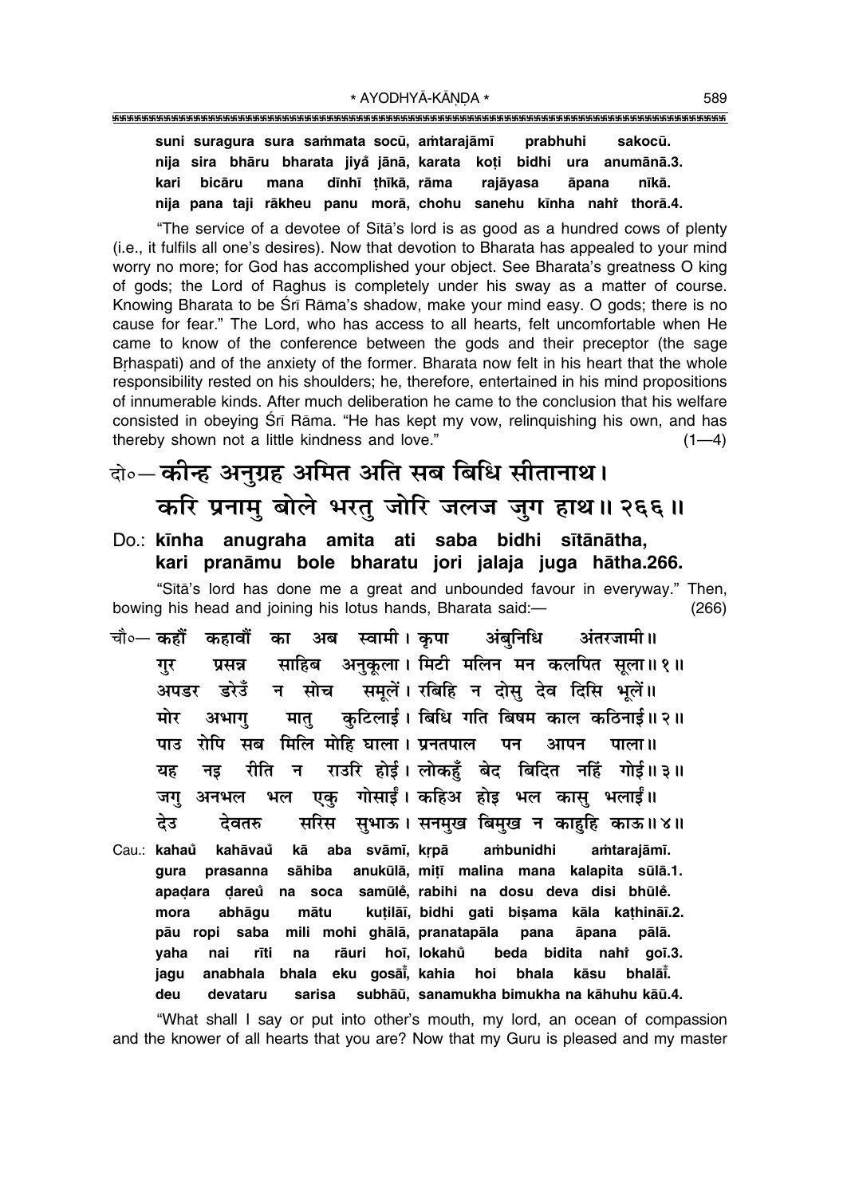**suni suragura sura saṁmata socū, aṁtarajāmī prabhuhi sakocū.**
**nija sira bhāru bharata jiya̐ jānā, karata koṭi bidhi ura anumānā.3.**
**kari bicāru mana dīnhī ṭhīkā, rāma rajāyasa āpana nīkā.**
**nija pana taji rākheu panu morā, chohu sanehu kīnha nahi̐ thorā.4.**

"The service of a devotee of Sītā's lord is as good as a hundred cows of plenty (i.e., it fulfils all one's desires). Now that devotion to Bharata has appealed to your mind worry no more; for God has accomplished your object. See Bharata's greatness O king of gods; the Lord of Raghus is completely under his sway as a matter of course. Knowing Bharata to be Śrī Rāma's shadow, make your mind easy. O gods; there is no cause for fear." The Lord, who has access to all hearts, felt uncomfortable when He came to know of the conference between the gods and their preceptor (the sage Bṛhaspati) and of the anxiety of the former. Bharata now felt in his heart that the whole responsibility rested on his shoulders; he, therefore, entertained in his mind propositions of innumerable kinds. After much deliberation he came to the conclusion that his welfare consisted in obeying Śrī Rāma. "He has kept my vow, relinquishing his own, and has thereby shown not a little kindness and love." (1—4)

दो०— **कीन्ह अनुग्रह अमित अति सब बिधि सीतानाथ।**
**करि प्रनामु बोले भरतु जोरि जलज जुग हाथ॥ २६६॥**

Do.: **kīnha anugraha amita ati saba bidhi sītānātha,**
**kari pranāmu bole bharatu jori jalaja juga hātha.266.**

"Sītā's lord has done me a great and unbounded favour in everyway." Then, bowing his head and joining his lotus hands, Bharata said:— (266)

चौ०— **कहौं कहावौं का अब स्वामी। कृपा अंबुनिधि अंतरजामी॥**
**गुर प्रसन्न साहिब अनुकूला। मिटी मलिन मन कलपित सूला॥ १॥**
**अपडर डरेउँ न सोच समूलें। रबिहि न दोसु देव दिसि भूलें॥**
**मोर अभागु मातु कुटिलाई। बिधि गति बिषम काल कठिनाई॥ २॥**
**पाउ रोपि सब मिलि मोहि घाला। प्रनतपाल पन आपन पाला॥**
**यह नइ रीति न राउरि होई। लोकहुँ बेद बिदित नहिं गोई॥ ३॥**
**जगु अनभल भल एकु गोसाईं। कहिअ होइ भल कासु भलाईं॥**
**देउ देवतरु सरिस सुभाऊ। सनमुख बिमुख न काहुहि काऊ॥ ४॥**

Cau.: **kahau̐ kahāvau̐ kā aba svāmī, kṛpā aṁbunidhi aṁtarajāmī.**
**gura prasanna sāhiba anukūlā, miṭī malina mana kalapita sūlā.1.**
**apaḍara ḍareu̐ na soca samūle̐, rabihi na dosu deva disi bhūle̐.**
**mora abhāgu mātu kuṭilāī, bidhi gati biṣama kāla kaṭhināī.2.**
**pāu ropi saba mili mohi ghālā, pranatapāla pana āpana pālā.**
**yaha nai rīti na rāuri hoī, lokahu̐ beda bidita nahi̐ goī.3.**
**jagu anabhala bhala eku gosāī̐, kahia hoi bhala kāsu bhalāī̐.**
**deu devataru sarisa subhāū, sanamukha bimukha na kāhuhu kāū.4.**

"What shall I say or put into other's mouth, my lord, an ocean of compassion and the knower of all hearts that you are? Now that my Guru is pleased and my master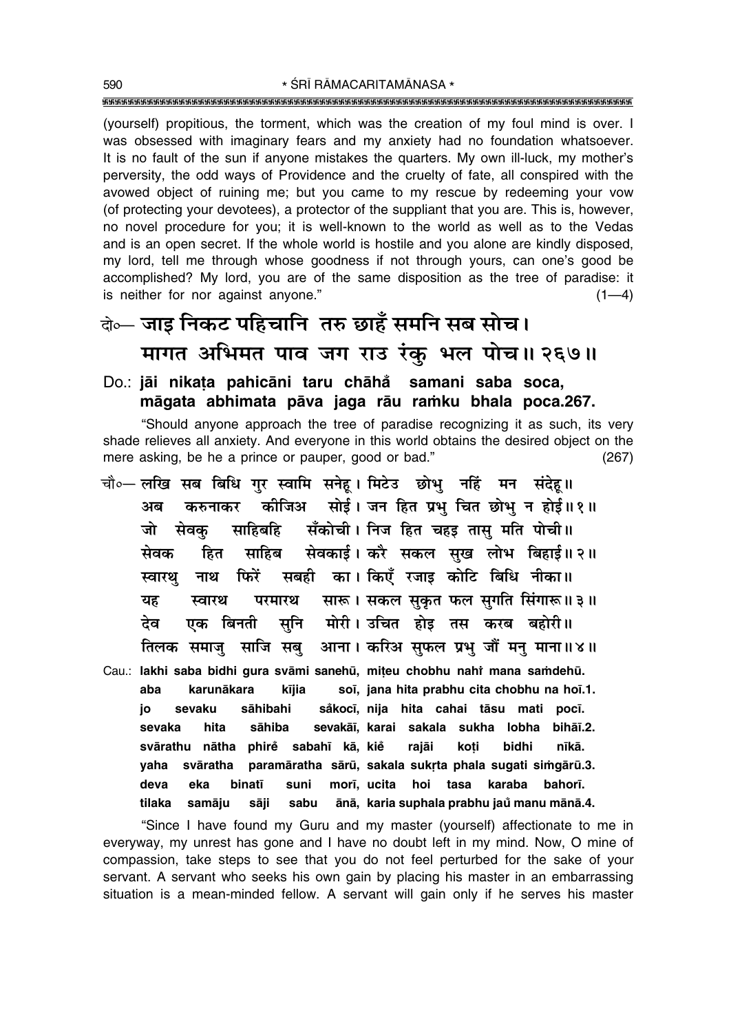(yourself) propitious, the torment, which was the creation of my foul mind is over. I was obsessed with imaginary fears and my anxiety had no foundation whatsoever. It is no fault of the sun if anyone mistakes the quarters. My own ill-luck, my mother's perversity, the odd ways of Providence and the cruelty of fate, all conspired with the avowed object of ruining me; but you came to my rescue by redeeming your vow (of protecting your devotees), a protector of the suppliant that you are. This is, however, no novel procedure for you; it is well-known to the world as well as to the Vedas and is an open secret. If the whole world is hostile and you alone are kindly disposed, my lord, tell me through whose goodness if not through yours, can one's good be accomplished? My lord, you are of the same disposition as the tree of paradise: it is neither for nor against anyone." (1—4)

## दो०— जाइ निकट पहिचानि तरु छाहँ समनि सब सोच।
## मागत अभिमत पाव जग राउ रंकु भल पोच॥ २६७॥

**Do.: jāi nikaṭa pahicāni taru chāhå̐ samani saba soca,**
**māgata abhimata pāva jaga rāu raṁku bhala poca.267.**

"Should anyone approach the tree of paradise recognizing it as such, its very shade relieves all anxiety. And everyone in this world obtains the desired object on the mere asking, be he a prince or pauper, good or bad." (267)

चौ०— लखि सब बिधि गुर स्वामि सनेहू। मिटेउ छोभु नहिं मन संदेहू॥
अब करुनाकर कीजिअ सोई। जन हित प्रभु चित छोभु न होई॥ १॥
जो सेवकु साहिबहि सँकोची। निज हित चहइ तासु मति पोची॥
सेवक हित साहिब सेवकाई। करै सकल सुख लोभ बिहाई॥ २॥
स्वारथु नाथ फिरें सबही का। किएँ रजाइ कोटि बिधि नीका॥
यह स्वारथ परमारथ सारू। सकल सुकृत फल सुगति सिंगारू॥ ३॥
देव एक बिनती सुनि मोरी। उचित होइ तस करब बहोरी॥
तिलक समाजु साजि सबु आना। करिअ सुफल प्रभु जौं मनु माना॥ ४॥

**Cau.: lakhi saba bidhi gura svāmi sanehū, miṭeu chobhu nahiṁ mana saṁdehū.**
**aba karunākara kījia soī, jana hita prabhu cita chobhu na hoī.1.**
**jo sevaku sāhibahi såkocī, nija hita cahai tāsu mati pocī.**
**sevaka hita sāhiba sevakāī, karai sakala sukha lobha bihāī.2.**
**svārathu nātha phireṁ sabahī kā, kieṁ rajāi koṭi bidhi nīkā.**
**yaha svāratha paramāratha sārū, sakala sukṛta phala sugati siṁgārū.3.**
**deva eka binatī suni morī, ucita hoi tasa karaba bahorī.**
**tilaka samāju sāji sabu ānā, karia suphala prabhu jaů manu mānā.4.**

"Since I have found my Guru and my master (yourself) affectionate to me in everyway, my unrest has gone and I have no doubt left in my mind. Now, O mine of compassion, take steps to see that you do not feel perturbed for the sake of your servant. A servant who seeks his own gain by placing his master in an embarrassing situation is a mean-minded fellow. A servant will gain only if he serves his master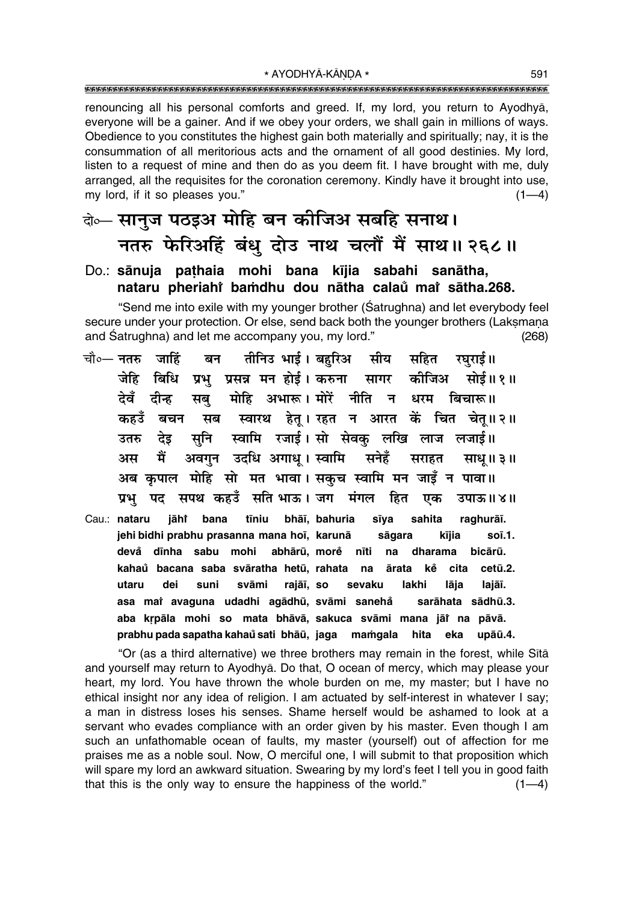renouncing all his personal comforts and greed. If, my lord, you return to Ayodhyā, everyone will be a gainer. And if we obey your orders, we shall gain in millions of ways. Obedience to you constitutes the highest gain both materially and spiritually; nay, it is the consummation of all meritorious acts and the ornament of all good destinies. My lord, listen to a request of mine and then do as you deem fit. I have brought with me, duly arranged, all the requisites for the coronation ceremony. Kindly have it brought into use, my lord, if it so pleases you." (1—4)

## दो०— सानुज पठइअ मोहि बन कीजिअ सबहि सनाथ। नतरु फेरिअहिं बंधु दोउ नाथ चलौं मैं साथ॥ २६८॥

**Do.: sānuja paṭhaia mohi bana kījia sabahi sanātha, nataru pheriahiṁ baṁdhu dou nātha calauँ maiṁ sātha.268.**

"Send me into exile with my younger brother (Śatrughna) and let everybody feel secure under your protection. Or else, send back both the younger brothers (Lakṣmaṇa and Śatrughna) and let me accompany you, my lord." (268)

चौ०— नतरु जाहिं बन तीनिउ भाई। बहुरिअ सीय सहित रघुराई॥
जेहि बिधि प्रभु प्रसन्न मन होई। करुना सागर कीजिअ सोई॥ १॥
देवँ दीन्ह सबु मोहि अभारू। मोरें नीति न धरम बिचारू॥
कहउँ बचन सब स्वारथ हेतू। रहत न आरत कें चित चेतू॥ २॥
उतरु देइ सुनि स्वामि रजाई। सो सेवकु लखि लाज लजाई॥
अस मैं अवगुन उदधि अगाधू। स्वामि सनेहँ सराहत साधू॥ ३॥
अब कृपाल मोहि सो मत भावा। सकुच स्वामि मन जाइँ न पावा॥
प्रभु पद सपथ कहउँ सति भाऊ। जग मंगल हित एक उपाऊ॥ ४॥

**Cau.: nataru jāhiṁ bana tīniu bhāī, bahuria sīya sahita raghurāī.
jehi bidhi prabhu prasanna mana hoī, karunā sāgara kījia soī.1.
devaँ dīnha sabu mohi abhārū, moreँ nīti na dharama bicārū.
kahauँ bacana saba svāratha hetū, rahata na ārata keँ cita cetū.2.
utaru dei suni svāmi rajāī, so sevaku lakhi lāja lajāī.
asa maiṁ avaguna udadhi agādhū, svāmi sanehaँ sarāhata sādhū.3.
aba kṛpāla mohi so mata bhāvā, sakuca svāmi mana jāiṁ na pāvā.
prabhu pada sapatha kahauँ sati bhāū, jaga maṁgala hita eka upāū.4.**

"Or (as a third alternative) we three brothers may remain in the forest, while Sītā and yourself may return to Ayodhyā. Do that, O ocean of mercy, which may please your heart, my lord. You have thrown the whole burden on me, my master; but I have no ethical insight nor any idea of religion. I am actuated by self-interest in whatever I say; a man in distress loses his senses. Shame herself would be ashamed to look at a servant who evades compliance with an order given by his master. Even though I am such an unfathomable ocean of faults, my master (yourself) out of affection for me praises me as a noble soul. Now, O merciful one, I will submit to that proposition which will spare my lord an awkward situation. Swearing by my lord's feet I tell you in good faith that this is the only way to ensure the happiness of the world." (1—4)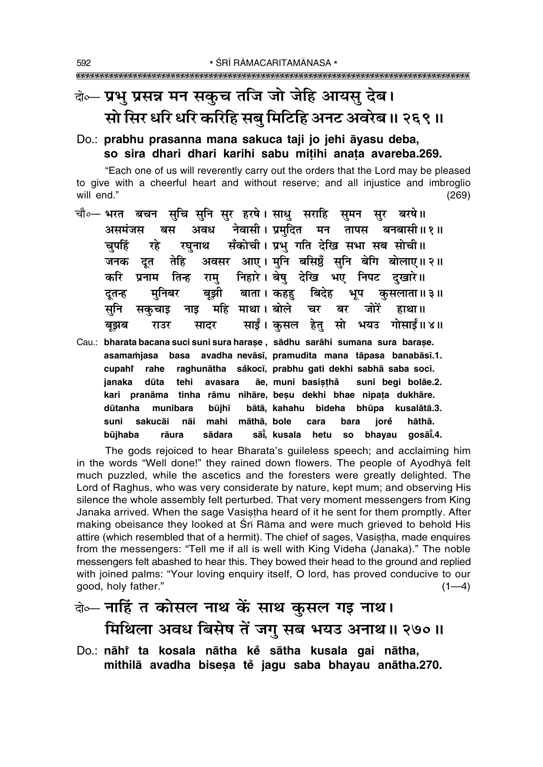दो०— प्रभु प्रसन्न मन सकुच तजि जो जेहि आयसु देब।
सो सिर धरि धरि करिहि सबु मिटिहि अनट अवरेब॥ २६९॥

Do.: **prabhu prasanna mana sakuca taji jo jehi āyasu deba,**
**so sira dhari dhari karihi sabu miṭihi anaṭa avareba.269.**

"Each one of us will reverently carry out the orders that the Lord may be pleased to give with a cheerful heart and without reserve; and all injustice and imbroglio will end." (269)

चौ०— भरत बचन सुचि सुनि सुर हरषे। साधु सराहि सुमन सुर बरषे॥
असमंजस बस अवध नेवासी। प्रमुदित मन तापस बनबासी॥ १॥
चुपहिं रहे रघुनाथ सँकोची। प्रभु गति देखि सभा सब सोची॥
जनक दूत तेहि अवसर आए। मुनि बसिष्ठँ सुनि बेगि बोलाए॥ २॥
करि प्रनाम तिन्ह रामु निहारे। बेषु देखि भए निपट दुखारे॥
दूतन्ह मुनिबर बूझी बाता। कहहु बिदेह भूप कुसलाता॥ ३॥
सुनि सकुचाइ नाइ महि माथा। बोले चर बर जोरें हाथा॥
बूझब राउर सादर साईं। कुसल हेतु सो भयउ गोसाईं॥ ४॥

Cau.: **bharata bacana suci suni sura harașe , sādhu sarāhi sumana sura barașe.**
**asamaṁjasa basa avadha nevāsī, pramudita mana tāpasa banabāsī.1.**
**cupahiṁ rahe raghunātha sam̐kocī, prabhu gati dekhi sabhā saba socī.**
**janaka dūta tehi avasara āe, muni basiṣṭham̐ suni begi bolāe.2.**
**kari pranāma tinha rāmu nihāre, beṣu dekhi bhae nipaṭa dukhāre.**
**dūtanha munibara būjhī bātā, kahahu bideha bhūpa kusalātā.3.**
**suni sakucāi nāi mahi māthā, bole cara bara joreṁ hāthā.**
**būjhaba rāura sādara sāīṁ, kusala hetu so bhayau gosāīṁ.4.**

The gods rejoiced to hear Bharata's guileless speech; and acclaiming him in the words "Well done!" they rained down flowers. The people of Ayodhyā felt much puzzled, while the ascetics and the foresters were greatly delighted. The Lord of Raghus, who was very considerate by nature, kept mum; and observing His silence the whole assembly felt perturbed. That very moment messengers from King Janaka arrived. When the sage Vasiṣṭha heard of it he sent for them promptly. After making obeisance they looked at Śrī Rāma and were much grieved to behold His attire (which resembled that of a hermit). The chief of sages, Vasiṣṭha, made enquires from the messengers: "Tell me if all is well with King Videha (Janaka)." The noble messengers felt abashed to hear this. They bowed their head to the ground and replied with joined palms: "Your loving enquiry itself, O lord, has proved conducive to our good, holy father." (1—4)

दो०— नाहिं त कोसल नाथ कें साथ कुसल गइ नाथ।
मिथिला अवध बिसेष तें जगु सब भयउ अनाथ॥ २७०॥

Do.: **nāhiṁ ta kosala nātha keṁ sātha kusala gai nātha,**
**mithilā avadha biseṣa teṁ jagu saba bhayau anātha.270.**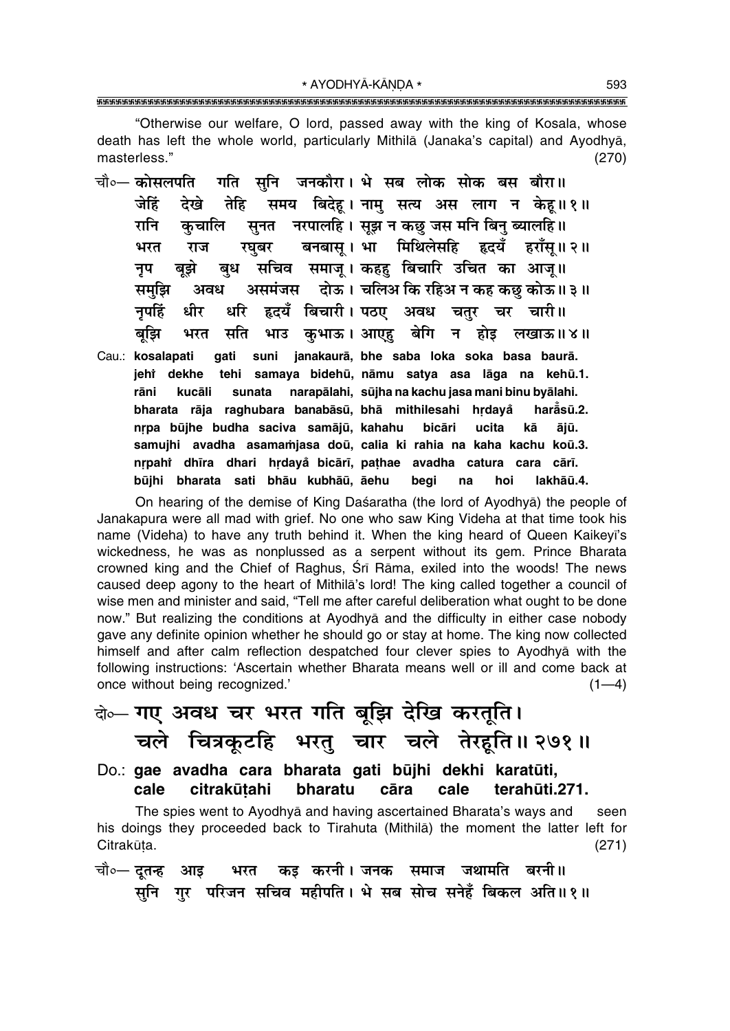"Otherwise our welfare, O lord, passed away with the king of Kosala, whose death has left the whole world, particularly Mithilā (Janaka's capital) and Ayodhyā, masterless." (270)

चौ०— कोसलपति गति सुनि जनकौरा। भे सब लोक सोक बस बौरा॥
जेहिं देखे तेहि समय बिदेहू। नामु सत्य अस लाग न केहू॥ १॥
रानि कुचालि सुनत नरपालहि। सूझ न कछु जस मनि बिनु ब्यालहि॥
भरत राज रघुबर बनबासू। भा मिथिलेसहि हृदयँ हराँसू॥ २॥
नृप बूझे बुध सचिव समाजू। कहहु बिचारि उचित का आजू॥
समुझि अवध असमंजस दोऊ। चलिअ कि रहिअ न कह कछु कोऊ॥ ३॥
नृपहिं धीर धरि हृदयँ बिचारी। पठए अवध चतुर चर चारी॥
बूझि भरत सति भाउ कुभाऊ। आएहु बेगि न होइ लखाऊ॥ ४॥

Cau.: **kosalapati gati suni janakaurā, bhe saba loka soka basa baurā.**
**jeh̐i dekhe tehi samaya bidehū, nāmu satya asa lāga na kehū.1.**
**rāni kucāli sunata narapālahi, sūjha na kachu jasa mani binu byālahi.**
**bharata rāja raghubara banabāsū, bhā mithilesahi hṛdayå̐ harå̐sū.2.**
**nṛpa būjhe budha saciva samājū, kahahu bicāri ucita kā ājū.**
**samujhi avadha asamaṁjasa doū, calia ki rahia na kaha kachu koū.3.**
**nṛpah̐i dhīra dhari hṛdayå̐ bicārī, paṭhae avadha catura cara cārī.**
**būjhi bharata sati bhāu kubhāū, āehu begi na hoi lakhāū.4.**

On hearing of the demise of King Daśaratha (the lord of Ayodhyā) the people of Janakapura were all mad with grief. No one who saw King Videha at that time took his name (Videha) to have any truth behind it. When the king heard of Queen Kaikeyī's wickedness, he was as nonplussed as a serpent without its gem. Prince Bharata crowned king and the Chief of Raghus, Śrī Rāma, exiled into the woods! The news caused deep agony to the heart of Mithilā's lord! The king called together a council of wise men and minister and said, "Tell me after careful deliberation what ought to be done now." But realizing the conditions at Ayodhyā and the difficulty in either case nobody gave any definite opinion whether he should go or stay at home. The king now collected himself and after calm reflection despatched four clever spies to Ayodhyā with the following instructions: 'Ascertain whether Bharata means well or ill and come back at once without being recognized.' (1—4)

दो०— गए अवध चर भरत गति बूझि देखि करतूति।
चले चित्रकूटहि भरतु चार चले तेरहूति॥ २७१॥

Do.: **gae avadha cara bharata gati būjhi dekhi karatūti,**
**cale citrakūṭahi bharatu cāra cale terahūti.271.**

The spies went to Ayodhyā and having ascertained Bharata's ways and seen his doings they proceeded back to Tirahuta (Mithilā) the moment the latter left for Citrakūṭa. (271)

चौ०— दूतन्ह आइ भरत कइ करनी। जनक समाज जथामति बरनी॥
सुनि गुर परिजन सचिव महीपति। भे सब सोच सनेहँ बिकल अति॥ १॥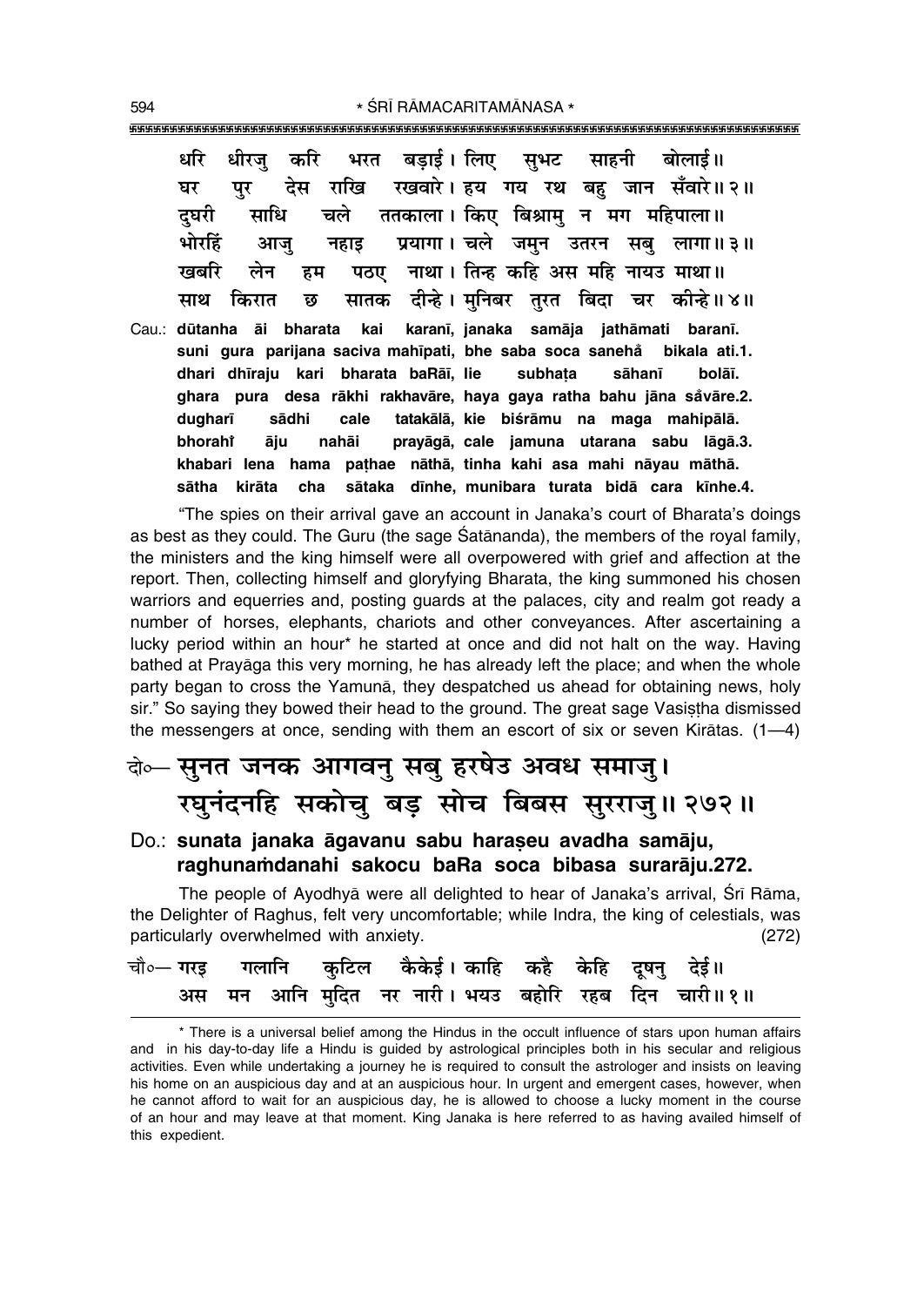दूतन्ह आइ भरत कइ करनी। जनक समाज जथामति बरनी॥
सुनि गुर परिजन सचिव महीपति। भे सब सोच सनेहँ बिकल अति॥१॥

धरि धीरजु करि भरत बड़ाई। लिए सुभट साहनी बोलाई॥
घर पुर देस राखि रखवारे। हय गय रथ बहु जान सँवारे॥२॥
दुघरी साधि चले ततकाला। किए बिश्रामु न मग महिपाला॥
भोरहिं आजु नहाइ प्रयागा। चले जमुन उतरन सबु लागा॥३॥
खबरि लेन हम पठए नाथा। तिन्ह कहि अस महि नायउ माथा॥
साथ किरात छ सातक दीन्हे। मुनिबर तुरत बिदा चर कीन्हे॥४॥

Cau.: **dūtanha āi bharata kai karanī, janaka samāja jathāmati baranī.**
**suni gura parijana saciva mahīpati, bhe saba soca sanehå bikala ati.1.**
**dhari dhīraju kari bharata baRāī, lie subhaṭa sāhanī bolāī.**
**ghara pura desa rākhi rakhavāre, haya gaya ratha bahu jāna såvāre.2.**
**dugharī sādhi cale tatakālā, kie biśrāmu na maga mahipālā.**
**bhorahi̐ āju nahāi prayāgā, cale jamuna utarana sabu lāgā.3.**
**khabari lena hama paṭhae nāthā, tinha kahi asa mahi nāyau māthā.**
**sātha kirāta cha sātaka dīnhe, munibara turata bidā cara kīnhe.4.**

"The spies on their arrival gave an account in Janaka's court of Bharata's doings as best as they could. The Guru (the sage Śatānanda), the members of the royal family, the ministers and the king himself were all overpowered with grief and affection at the report. Then, collecting himself and gloryfying Bharata, the king summoned his chosen warriors and equerries and, posting guards at the palaces, city and realm got ready a number of horses, elephants, chariots and other conveyances. After ascertaining a lucky period within an hour* he started at once and did not halt on the way. Having bathed at Prayāga this very morning, he has already left the place; and when the whole party began to cross the Yamunā, they despatched us ahead for obtaining news, holy sir." So saying they bowed their head to the ground. The great sage Vasiṣṭha dismissed the messengers at once, sending with them an escort of six or seven Kirātas. (1—4)

दो०— सुनत जनक आगवनु सबु हरषेउ अवध समाजु।
रघुनंदनहि सकोचु बड़ सोच बिबस सुरराजु॥२७२॥

Do.: **sunata janaka āgavanu sabu haraṣeu avadha samāju,**
**raghunaṁdanahi sakocu baRa soca bibasa surarāju.272.**

The people of Ayodhyā were all delighted to hear of Janaka's arrival, Śrī Rāma, the Delighter of Raghus, felt very uncomfortable; while Indra, the king of celestials, was particularly overwhelmed with anxiety. (272)

चौ०— गरइ गलानि कुटिल कैकेई। काहि कहै केहि दूषनु देई॥
अस मन आनि मुदित नर नारी। भयउ बहोरि रहब दिन चारी॥१॥

* There is a universal belief among the Hindus in the occult influence of stars upon human affairs and in his day-to-day life a Hindu is guided by astrological principles both in his secular and religious activities. Even while undertaking a journey he is required to consult the astrologer and insists on leaving his home on an auspicious day and at an auspicious hour. In urgent and emergent cases, however, when he cannot afford to wait for an auspicious day, he is allowed to choose a lucky moment in the course of an hour and may leave at that moment. King Janaka is here referred to as having availed himself of this expedient.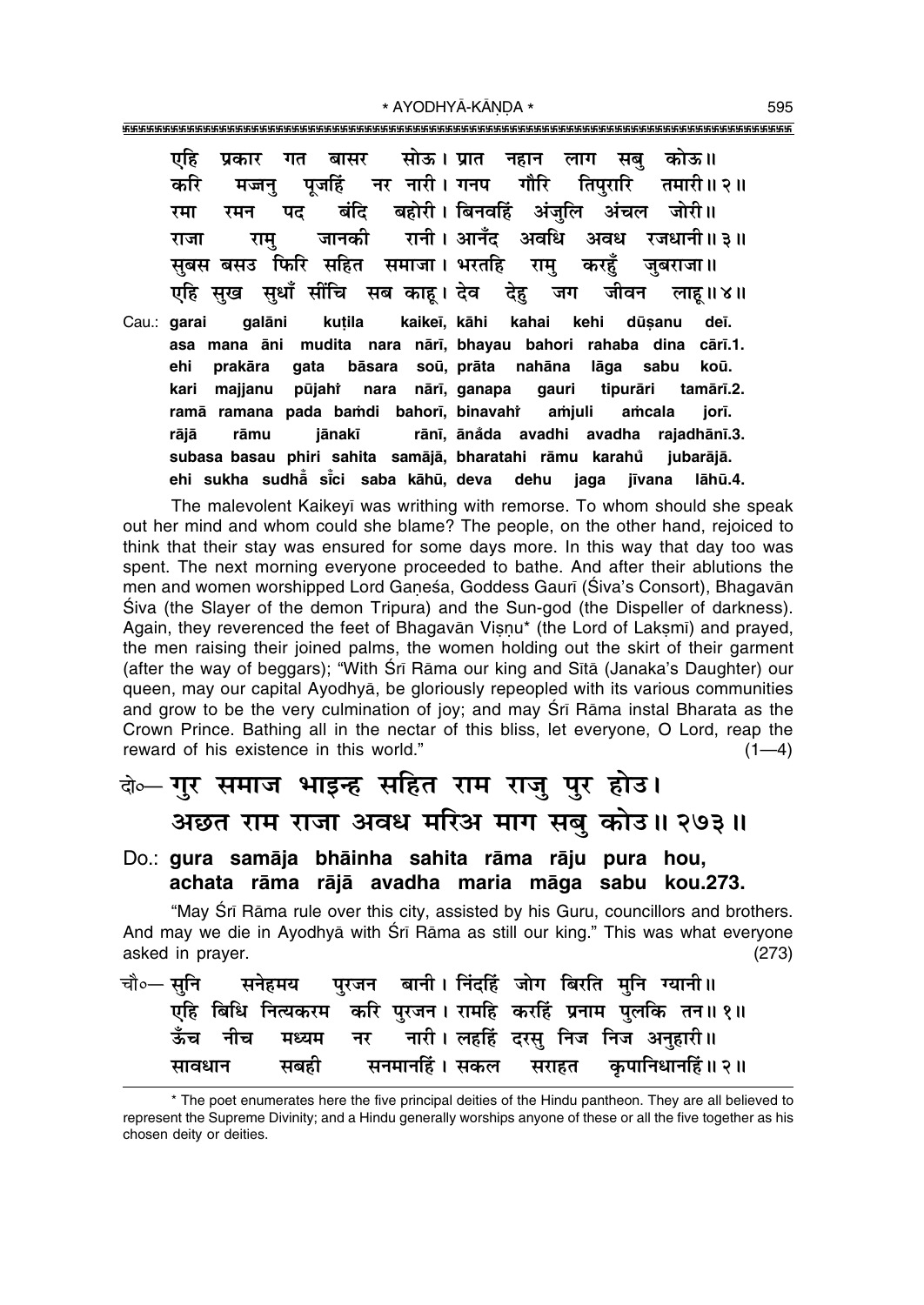एहि प्रकार गत बासर सोऊ। प्रात नहान लाग सबु कोऊ॥
करि मज्जनु पूजहिं नर नारी। गनप गौरि तिपुरारि तमारी॥ २॥
रमा रमन पद बंदि बहोरी। बिनवहिं अंजुलि अंचल जोरी॥
राजा रामु जानकी रानी। आनँद अवधि अवध रजधानी॥ ३॥
सुबस बसउ फिरि सहित समाजा। भरतहि रामु करहुँ जुबराजा॥
एहि सुख सुधाँ सींचि सब काहू। देव देहु जग जीवन लाहू॥ ४॥

Cau.: **garai galāni kuṭila kaikeī, kāhi kahai kehi dūṣanu deī.**
**asa mana āni mudita nara nārī, bhayau bahori rahaba dina cārī.1.**
**ehi prakāra gata bāsara soū, prāta nahāna lāga sabu koū.**
**kari majjanu pūjahi̐ nara nārī, ganapa gauri tipurāri tamārī.2.**
**ramā ramana pada baṁdi bahorī, binavahi̐ aṁjuli aṁcala jorī.**
**rājā rāmu jānakī rānī, ānaṁda avadhi avadha rajadhānī.3.**
**subasa basau phiri sahita samājā, bharatahi rāmu karahu̐ jubarājā.**
**ehi sukha sudhā̐ sī̐ci saba kāhū, deva dehu jaga jīvana lāhū.4.**

The malevolent Kaikeyī was writhing with remorse. To whom should she speak out her mind and whom could she blame? The people, on the other hand, rejoiced to think that their stay was ensured for some days more. In this way that day too was spent. The next morning everyone proceeded to bathe. And after their ablutions the men and women worshipped Lord Gaṇeśa, Goddess Gaurī (Śiva's Consort), Bhagavān Śiva (the Slayer of the demon Tripura) and the Sun-god (the Dispeller of darkness). Again, they reverenced the feet of Bhagavān Viṣṇu* (the Lord of Lakṣmī) and prayed, the men raising their joined palms, the women holding out the skirt of their garment (after the way of beggars); "With Śrī Rāma our king and Sītā (Janaka's Daughter) our queen, may our capital Ayodhyā, be gloriously repeopled with its various communities and grow to be the very culmination of joy; and may Śrī Rāma instal Bharata as the Crown Prince. Bathing all in the nectar of this bliss, let everyone, O Lord, reap the reward of his existence in this world." (1—4)

दो०— गुर समाज भाइन्ह सहित राम राजु पुर होउ।
अछत राम राजा अवध मरिअ माग सबु कोउ॥ २७३॥

Do.: **gura samāja bhāinha sahita rāma rāju pura hou,**
**achata rāma rājā avadha maria māga sabu kou.273.**

"May Śrī Rāma rule over this city, assisted by his Guru, councillors and brothers. And may we die in Ayodhyā with Śrī Rāma as still our king." This was what everyone asked in prayer. (273)

चौ०— सुनि सनेहमय पुरजन बानी। निंदहिं जोग बिरति मुनि ग्यानी॥
एहि बिधि नित्यकरम करि पुरजन। रामहि करहिं प्रनाम पुलकि तन॥ १॥
ऊँच नीच मध्यम नर नारी। लहहिं दरसु निज निज अनुहारी॥
सावधान सबही सनमानहिं। सकल सराहत कृपानिधानहिं॥ २॥

---

* The poet enumerates here the five principal deities of the Hindu pantheon. They are all believed to represent the Supreme Divinity; and a Hindu generally worships anyone of these or all the five together as his chosen deity or deities.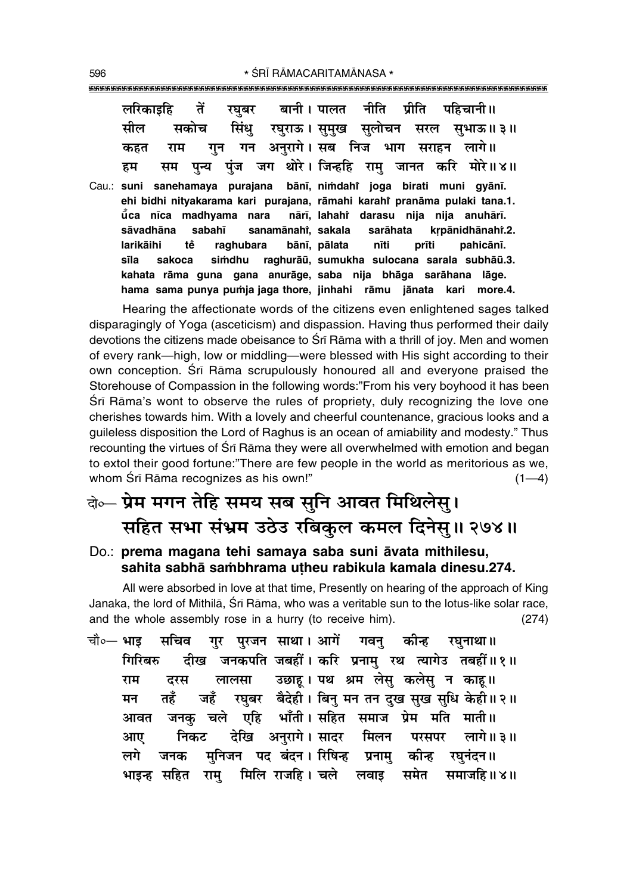लरिकाइहि तें रघुबर बानी। पालत नीति प्रीति पहिचानी॥
सील सकोच सिंधु रघुराऊ। सुमुख सुलोचन सरल सुभाऊ॥ ३॥
कहत राम गुन गन अनुरागे। सब निज भाग सराहन लागे॥
हम सम पुन्य पुंज जग थोरे। जिन्हहि रामु जानत करि मोरे॥ ४॥

Cau.: **suni sanehamaya purajana bānī, niṁdahiṁ joga birati muni gyānī.**
**ehi bidhi nityakarama kari purajana, rāmahi karahiṁ pranāma pulaki tana.1.**
**ũca nīca madhyama nara nārī, lahahiṁ darasu nija nija anuhārī.**
**sāvadhāna sabahī sanamānahiṁ, sakala sarāhata kṛpānidhānahiṁ.2.**
**larikāihi tẽ raghubara bānī, pālata nīti prīti pahicānī.**
**sīla sakoca siṁdhu raghurāū, sumukha sulocana sarala subhāū.3.**
**kahata rāma guna gana anurāge, saba nija bhāga sarāhana lāge.**
**hama sama punya puṁja jaga thore, jinhahi rāmu jānata kari more.4.**

Hearing the affectionate words of the citizens even enlightened sages talked disparagingly of Yoga (asceticism) and dispassion. Having thus performed their daily devotions the citizens made obeisance to Śrī Rāma with a thrill of joy. Men and women of every rank—high, low or middling—were blessed with His sight according to their own conception. Śrī Rāma scrupulously honoured all and everyone praised the Storehouse of Compassion in the following words:"From his very boyhood it has been Śrī Rāma's wont to observe the rules of propriety, duly recognizing the love one cherishes towards him. With a lovely and cheerful countenance, gracious looks and a guileless disposition the Lord of Raghus is an ocean of amiability and modesty." Thus recounting the virtues of Śrī Rāma they were all overwhelmed with emotion and began to extol their good fortune:"There are few people in the world as meritorious as we, whom Śrī Rāma recognizes as his own!" (1—4)

दो०— प्रेम मगन तेहि समय सब सुनि आवत मिथिलेसु।
सहित सभा संभ्रम उठेउ रबिकुल कमल दिनेसु॥ २७४॥

Do.: **prema magana tehi samaya saba suni āvata mithilesu,**
**sahita sabhā saṁbhrama uṭheu rabikula kamala dinesu.274.**

All were absorbed in love at that time, Presently on hearing of the approach of King Janaka, the lord of Mithilā, Śrī Rāma, who was a veritable sun to the lotus-like solar race, and the whole assembly rose in a hurry (to receive him). (274)

चौ०— भाइ सचिव गुर पुरजन साथा। आगें गवनु कीन्ह रघुनाथा॥
गिरिबरु दीख जनकपति जबहीं। करि प्रनामु रथ त्यागेउ तबहीं॥ १॥
राम दरस लालसा उछाहू। पथ श्रम लेसु कलेसु न काहू॥
मन तहँ जहँ रघुबर बैदेही। बिनु मन तन दुख सुख सुधि केही॥ २॥
आवत जनकु चले एहि भाँती। सहित समाज प्रेम मति माती॥
आए निकट देखि अनुरागे। सादर मिलन परसपर लागे॥ ३॥
लगे जनक मुनिजन पद बंदन। रिषिन्ह प्रनामु कीन्ह रघुनंदन॥
भाइन्ह सहित रामु मिलि राजहि। चले लवाइ समेत समाजहि॥ ४॥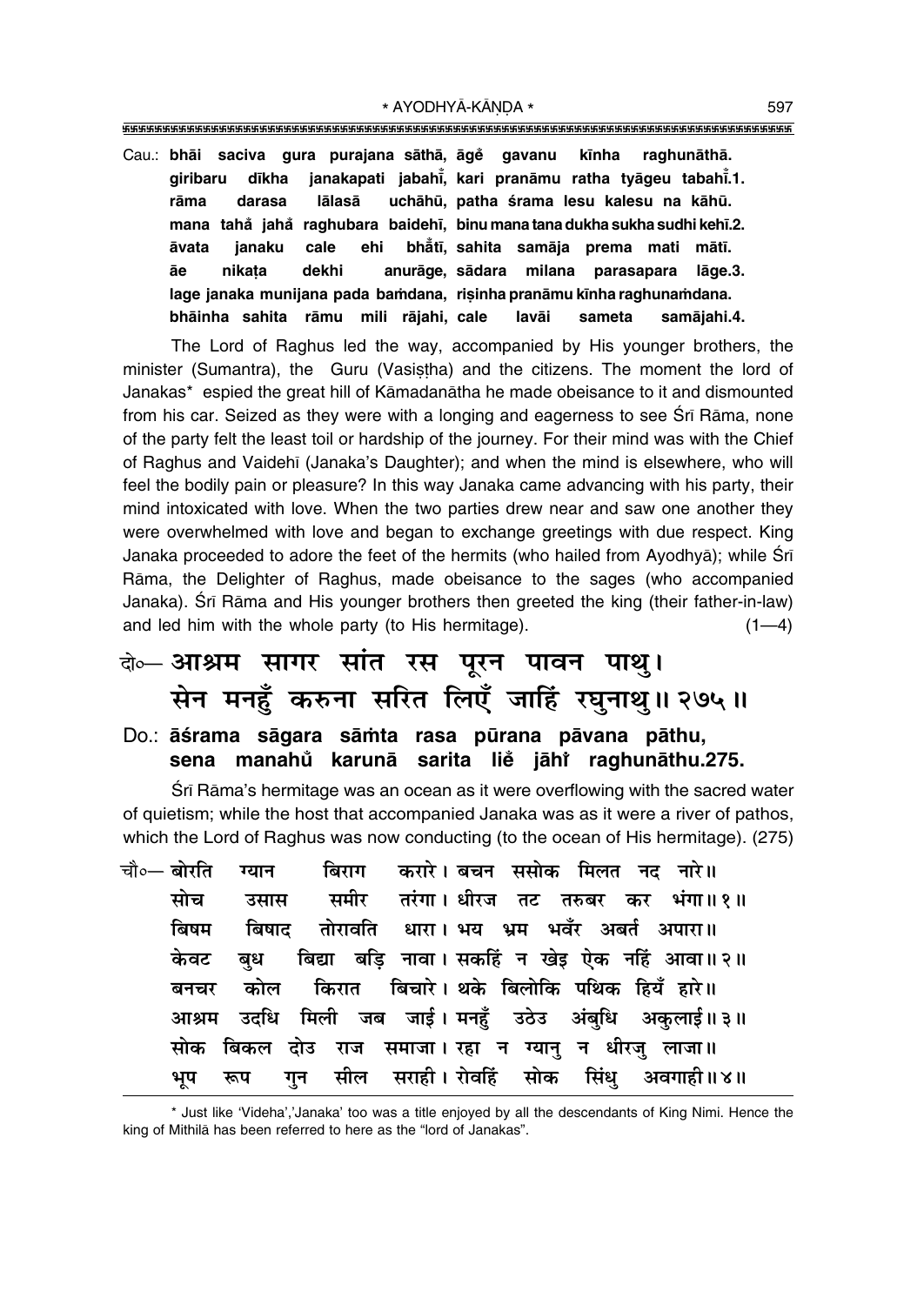Cau.: **bhāi saciva gura purajana sāthā, āge gavanu kīnha raghunāthā.**
**giribaru dīkha janakapati jabahi̐, kari pranāmu ratha tyāgeu tabahi̐.1.**
**rāma darasa lālasā uchāhū, patha śrama lesu kalesu na kāhū.**
**mana taha̐ jaha̐ raghubara baidehī, binu mana tana dukha sukha sudhi kehī.2.**
**āvata janaku cale ehi bhā̐tī, sahita samāja prema mati mātī.**
**āe nikaṭa dekhi anurāge, sādara milana parasapara lāge.3.**
**lage janaka munijana pada baṁdana, riṣinha pranāmu kīnha raghunaṁdana.**
**bhāinha sahita rāmu mili rājahi, cale lavāi sameta samājahi.4.**

The Lord of Raghus led the way, accompanied by His younger brothers, the minister (Sumantra), the Guru (Vasiṣṭha) and the citizens. The moment the lord of Janakas* espied the great hill of Kāmadanātha he made obeisance to it and dismounted from his car. Seized as they were with a longing and eagerness to see Śrī Rāma, none of the party felt the least toil or hardship of the journey. For their mind was with the Chief of Raghus and Vaidehī (Janaka's Daughter); and when the mind is elsewhere, who will feel the bodily pain or pleasure? In this way Janaka came advancing with his party, their mind intoxicated with love. When the two parties drew near and saw one another they were overwhelmed with love and began to exchange greetings with due respect. King Janaka proceeded to adore the feet of the hermits (who hailed from Ayodhyā); while Śrī Rāma, the Delighter of Raghus, made obeisance to the sages (who accompanied Janaka). Śrī Rāma and His younger brothers then greeted the king (their father-in-law) and led him with the whole party (to His hermitage). (1—4)

दो०— आश्रम सागर सांत रस पूरन पावन पाथु।
सेन मनहुँ करुना सरित लिएँ जाहिं रघुनाथु॥ २७५॥

Do.: **āśrama sāgara sāṁta rasa pūrana pāvana pāthu,**
**sena manahu̐ karunā sarita lie̐ jāhi̐ raghunāthu.275.**

Śrī Rāma's hermitage was an ocean as it were overflowing with the sacred water of quietism; while the host that accompanied Janaka was as it were a river of pathos, which the Lord of Raghus was now conducting (to the ocean of His hermitage). (275)

चौ०— बोरति ग्यान बिराग करारे। बचन ससोक मिलत नद नारे॥
सोच उसास समीर तरंगा। धीरज तट तरुबर कर भंगा॥ १॥
बिषम बिषाद तोरावति धारा। भय भ्रम भवँर अबर्त अपारा॥
केवट बुध बिद्या बड़ि नावा। सकहिं न खेइ ऐक नहिं आवा॥ २॥
बनचर कोल किरात बिचारे। थके बिलोकि पथिक हियँ हारे॥
आश्रम उदधि मिली जब जाई। मनहुँ उठेउ अंबुधि अकुलाई॥ ३॥
सोक बिकल दोउ राज समाजा। रहा न ग्यानु न धीरजु लाजा॥
भूप रूप गुन सील सराही। रोवहिं सोक सिंधु अवगाही॥ ४॥

* Just like 'Videha','Janaka' too was a title enjoyed by all the descendants of King Nimi. Hence the king of Mithilā has been referred to here as the "lord of Janakas".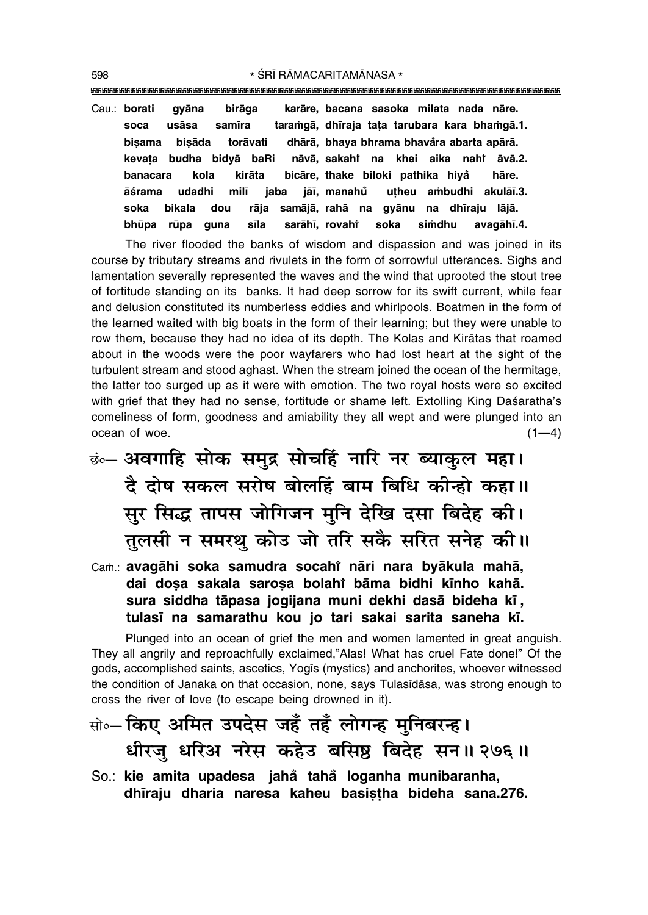Cau.: **borati gyāna birāga karāre, bacana sasoka milata nada nāre.**
**soca usāsa samīra taraṁgā, dhīraja taṭa tarubara kara bhaṁgā.1.**
**biṣama biṣāda torāvati dhārā, bhaya bhrama bhavåra abarta apārā.**
**kevaṭa budha bidyā baRi nāvā, sakahiँ na khei aika nahiँ āvā.2.**
**banacara kola kirāta bicāre, thake biloki pathika hiyåँ hāre.**
**āśrama udadhi milī jaba jāī, manahůँ uṭheu aṁbudhi akulāī.3.**
**soka bikala dou rāja samājā, rahā na gyānu na dhīraju lājā.**
**bhūpa rūpa guna sīla sarāhī, rovahiँ soka siṁdhu avagāhī.4.**

The river flooded the banks of wisdom and dispassion and was joined in its course by tributary streams and rivulets in the form of sorrowful utterances. Sighs and lamentation severally represented the waves and the wind that uprooted the stout tree of fortitude standing on its banks. It had deep sorrow for its swift current, while fear and delusion constituted its numberless eddies and whirlpools. Boatmen in the form of the learned waited with big boats in the form of their learning; but they were unable to row them, because they had no idea of its depth. The Kolas and Kirātas that roamed about in the woods were the poor wayfarers who had lost heart at the sight of the turbulent stream and stood aghast. When the stream joined the ocean of the hermitage, the latter too surged up as it were with emotion. The two royal hosts were so excited with grief that they had no sense, fortitude or shame left. Extolling King Daśaratha's comeliness of form, goodness and amiability they all wept and were plunged into an ocean of woe. (1—4)

छं०— **अवगाहि सोक समुद्र सोचहिं नारि नर ब्याकुल महा।**
**दै दोष सकल सरोष बोलहिं बाम बिधि कीन्हो कहा॥**
**सुर सिद्ध तापस जोगिजन मुनि देखि दसा बिदेह की।**
**तुलसी न समरथु कोउ जो तरि सकै सरित सनेह की॥**

Caṁ.: **avagāhi soka samudra socahiँ nāri nara byākula mahā,**
**dai doṣa sakala saroṣa bolahiँ bāma bidhi kīnho kahā.**
**sura siddha tāpasa jogijana muni dekhi dasā bideha kī,**
**tulasī na samarathu kou jo tari sakai sarita saneha kī.**

Plunged into an ocean of grief the men and women lamented in great anguish. They all angrily and reproachfully exclaimed,"Alas! What has cruel Fate done!" Of the gods, accomplished saints, ascetics, Yogīs (mystics) and anchorites, whoever witnessed the condition of Janaka on that occasion, none, says Tulasīdāsa, was strong enough to cross the river of love (to escape being drowned in it).

सो०— **किए अमित उपदेस जहँ तहँ लोगन्ह मुनिबरन्ह।**
**धीरजु धरिअ नरेस कहेउ बसिष्ठ बिदेह सन॥ २७६॥**

So.: **kie amita upadesa jahåँ tahåँ loganha munibaranha,**
**dhīraju dharia naresa kaheu basiṣṭha bideha sana.276.**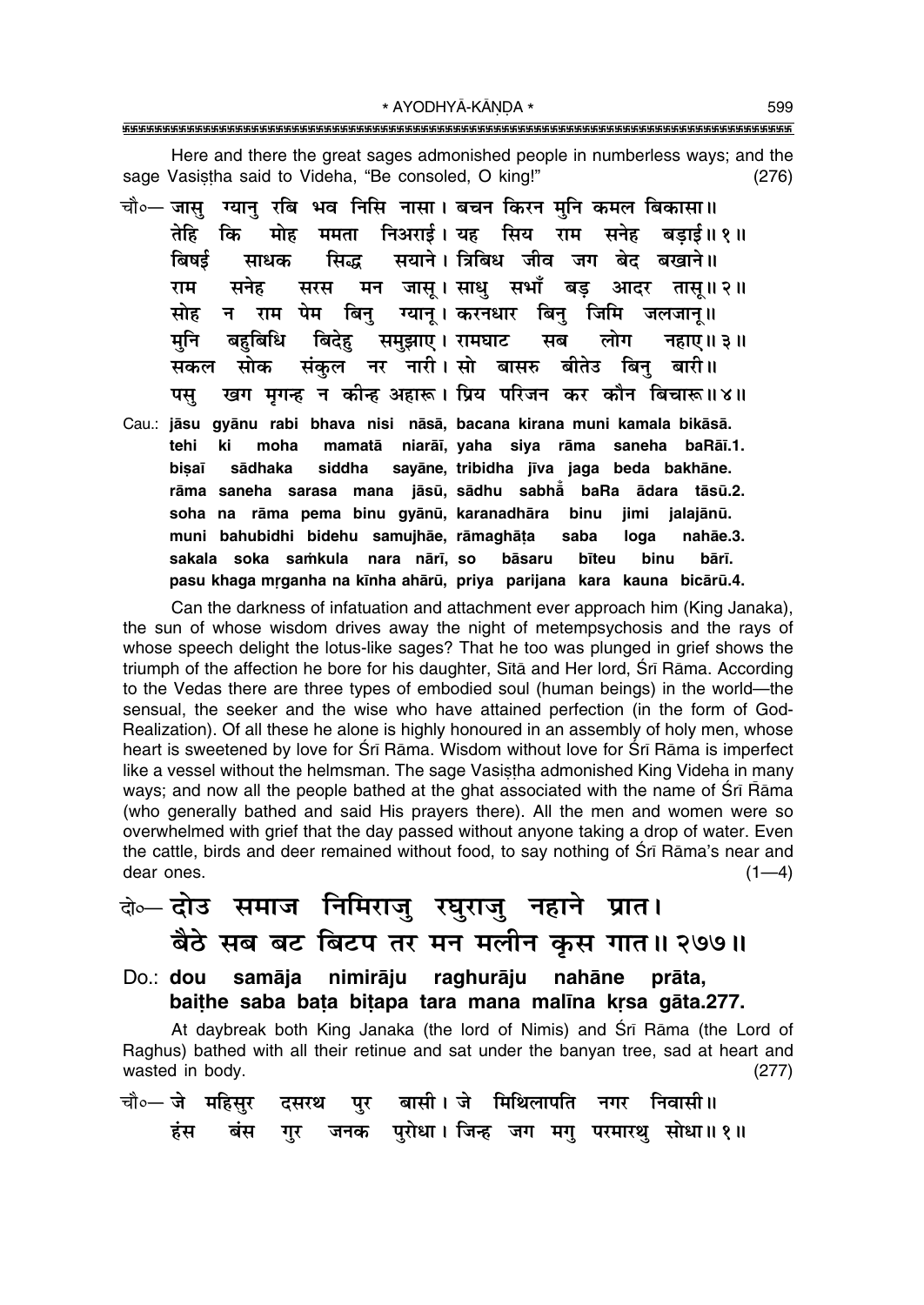Here and there the great sages admonished people in numberless ways; and the sage Vasiṣṭha said to Videha, "Be consoled, O king!" (276)

चौ०— जासु ग्यानु रबि भव निसि नासा। बचन किरन मुनि कमल बिकासा॥
तेहि कि मोह ममता निअराई। यह सिय राम सनेह बड़ाई॥ १॥
बिषई साधक सिद्ध सयाने। त्रिबिध जीव जग बेद बखाने॥
राम सनेह सरस मन जासू। साधु सभाँ बड़ आदर तासू॥ २॥
सोह न राम पेम बिनु ग्यानू। करनधार बिनु जिमि जलजानू॥
मुनि बहुबिधि बिदेहु समुझाए। रामघाट सब लोग नहाए॥ ३॥
सकल सोक संकुल नर नारी। सो बासरु बीतेउ बिनु बारी॥
पसु खग मृगन्ह न कीन्ह अहारू। प्रिय परिजन कर कौन बिचारू॥ ४॥

Cau.: **jāsu gyānu rabi bhava nisi nāsā, bacana kirana muni kamala bikāsā.**
**tehi ki moha mamatā niarāī, yaha siya rāma saneha baRāī.1.**
**biṣaī sādhaka siddha sayāne, tribidha jīva jaga beda bakhāne.**
**rāma saneha sarasa mana jāsū, sādhu sabhā̐ baRa ādara tāsū.2.**
**soha na rāma pema binu gyānū, karanadhāra binu jimi jalajānū.**
**muni bahubidhi bidehu samujhāe, rāmaghāṭa saba loga nahāe.3.**
**sakala soka saṁkula nara nārī, so bāsaru bīteu binu bārī.**
**pasu khaga mṛganha na kīnha ahārū, priya parijana kara kauna bicārū.4.**

Can the darkness of infatuation and attachment ever approach him (King Janaka), the sun of whose wisdom drives away the night of metempsychosis and the rays of whose speech delight the lotus-like sages? That he too was plunged in grief shows the triumph of the affection he bore for his daughter, Sītā and Her lord, Śrī Rāma. According to the Vedas there are three types of embodied soul (human beings) in the world—the sensual, the seeker and the wise who have attained perfection (in the form of God-Realization). Of all these he alone is highly honoured in an assembly of holy men, whose heart is sweetened by love for Śrī Rāma. Wisdom without love for Śrī Rāma is imperfect like a vessel without the helmsman. The sage Vasiṣṭha admonished King Videha in many ways; and now all the people bathed at the ghat associated with the name of Śrī Rāma (who generally bathed and said His prayers there). All the men and women were so overwhelmed with grief that the day passed without anyone taking a drop of water. Even the cattle, birds and deer remained without food, to say nothing of Śrī Rāma's near and dear ones. (1—4)

दो०— दोउ समाज निमिराजु रघुराजु नहाने प्रात।
बैठे सब बट बिटप तर मन मलीन कृस गात॥ २७७॥

Do.: **dou samāja nimirāju raghurāju nahāne prāta,**
**baiṭhe saba baṭa biṭapa tara mana malīna kṛsa gāta.277.**

At daybreak both King Janaka (the lord of Nimis) and Śrī Rāma (the Lord of Raghus) bathed with all their retinue and sat under the banyan tree, sad at heart and wasted in body. (277)

चौ०— जे महिसुर दसरथ पुर बासी। जे मिथिलापति नगर निवासी॥
हंस बंस गुर जनक पुरोधा। जिन्ह जग मगु परमारथु सोधा॥ १॥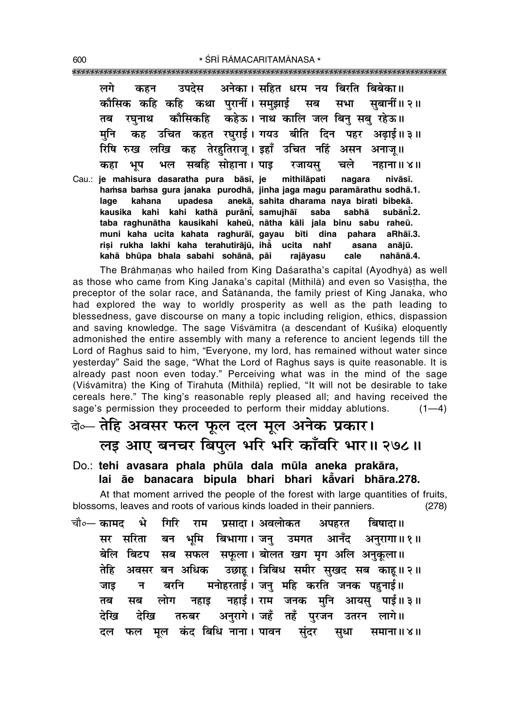लगे कहन उपदेस अनेका। सहित धरम नय बिरति बिबेका॥
कौसिक कहि कहि कथा पुरानीं। समुझाई सब सभा सुबानीं॥ २॥
तब रघुनाथ कौसिकहि कहेऊ। नाथ कालि जल बिनु सबु रहेऊ॥
मुनि कह उचित कहत रघुराई। गयउ बीति दिन पहर अढ़ाई॥ ३॥
रिषि रुख लखि कह तेरहुतिराजू। इहाँ उचित नहिं असन अनाजू॥
कहा भूप भल सबहि सोहाना। पाइ रजायसु चले नहाना॥ ४॥

Cau.: je mahisura dasaratha pura bāsī, je mithilāpati nagara nivāsī.
haṁsa baṁsa gura janaka purodhā, jinha jaga magu paramārathu sodhā.1.
lage kahana upadesa anekā, sahita dharama naya birati bibekā.
kausika kahi kahi kathā purānī̃, samujhāī saba sabhā subānī̃.2.
taba raghunātha kausikahi kaheū, nātha kāli jala binu sabu raheū.
muni kaha ucita kahata raghurāī, gayau bīti dina pahara aRhāī.3.
riṣi rukha lakhi kaha terahutirājū, ihā̃ ucita nahi̇̃ asana anājū.
kahā bhūpa bhala sabahi sohānā, pāi rajāyasu cale nahānā.4.

The Brāhmaṇas who hailed from King Daśaratha's capital (Ayodhyā) as well as those who came from King Janaka's capital (Mithilā) and even so Vasiṣṭha, the preceptor of the solar race, and Śatānanda, the family priest of King Janaka, who had explored the way to worldly prosperity as well as the path leading to blessedness, gave discourse on many a topic including religion, ethics, dispassion and saving knowledge. The sage Viśvāmitra (a descendant of Kuśika) eloquently admonished the entire assembly with many a reference to ancient legends till the Lord of Raghus said to him, "Everyone, my lord, has remained without water since yesterday" Said the sage, "What the Lord of Raghus says is quite reasonable. It is already past noon even today." Perceiving what was in the mind of the sage (Viśvāmitra) the King of Tirahuta (Mithilā) replied, "It will not be desirable to take cereals here." The king's reasonable reply pleased all; and having received the sage's permission they proceeded to perform their midday ablutions. (1—4)

**दो०— तेहि अवसर फल फूल दल मूल अनेक प्रकार।**
**लइ आए बनचर बिपुल भरि भरि काँवरि भार॥ २७८॥**

**Do.: tehi avasara phala phūla dala mūla aneka prakāra,**
**lai āe banacara bipula bhari bhari kā̃vari bhāra.278.**

At that moment arrived the people of the forest with large quantities of fruits, blossoms, leaves and roots of various kinds loaded in their panniers. (278)

चौ०— कामद भे गिरि राम प्रसादा। अवलोकत अपहरत बिषादा॥
सर सरिता बन भूमि बिभागा। जनु उमगत आनँद अनुरागा॥ १॥
बेलि बिटप सब सफल सफूला। बोलत खग मृग अलि अनुकूला॥
तेहि अवसर बन अधिक उछाहू। त्रिबिध समीर सुखद सब काहू॥ २॥
जाइ न बरनि मनोहरताई। जनु महि करति जनक पहुनाई॥
तब सब लोग नहाइ नहाई। राम जनक मुनि आयसु पाई॥ ३॥
देखि देखि तरुबर अनुरागे। जहँ तहँ पुरजन उतरन लागे॥
दल फल मूल कंद बिधि नाना। पावन सुंदर सुधा समाना॥ ४॥